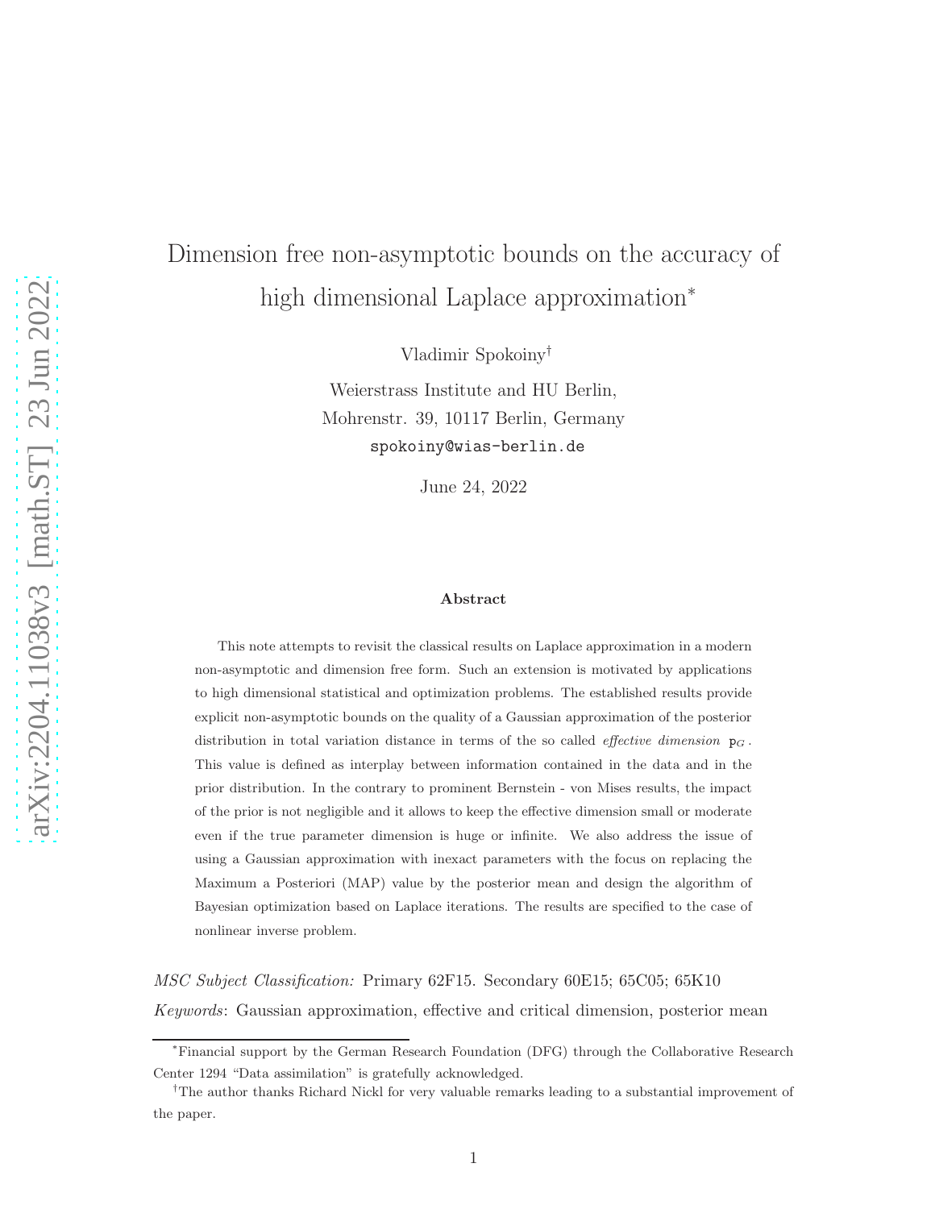# Dimension free non-asymptotic bounds on the accuracy of high dimensional Laplace approximation*

Vladimir Spokoiny[†]

Weierstrass Institute and HU Berlin,
Mohrenstr. 39, 10117 Berlin, Germany
spokoiny@wias-berlin.de

June 24, 2022

### Abstract

This note attempts to revisit the classical results on Laplace approximation in a modern non-asymptotic and dimension free form. Such an extension is motivated by applications to high dimensional statistical and optimization problems. The established results provide explicit non-asymptotic bounds on the quality of a Gaussian approximation of the posterior distribution in total variation distance in terms of the so called *effective dimension* $\mathtt{p}_G$. This value is defined as interplay between information contained in the data and in the prior distribution. In the contrary to prominent Bernstein - von Mises results, the impact of the prior is not negligible and it allows to keep the effective dimension small or moderate even if the true parameter dimension is huge or infinite. We also address the issue of using a Gaussian approximation with inexact parameters with the focus on replacing the Maximum a Posteriori (MAP) value by the posterior mean and design the algorithm of Bayesian optimization based on Laplace iterations. The results are specified to the case of nonlinear inverse problem.

*MSC Subject Classification:* Primary 62F15. Secondary 60E15; 65C05; 65K10

*Keywords*: Gaussian approximation, effective and critical dimension, posterior mean

---

*Financial support by the German Research Foundation (DFG) through the Collaborative Research Center 1294 "Data assimilation" is gratefully acknowledged.

[†]The author thanks Richard Nickl for very valuable remarks leading to a substantial improvement of the paper.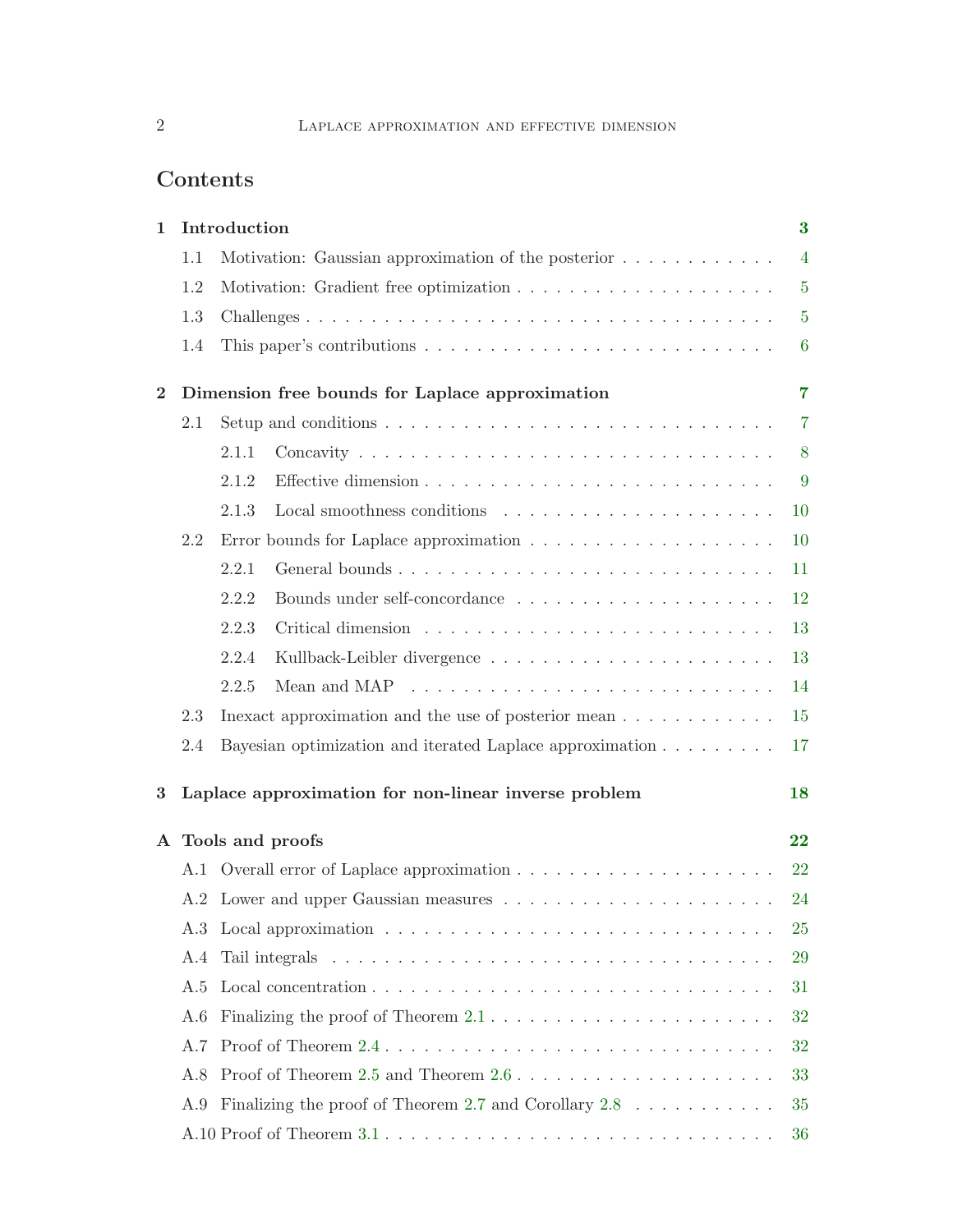# Contents

**1 Introduction** — **3**

- 1.1 Motivation: Gaussian approximation of the posterior — 4
- 1.2 Motivation: Gradient free optimization — 5
- 1.3 Challenges — 5
- 1.4 This paper's contributions — 6

**2 Dimension free bounds for Laplace approximation** — **7**

- 2.1 Setup and conditions — 7
  - 2.1.1 Concavity — 8
  - 2.1.2 Effective dimension — 9
  - 2.1.3 Local smoothness conditions — 10
- 2.2 Error bounds for Laplace approximation — 10
  - 2.2.1 General bounds — 11
  - 2.2.2 Bounds under self-concordance — 12
  - 2.2.3 Critical dimension — 13
  - 2.2.4 Kullback-Leibler divergence — 13
  - 2.2.5 Mean and MAP — 14
- 2.3 Inexact approximation and the use of posterior mean — 15
- 2.4 Bayesian optimization and iterated Laplace approximation — 17

**3 Laplace approximation for non-linear inverse problem** — **18**

**A Tools and proofs** — **22**

- A.1 Overall error of Laplace approximation — 22
- A.2 Lower and upper Gaussian measures — 24
- A.3 Local approximation — 25
- A.4 Tail integrals — 29
- A.5 Local concentration — 31
- A.6 Finalizing the proof of Theorem 2.1 — 32
- A.7 Proof of Theorem 2.4 — 32
- A.8 Proof of Theorem 2.5 and Theorem 2.6 — 33
- A.9 Finalizing the proof of Theorem 2.7 and Corollary 2.8 — 35
- A.10 Proof of Theorem 3.1 — 36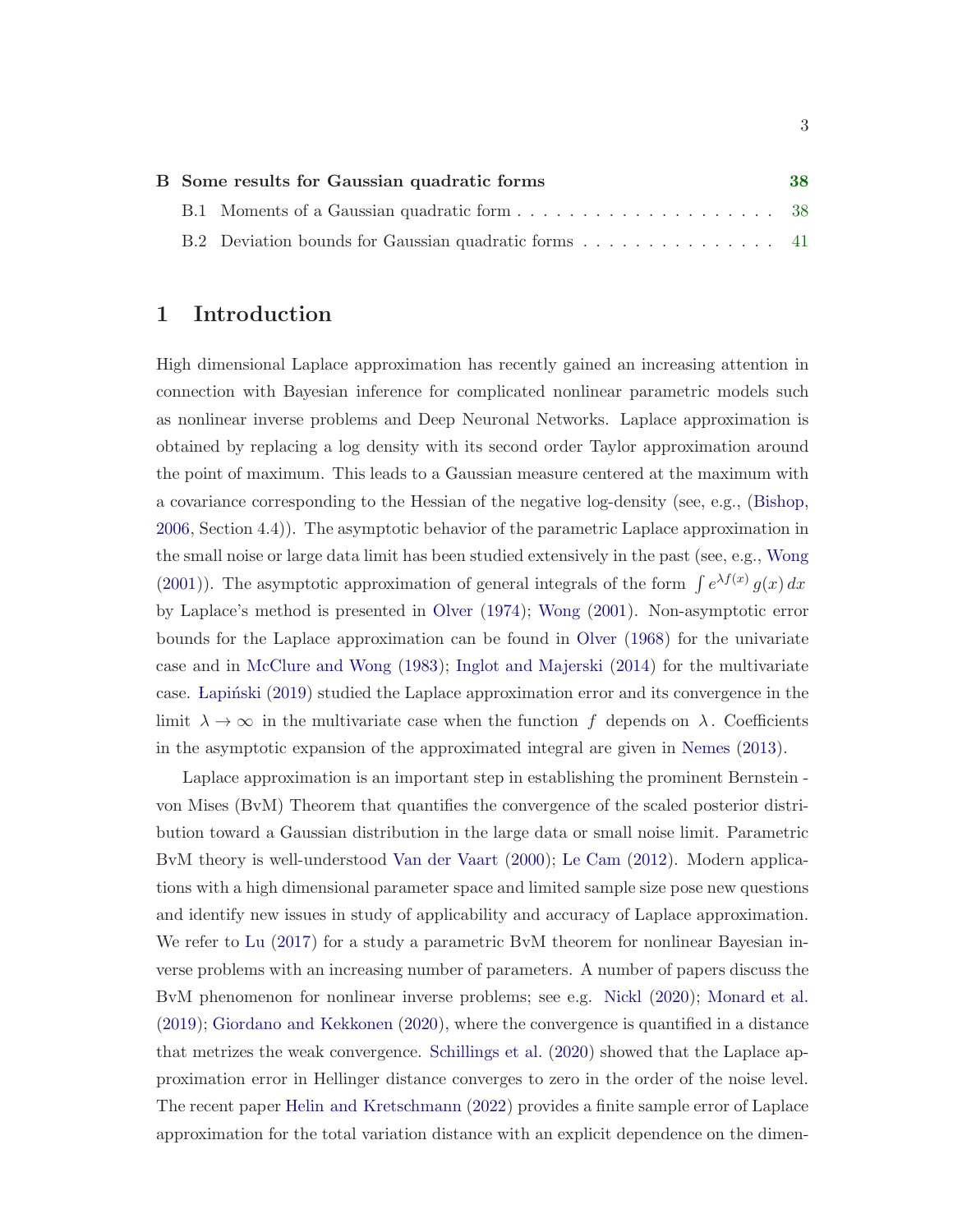**B Some results for Gaussian quadratic forms** **38**

B.1 Moments of a Gaussian quadratic form . . . . . . . . . . . . . . . . . . . . 38

B.2 Deviation bounds for Gaussian quadratic forms . . . . . . . . . . . . . . . 41

# 1 Introduction

High dimensional Laplace approximation has recently gained an increasing attention in connection with Bayesian inference for complicated nonlinear parametric models such as nonlinear inverse problems and Deep Neuronal Networks. Laplace approximation is obtained by replacing a log density with its second order Taylor approximation around the point of maximum. This leads to a Gaussian measure centered at the maximum with a covariance corresponding to the Hessian of the negative log-density (see, e.g., (Bishop, 2006, Section 4.4)). The asymptotic behavior of the parametric Laplace approximation in the small noise or large data limit has been studied extensively in the past (see, e.g., Wong (2001)). The asymptotic approximation of general integrals of the form $\int e^{\lambda f(x)}\, g(x)\, dx$ by Laplace's method is presented in Olver (1974); Wong (2001). Non-asymptotic error bounds for the Laplace approximation can be found in Olver (1968) for the univariate case and in McClure and Wong (1983); Inglot and Majerski (2014) for the multivariate case. Łapiński (2019) studied the Laplace approximation error and its convergence in the limit $\lambda \to \infty$ in the multivariate case when the function $f$ depends on $\lambda$. Coefficients in the asymptotic expansion of the approximated integral are given in Nemes (2013).

Laplace approximation is an important step in establishing the prominent Bernstein - von Mises (BvM) Theorem that quantifies the convergence of the scaled posterior distribution toward a Gaussian distribution in the large data or small noise limit. Parametric BvM theory is well-understood Van der Vaart (2000); Le Cam (2012). Modern applications with a high dimensional parameter space and limited sample size pose new questions and identify new issues in study of applicability and accuracy of Laplace approximation. We refer to Lu (2017) for a study a parametric BvM theorem for nonlinear Bayesian inverse problems with an increasing number of parameters. A number of papers discuss the BvM phenomenon for nonlinear inverse problems; see e.g. Nickl (2020); Monard et al. (2019); Giordano and Kekkonen (2020), where the convergence is quantified in a distance that metrizes the weak convergence. Schillings et al. (2020) showed that the Laplace approximation error in Hellinger distance converges to zero in the order of the noise level. The recent paper Helin and Kretschmann (2022) provides a finite sample error of Laplace approximation for the total variation distance with an explicit dependence on the dimen-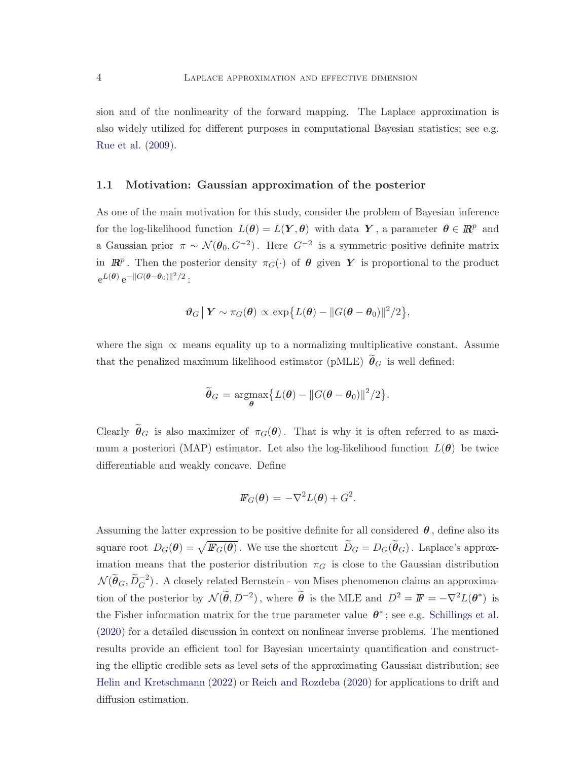sion and of the nonlinearity of the forward mapping. The Laplace approximation is also widely utilized for different purposes in computational Bayesian statistics; see e.g. Rue et al. (2009).

### 1.1 Motivation: Gaussian approximation of the posterior

As one of the main motivation for this study, consider the problem of Bayesian inference for the log-likelihood function $L(\boldsymbol{\theta}) = L(\boldsymbol{Y}, \boldsymbol{\theta})$ with data $\boldsymbol{Y}$, a parameter $\boldsymbol{\theta} \in \mathbb{R}^p$ and a Gaussian prior $\pi \sim \mathcal{N}(\boldsymbol{\theta}_0, G^{-2})$. Here $G^{-2}$ is a symmetric positive definite matrix in $\mathbb{R}^p$. Then the posterior density $\pi_G(\cdot)$ of $\boldsymbol{\theta}$ given $\boldsymbol{Y}$ is proportional to the product $\mathrm{e}^{L(\boldsymbol{\theta})} \, \mathrm{e}^{-\|G(\boldsymbol{\theta}-\boldsymbol{\theta}_0)\|^2/2}$:

$$
\boldsymbol{\vartheta}_G \,\big|\, \boldsymbol{Y} \sim \pi_G(\boldsymbol{\theta}) \propto \exp\bigl\{ L(\boldsymbol{\theta}) - \|G(\boldsymbol{\theta} - \boldsymbol{\theta}_0)\|^2/2 \bigr\},
$$

where the sign $\propto$ means equality up to a normalizing multiplicative constant. Assume that the penalized maximum likelihood estimator (pMLE) $\widetilde{\boldsymbol{\theta}}_G$ is well defined:

$$
\widetilde{\boldsymbol{\theta}}_G = \operatorname*{argmax}_{\boldsymbol{\theta}} \bigl\{ L(\boldsymbol{\theta}) - \|G(\boldsymbol{\theta} - \boldsymbol{\theta}_0)\|^2/2 \bigr\}.
$$

Clearly $\widetilde{\boldsymbol{\theta}}_G$ is also maximizer of $\pi_G(\boldsymbol{\theta})$. That is why it is often referred to as maximum a posteriori (MAP) estimator. Let also the log-likelihood function $L(\boldsymbol{\theta})$ be twice differentiable and weakly concave. Define

$$
\mathbb{F}_G(\boldsymbol{\theta}) = -\nabla^2 L(\boldsymbol{\theta}) + G^2.
$$

Assuming the latter expression to be positive definite for all considered $\boldsymbol{\theta}$, define also its square root $D_G(\boldsymbol{\theta}) = \sqrt{\mathbb{F}_G(\boldsymbol{\theta})}$. We use the shortcut $\widetilde{D}_G = D_G(\widetilde{\boldsymbol{\theta}}_G)$. Laplace's approximation means that the posterior distribution $\pi_G$ is close to the Gaussian distribution $\mathcal{N}(\widetilde{\boldsymbol{\theta}}_G, \widetilde{D}_G^{-2})$. A closely related Bernstein - von Mises phenomenon claims an approximation of the posterior by $\mathcal{N}(\widetilde{\boldsymbol{\theta}}, D^{-2})$, where $\widetilde{\boldsymbol{\theta}}$ is the MLE and $D^2 = \mathbb{F} = -\nabla^2 L(\boldsymbol{\theta}^*)$ is the Fisher information matrix for the true parameter value $\boldsymbol{\theta}^*$; see e.g. Schillings et al. (2020) for a detailed discussion in context on nonlinear inverse problems. The mentioned results provide an efficient tool for Bayesian uncertainty quantification and constructing the elliptic credible sets as level sets of the approximating Gaussian distribution; see Helin and Kretschmann (2022) or Reich and Rozdeba (2020) for applications to drift and diffusion estimation.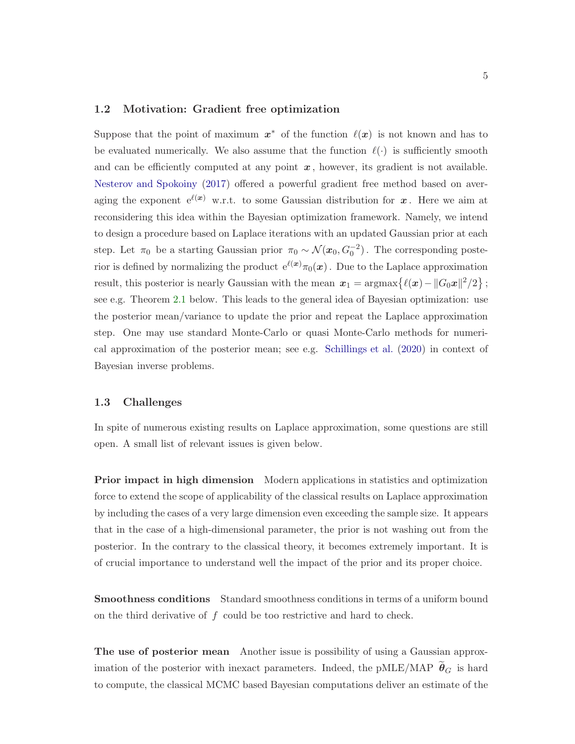### 1.2 Motivation: Gradient free optimization

Suppose that the point of maximum $\boldsymbol{x}^*$ of the function $\ell(\boldsymbol{x})$ is not known and has to be evaluated numerically. We also assume that the function $\ell(\cdot)$ is sufficiently smooth and can be efficiently computed at any point $\boldsymbol{x}$, however, its gradient is not available. Nesterov and Spokoiny (2017) offered a powerful gradient free method based on averaging the exponent $\mathrm{e}^{\ell(\boldsymbol{x})}$ w.r.t. to some Gaussian distribution for $\boldsymbol{x}$. Here we aim at reconsidering this idea within the Bayesian optimization framework. Namely, we intend to design a procedure based on Laplace iterations with an updated Gaussian prior at each step. Let $\pi_0$ be a starting Gaussian prior $\pi_0 \sim \mathcal{N}(\boldsymbol{x}_0, G_0^{-2})$. The corresponding posterior is defined by normalizing the product $\mathrm{e}^{\ell(\boldsymbol{x})}\pi_0(\boldsymbol{x})$. Due to the Laplace approximation result, this posterior is nearly Gaussian with the mean $\boldsymbol{x}_1 = \operatorname{argmax}\bigl\{\ell(\boldsymbol{x}) - \|G_0\boldsymbol{x}\|^2/2\bigr\}$; see e.g. Theorem 2.1 below. This leads to the general idea of Bayesian optimization: use the posterior mean/variance to update the prior and repeat the Laplace approximation step. One may use standard Monte-Carlo or quasi Monte-Carlo methods for numerical approximation of the posterior mean; see e.g. Schillings et al. (2020) in context of Bayesian inverse problems.

### 1.3 Challenges

In spite of numerous existing results on Laplace approximation, some questions are still open. A small list of relevant issues is given below.

**Prior impact in high dimension** Modern applications in statistics and optimization force to extend the scope of applicability of the classical results on Laplace approximation by including the cases of a very large dimension even exceeding the sample size. It appears that in the case of a high-dimensional parameter, the prior is not washing out from the posterior. In the contrary to the classical theory, it becomes extremely important. It is of crucial importance to understand well the impact of the prior and its proper choice.

**Smoothness conditions** Standard smoothness conditions in terms of a uniform bound on the third derivative of $f$ could be too restrictive and hard to check.

**The use of posterior mean** Another issue is possibility of using a Gaussian approximation of the posterior with inexact parameters. Indeed, the pMLE/MAP $\widetilde{\boldsymbol{\theta}}_G$ is hard to compute, the classical MCMC based Bayesian computations deliver an estimate of the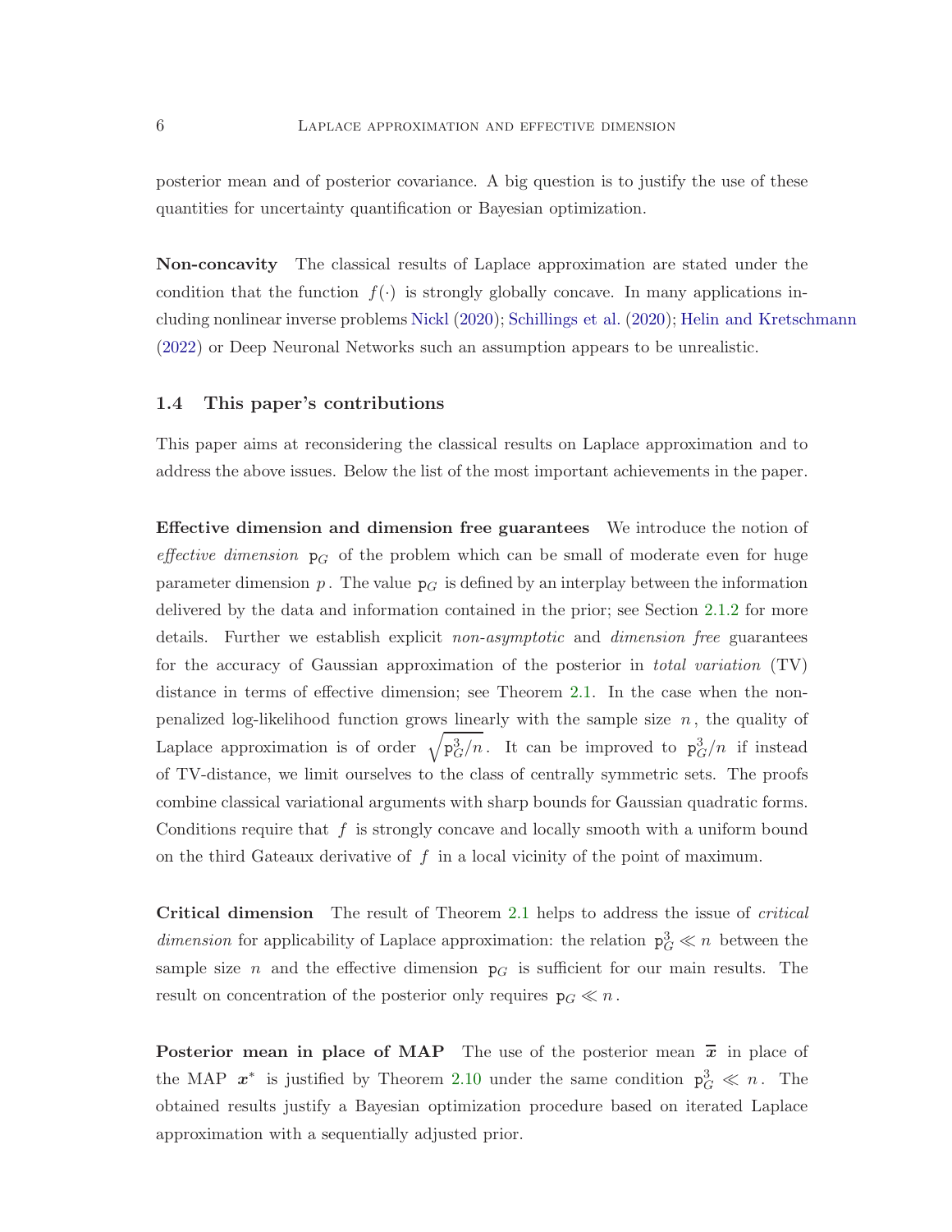posterior mean and of posterior covariance. A big question is to justify the use of these quantities for uncertainty quantification or Bayesian optimization.

**Non-concavity** The classical results of Laplace approximation are stated under the condition that the function $f(\cdot)$ is strongly globally concave. In many applications including nonlinear inverse problems Nickl (2020); Schillings et al. (2020); Helin and Kretschmann (2022) or Deep Neuronal Networks such an assumption appears to be unrealistic.

### 1.4 This paper's contributions

This paper aims at reconsidering the classical results on Laplace approximation and to address the above issues. Below the list of the most important achievements in the paper.

**Effective dimension and dimension free guarantees** We introduce the notion of *effective dimension* $\mathtt{p}_G$ of the problem which can be small of moderate even for huge parameter dimension $p$. The value $\mathtt{p}_G$ is defined by an interplay between the information delivered by the data and information contained in the prior; see Section 2.1.2 for more details. Further we establish explicit *non-asymptotic* and *dimension free* guarantees for the accuracy of Gaussian approximation of the posterior in *total variation* (TV) distance in terms of effective dimension; see Theorem 2.1. In the case when the non-penalized log-likelihood function grows linearly with the sample size $n$, the quality of Laplace approximation is of order $\sqrt{\mathtt{p}_G^3/n}$. It can be improved to $\mathtt{p}_G^3/n$ if instead of TV-distance, we limit ourselves to the class of centrally symmetric sets. The proofs combine classical variational arguments with sharp bounds for Gaussian quadratic forms. Conditions require that $f$ is strongly concave and locally smooth with a uniform bound on the third Gateaux derivative of $f$ in a local vicinity of the point of maximum.

**Critical dimension** The result of Theorem 2.1 helps to address the issue of *critical dimension* for applicability of Laplace approximation: the relation $\mathtt{p}_G^3 \ll n$ between the sample size $n$ and the effective dimension $\mathtt{p}_G$ is sufficient for our main results. The result on concentration of the posterior only requires $\mathtt{p}_G \ll n$.

**Posterior mean in place of MAP** The use of the posterior mean $\overline{\boldsymbol{x}}$ in place of the MAP $\boldsymbol{x}^*$ is justified by Theorem 2.10 under the same condition $\mathtt{p}_G^3 \ll n$. The obtained results justify a Bayesian optimization procedure based on iterated Laplace approximation with a sequentially adjusted prior.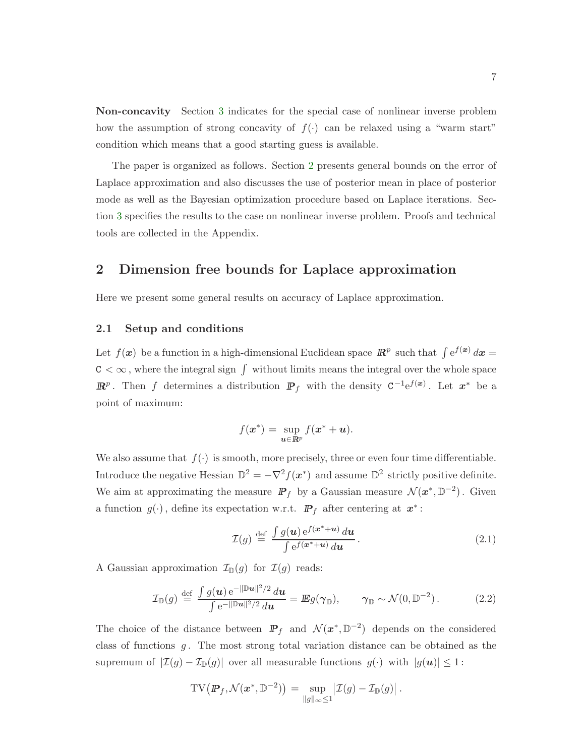**Non-concavity** Section 3 indicates for the special case of nonlinear inverse problem how the assumption of strong concavity of $f(\cdot)$ can be relaxed using a "warm start" condition which means that a good starting guess is available.

The paper is organized as follows. Section 2 presents general bounds on the error of Laplace approximation and also discusses the use of posterior mean in place of posterior mode as well as the Bayesian optimization procedure based on Laplace iterations. Section 3 specifies the results to the case on nonlinear inverse problem. Proofs and technical tools are collected in the Appendix.

## 2 Dimension free bounds for Laplace approximation

Here we present some general results on accuracy of Laplace approximation.

### 2.1 Setup and conditions

Let $f(\boldsymbol{x})$ be a function in a high-dimensional Euclidean space $\mathbb{R}^p$ such that $\int \mathrm{e}^{f(\boldsymbol{x})}\, d\boldsymbol{x} = \mathtt{C} < \infty$, where the integral sign $\int$ without limits means the integral over the whole space $\mathbb{R}^p$. Then $f$ determines a distribution $\mathbb{P}_f$ with the density $\mathtt{C}^{-1}\mathrm{e}^{f(\boldsymbol{x})}$. Let $\boldsymbol{x}^*$ be a point of maximum:

$$
f(\boldsymbol{x}^*) = \sup_{\boldsymbol{u} \in \mathbb{R}^p} f(\boldsymbol{x}^* + \boldsymbol{u}).
$$

We also assume that $f(\cdot)$ is smooth, more precisely, three or even four time differentiable. Introduce the negative Hessian $\mathbb{D}^2 = -\nabla^2 f(\boldsymbol{x}^*)$ and assume $\mathbb{D}^2$ strictly positive definite. We aim at approximating the measure $\mathbb{P}_f$ by a Gaussian measure $\mathcal{N}(\boldsymbol{x}^*, \mathbb{D}^{-2})$. Given a function $g(\cdot)$, define its expectation w.r.t. $\mathbb{P}_f$ after centering at $\boldsymbol{x}^*$:

$$
\mathcal{I}(g) \stackrel{\text{def}}{=} \frac{\int g(\boldsymbol{u})\, \mathrm{e}^{f(\boldsymbol{x}^* + \boldsymbol{u})}\, d\boldsymbol{u}}{\int \mathrm{e}^{f(\boldsymbol{x}^* + \boldsymbol{u})}\, d\boldsymbol{u}}. \tag{2.1}
$$

A Gaussian approximation $\mathcal{I}_{\mathbb{D}}(g)$ for $\mathcal{I}(g)$ reads:

$$
\mathcal{I}_{\mathbb{D}}(g) \stackrel{\text{def}}{=} \frac{\int g(\boldsymbol{u})\, \mathrm{e}^{-\|\mathbb{D}\boldsymbol{u}\|^2/2}\, d\boldsymbol{u}}{\int \mathrm{e}^{-\|\mathbb{D}\boldsymbol{u}\|^2/2}\, d\boldsymbol{u}} = \mathbb{E} g(\boldsymbol{\gamma}_{\mathbb{D}}), \qquad \boldsymbol{\gamma}_{\mathbb{D}} \sim \mathcal{N}(0, \mathbb{D}^{-2}). \tag{2.2}
$$

The choice of the distance between $\mathbb{P}_f$ and $\mathcal{N}(\boldsymbol{x}^*, \mathbb{D}^{-2})$ depends on the considered class of functions $g$. The most strong total variation distance can be obtained as the supremum of $|\mathcal{I}(g) - \mathcal{I}_{\mathbb{D}}(g)|$ over all measurable functions $g(\cdot)$ with $|g(\boldsymbol{u})| \leq 1$:

$$
\operatorname{TV}\bigl(\mathbb{P}_f, \mathcal{N}(\boldsymbol{x}^*, \mathbb{D}^{-2})\bigr) = \sup_{\|g\|_\infty \leq 1} \bigl| \mathcal{I}(g) - \mathcal{I}_{\mathbb{D}}(g) \bigr|.
$$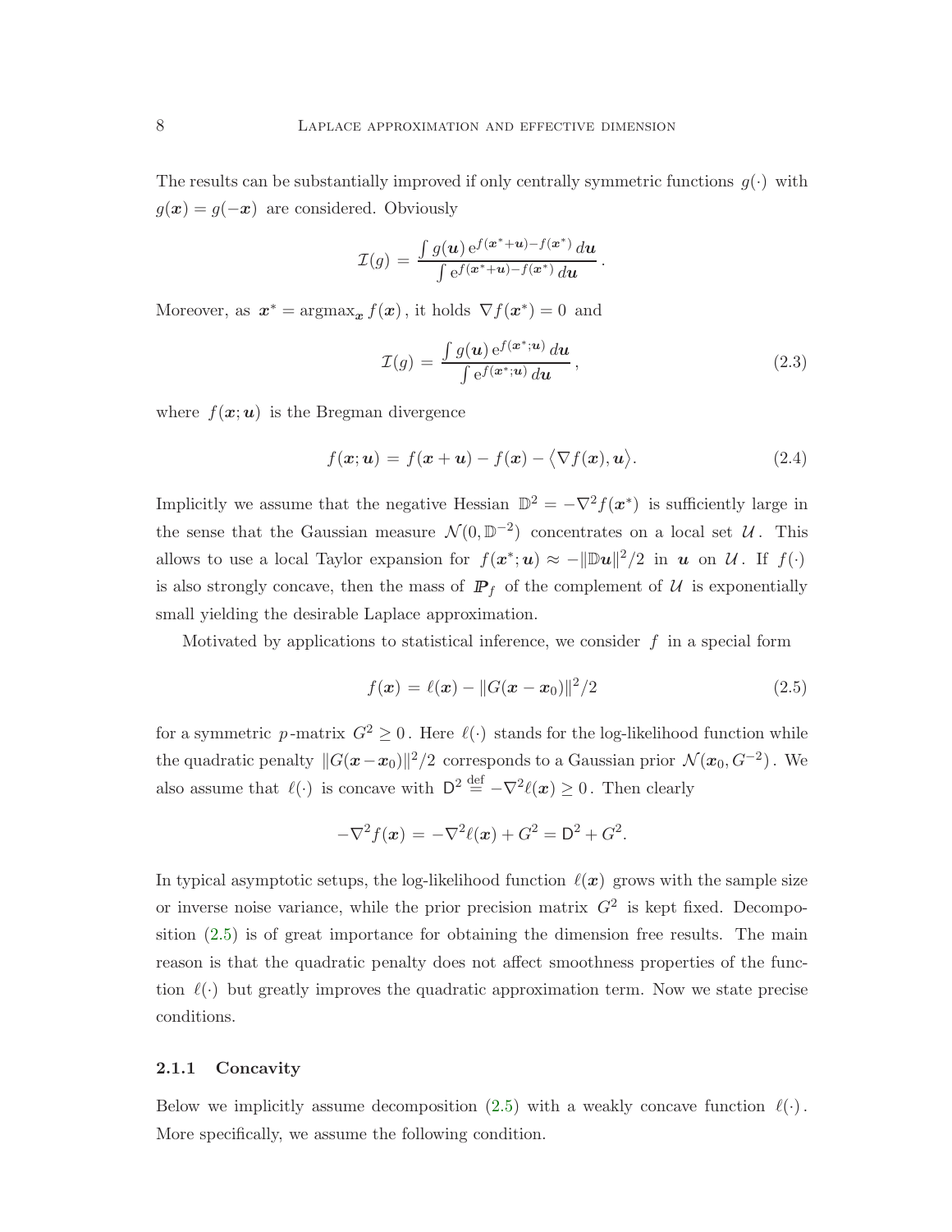The results can be substantially improved if only centrally symmetric functions $g(\cdot)$ with $g(\boldsymbol{x}) = g(-\boldsymbol{x})$ are considered. Obviously

$$
\mathcal{I}(g) \,=\, \frac{\int g(\boldsymbol{u})\, \mathrm{e}^{f(\boldsymbol{x}^* + \boldsymbol{u}) - f(\boldsymbol{x}^*)}\, d\boldsymbol{u}}{\int \mathrm{e}^{f(\boldsymbol{x}^* + \boldsymbol{u}) - f(\boldsymbol{x}^*)}\, d\boldsymbol{u}}\,.
$$

Moreover, as $\boldsymbol{x}^* = \operatorname{argmax}_{\boldsymbol{x}} f(\boldsymbol{x})$, it holds $\nabla f(\boldsymbol{x}^*) = 0$ and

$$
\mathcal{I}(g) \,=\, \frac{\int g(\boldsymbol{u})\, \mathrm{e}^{f(\boldsymbol{x}^*;\boldsymbol{u})}\, d\boldsymbol{u}}{\int \mathrm{e}^{f(\boldsymbol{x}^*;\boldsymbol{u})}\, d\boldsymbol{u}}\,, \tag{2.3}
$$

where $f(\boldsymbol{x};\boldsymbol{u})$ is the Bregman divergence

$$
f(\boldsymbol{x};\boldsymbol{u}) \,=\, f(\boldsymbol{x}+\boldsymbol{u}) - f(\boldsymbol{x}) - \langle \nabla f(\boldsymbol{x}), \boldsymbol{u} \rangle. \tag{2.4}
$$

Implicitly we assume that the negative Hessian $\mathbb{D}^2 = -\nabla^2 f(\boldsymbol{x}^*)$ is sufficiently large in the sense that the Gaussian measure $\mathcal{N}(0, \mathbb{D}^{-2})$ concentrates on a local set $\mathcal{U}$. This allows to use a local Taylor expansion for $f(\boldsymbol{x}^*;\boldsymbol{u}) \approx -\|\mathbb{D}\boldsymbol{u}\|^2/2$ in $\boldsymbol{u}$ on $\mathcal{U}$. If $f(\cdot)$ is also strongly concave, then the mass of $\mathbb{P}_f$ of the complement of $\mathcal{U}$ is exponentially small yielding the desirable Laplace approximation.

Motivated by applications to statistical inference, we consider $f$ in a special form

$$
f(\boldsymbol{x}) \,=\, \ell(\boldsymbol{x}) - \|G(\boldsymbol{x} - \boldsymbol{x}_0)\|^2/2 \tag{2.5}
$$

for a symmetric $p$-matrix $G^2 \geq 0$. Here $\ell(\cdot)$ stands for the log-likelihood function while the quadratic penalty $\|G(\boldsymbol{x}-\boldsymbol{x}_0)\|^2/2$ corresponds to a Gaussian prior $\mathcal{N}(\boldsymbol{x}_0, G^{-2})$. We also assume that $\ell(\cdot)$ is concave with $\mathsf{D}^2 \stackrel{\text{def}}{=} -\nabla^2 \ell(\boldsymbol{x}) \geq 0$. Then clearly

$$
-\nabla^2 f(\boldsymbol{x}) \,=\, -\nabla^2 \ell(\boldsymbol{x}) + G^2 = \mathsf{D}^2 + G^2.
$$

In typical asymptotic setups, the log-likelihood function $\ell(\boldsymbol{x})$ grows with the sample size or inverse noise variance, while the prior precision matrix $G^2$ is kept fixed. Decomposition (2.5) is of great importance for obtaining the dimension free results. The main reason is that the quadratic penalty does not affect smoothness properties of the function $\ell(\cdot)$ but greatly improves the quadratic approximation term. Now we state precise conditions.

### 2.1.1 Concavity

Below we implicitly assume decomposition (2.5) with a weakly concave function $\ell(\cdot)$. More specifically, we assume the following condition.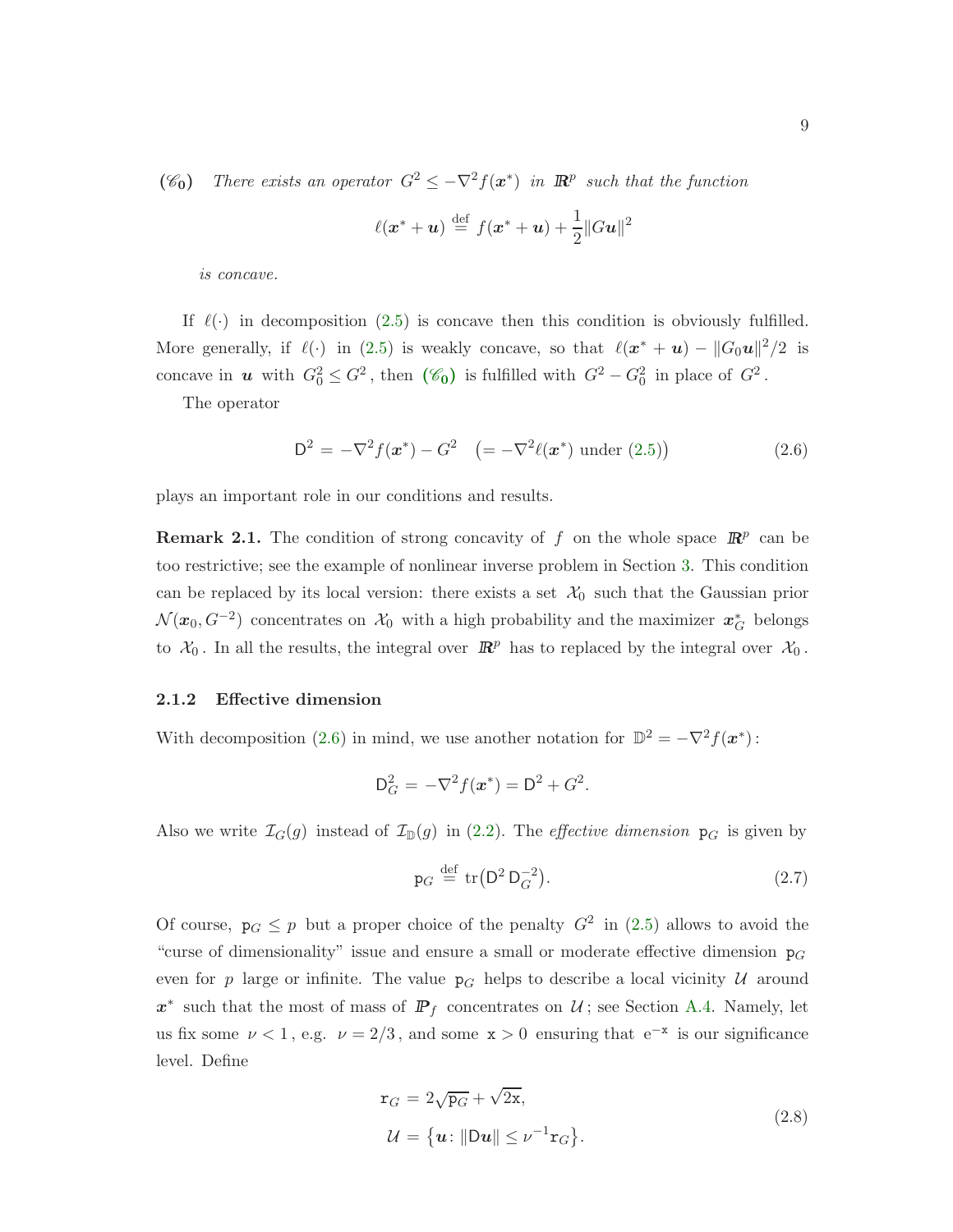$(\mathscr{C}_{\mathbf{0}})$ *There exists an operator* $G^2 \le -\nabla^2 f(\boldsymbol{x}^*)$ *in* $\mathbb{R}^p$ *such that the function*

$$
\ell(\boldsymbol{x}^* + \boldsymbol{u}) \stackrel{\text{def}}{=} f(\boldsymbol{x}^* + \boldsymbol{u}) + \frac{1}{2}\|G\boldsymbol{u}\|^2
$$

*is concave.*

If $\ell(\cdot)$ in decomposition (2.5) is concave then this condition is obviously fulfilled. More generally, if $\ell(\cdot)$ in (2.5) is weakly concave, so that $\ell(\boldsymbol{x}^* + \boldsymbol{u}) - \|G_0 \boldsymbol{u}\|^2/2$ is concave in $\boldsymbol{u}$ with $G_0^2 \le G^2$, then $(\mathscr{C}_{\mathbf{0}})$ is fulfilled with $G^2 - G_0^2$ in place of $G^2$.

The operator

$$
\mathsf{D}^2 = -\nabla^2 f(\boldsymbol{x}^*) - G^2 \quad \bigl(= -\nabla^2 \ell(\boldsymbol{x}^*) \text{ under (2.5)}\bigr) \tag{2.6}
$$

plays an important role in our conditions and results.

**Remark 2.1.** The condition of strong concavity of $f$ on the whole space $\mathbb{R}^p$ can be too restrictive; see the example of nonlinear inverse problem in Section 3. This condition can be replaced by its local version: there exists a set $\mathcal{X}_0$ such that the Gaussian prior $\mathcal{N}(\boldsymbol{x}_0, G^{-2})$ concentrates on $\mathcal{X}_0$ with a high probability and the maximizer $\boldsymbol{x}_G^*$ belongs to $\mathcal{X}_0$. In all the results, the integral over $\mathbb{R}^p$ has to replaced by the integral over $\mathcal{X}_0$.

### 2.1.2 Effective dimension

With decomposition (2.6) in mind, we use another notation for $\mathbb{D}^2 = -\nabla^2 f(\boldsymbol{x}^*)$:

$$
\mathsf{D}_G^2 = -\nabla^2 f(\boldsymbol{x}^*) = \mathsf{D}^2 + G^2.
$$

Also we write $\mathcal{I}_G(g)$ instead of $\mathcal{I}_{\mathbb{D}}(g)$ in (2.2). The *effective dimension* $\mathtt{p}_G$ is given by

$$
\mathtt{p}_G \stackrel{\text{def}}{=} \operatorname{tr}\bigl(\mathsf{D}^2 \, \mathsf{D}_G^{-2}\bigr). \tag{2.7}
$$

Of course, $\mathtt{p}_G \le p$ but a proper choice of the penalty $G^2$ in (2.5) allows to avoid the "curse of dimensionality" issue and ensure a small or moderate effective dimension $\mathtt{p}_G$ even for $p$ large or infinite. The value $\mathtt{p}_G$ helps to describe a local vicinity $\mathcal{U}$ around $\boldsymbol{x}^*$ such that the most of mass of $\mathbb{P}_f$ concentrates on $\mathcal{U}$; see Section A.4. Namely, let us fix some $\nu < 1$, e.g. $\nu = 2/3$, and some $\mathtt{x} > 0$ ensuring that $\mathrm{e}^{-\mathtt{x}}$ is our significance level. Define

$$
\begin{aligned}
\mathtt{r}_G &= 2\sqrt{\mathtt{p}_G} + \sqrt{2\mathtt{x}}, \\
\mathcal{U} &= \bigl\{\boldsymbol{u} \colon \|\mathsf{D}\boldsymbol{u}\| \le \nu^{-1}\mathtt{r}_G\bigr\}.
\end{aligned} \tag{2.8}
$$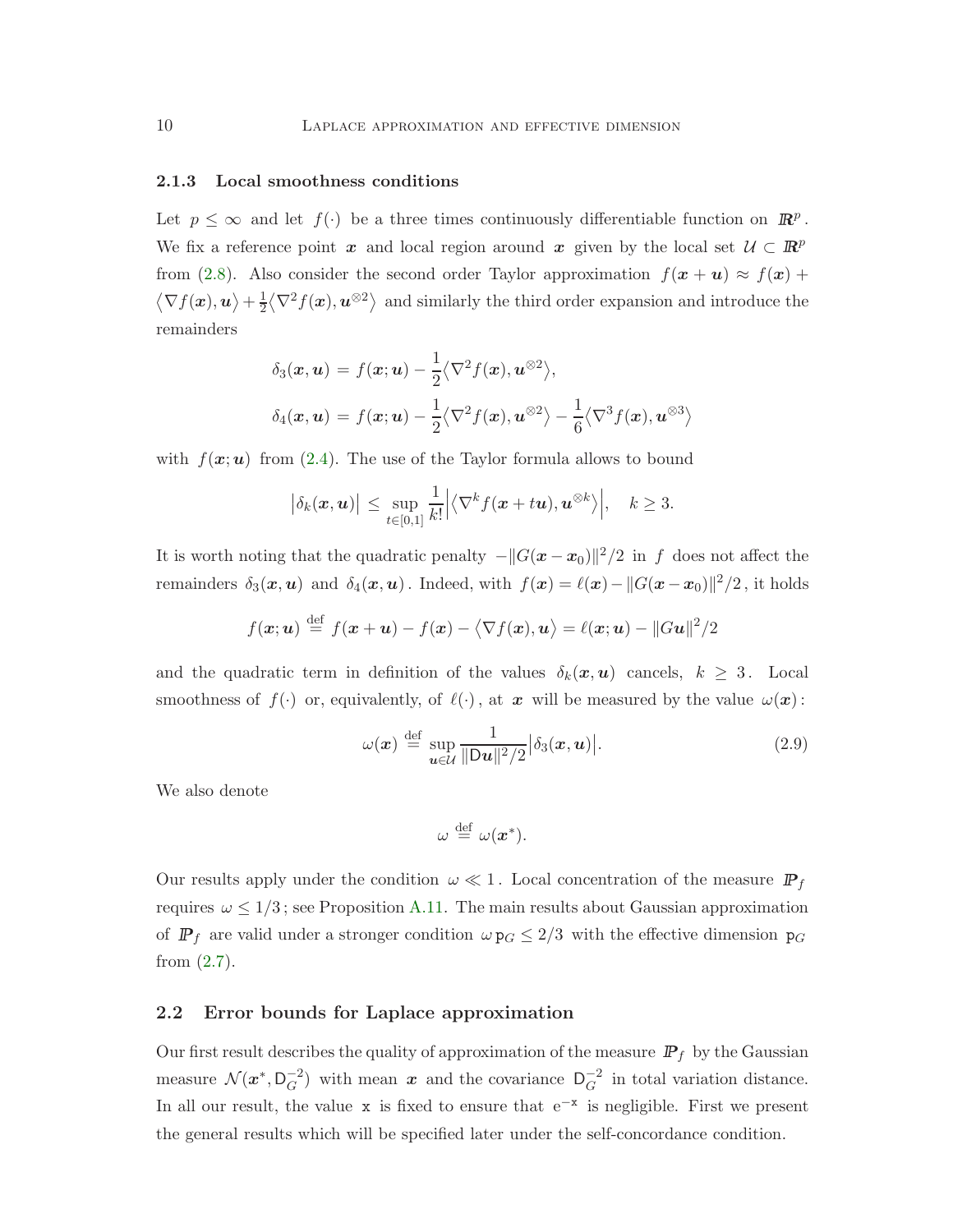### 2.1.3 Local smoothness conditions

Let $p \le \infty$ and let $f(\cdot)$ be a three times continuously differentiable function on $\mathbb{R}^p$. We fix a reference point $\boldsymbol{x}$ and local region around $\boldsymbol{x}$ given by the local set $\mathcal{U} \subset \mathbb{R}^p$ from (2.8). Also consider the second order Taylor approximation $f(\boldsymbol{x}+\boldsymbol{u}) \approx f(\boldsymbol{x}) + \langle \nabla f(\boldsymbol{x}), \boldsymbol{u} \rangle + \frac{1}{2}\langle \nabla^2 f(\boldsymbol{x}), \boldsymbol{u}^{\otimes 2} \rangle$ and similarly the third order expansion and introduce the remainders

$$
\begin{aligned}
\delta_3(\boldsymbol{x},\boldsymbol{u}) &= f(\boldsymbol{x};\boldsymbol{u}) - \frac{1}{2}\langle \nabla^2 f(\boldsymbol{x}), \boldsymbol{u}^{\otimes 2} \rangle, \\
\delta_4(\boldsymbol{x},\boldsymbol{u}) &= f(\boldsymbol{x};\boldsymbol{u}) - \frac{1}{2}\langle \nabla^2 f(\boldsymbol{x}), \boldsymbol{u}^{\otimes 2} \rangle - \frac{1}{6}\langle \nabla^3 f(\boldsymbol{x}), \boldsymbol{u}^{\otimes 3} \rangle
\end{aligned}
$$

with $f(\boldsymbol{x};\boldsymbol{u})$ from (2.4). The use of the Taylor formula allows to bound

$$
\bigl| \delta_k(\boldsymbol{x},\boldsymbol{u}) \bigr| \le \sup_{t \in [0,1]} \frac{1}{k!} \Bigl| \bigl\langle \nabla^k f(\boldsymbol{x}+t\boldsymbol{u}), \boldsymbol{u}^{\otimes k} \bigr\rangle \Bigr|, \quad k \ge 3.
$$

It is worth noting that the quadratic penalty $-\|G(\boldsymbol{x}-\boldsymbol{x}_0)\|^2/2$ in $f$ does not affect the remainders $\delta_3(\boldsymbol{x},\boldsymbol{u})$ and $\delta_4(\boldsymbol{x},\boldsymbol{u})$. Indeed, with $f(\boldsymbol{x}) = \ell(\boldsymbol{x}) - \|G(\boldsymbol{x}-\boldsymbol{x}_0)\|^2/2$, it holds

$$
f(\boldsymbol{x};\boldsymbol{u}) \stackrel{\text{def}}{=} f(\boldsymbol{x}+\boldsymbol{u}) - f(\boldsymbol{x}) - \bigl\langle \nabla f(\boldsymbol{x}), \boldsymbol{u} \bigr\rangle = \ell(\boldsymbol{x};\boldsymbol{u}) - \|G\boldsymbol{u}\|^2/2
$$

and the quadratic term in definition of the values $\delta_k(\boldsymbol{x},\boldsymbol{u})$ cancels, $k \ge 3$. Local smoothness of $f(\cdot)$ or, equivalently, of $\ell(\cdot)$, at $\boldsymbol{x}$ will be measured by the value $\omega(\boldsymbol{x})$:

$$
\omega(\boldsymbol{x}) \stackrel{\text{def}}{=} \sup_{\boldsymbol{u} \in \mathcal{U}} \frac{1}{\|\mathsf{D}\boldsymbol{u}\|^2/2} \bigl| \delta_3(\boldsymbol{x},\boldsymbol{u}) \bigr|. \tag{2.9}
$$

We also denote

$$
\omega \stackrel{\text{def}}{=} \omega(\boldsymbol{x}^*).
$$

Our results apply under the condition $\omega \ll 1$. Local concentration of the measure $\mathbb{P}_f$ requires $\omega \le 1/3$; see Proposition A.11. The main results about Gaussian approximation of $\mathbb{P}_f$ are valid under a stronger condition $\omega \, \mathtt{p}_G \le 2/3$ with the effective dimension $\mathtt{p}_G$ from (2.7).

## 2.2 Error bounds for Laplace approximation

Our first result describes the quality of approximation of the measure $\mathbb{P}_f$ by the Gaussian measure $\mathcal{N}(\boldsymbol{x}^*, \mathsf{D}_G^{-2})$ with mean $\boldsymbol{x}$ and the covariance $\mathsf{D}_G^{-2}$ in total variation distance. In all our result, the value $\mathtt{x}$ is fixed to ensure that $\mathrm{e}^{-\mathtt{x}}$ is negligible. First we present the general results which will be specified later under the self-concordance condition.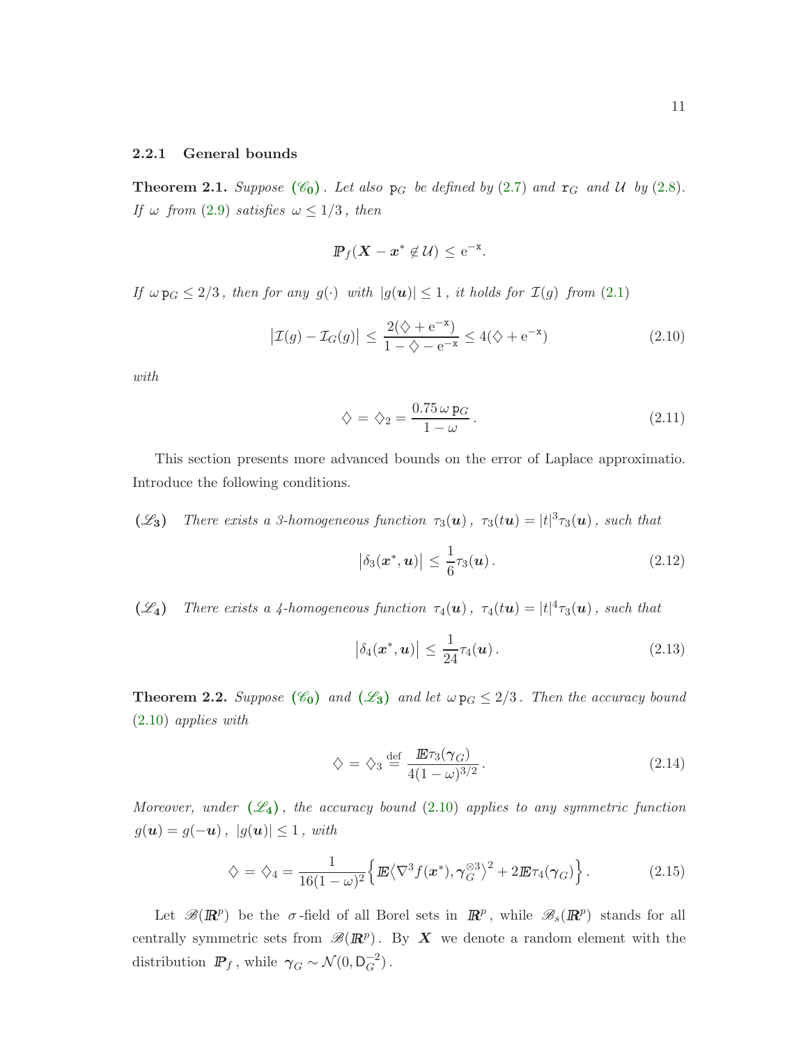### 2.2.1 General bounds

**Theorem 2.1.** *Suppose* **($\mathscr{C}_0$)**. *Let also* $\mathtt{p}_G$ *be defined by* (2.7) *and* $\mathtt{r}_G$ *and* $\mathcal{U}$ *by* (2.8). *If* $\omega$ *from* (2.9) *satisfies* $\omega \le 1/3$, *then*

$$
\mathbb{P}_f(\boldsymbol{X} - \boldsymbol{x}^* \notin \mathcal{U}) \le \mathrm{e}^{-\mathtt{x}}.
$$

*If* $\omega\, \mathtt{p}_G \le 2/3$, *then for any* $g(\cdot)$ *with* $|g(\boldsymbol{u})| \le 1$, *it holds for* $\mathcal{I}(g)$ *from* (2.1)

$$
\bigl|\mathcal{I}(g) - \mathcal{I}_G(g)\bigr| \le \frac{2(\diamondsuit + \mathrm{e}^{-\mathtt{x}})}{1 - \diamondsuit - \mathrm{e}^{-\mathtt{x}}} \le 4(\diamondsuit + \mathrm{e}^{-\mathtt{x}}) \tag{2.10}
$$

*with*

$$
\diamondsuit = \diamondsuit_2 = \frac{0.75\, \omega\, \mathtt{p}_G}{1 - \omega}\,. \tag{2.11}
$$

This section presents more advanced bounds on the error of Laplace approximatio. Introduce the following conditions.

**($\mathscr{L}_3$)** *There exists a 3-homogeneous function* $\tau_3(\boldsymbol{u})$, $\tau_3(t\boldsymbol{u}) = |t|^3 \tau_3(\boldsymbol{u})$, *such that*

$$
\bigl|\delta_3(\boldsymbol{x}^*, \boldsymbol{u})\bigr| \le \frac{1}{6}\tau_3(\boldsymbol{u})\,. \tag{2.12}
$$

**($\mathscr{L}_4$)** *There exists a 4-homogeneous function* $\tau_4(\boldsymbol{u})$, $\tau_4(t\boldsymbol{u}) = |t|^4 \tau_3(\boldsymbol{u})$, *such that*

$$
\bigl|\delta_4(\boldsymbol{x}^*, \boldsymbol{u})\bigr| \le \frac{1}{24}\tau_4(\boldsymbol{u})\,. \tag{2.13}
$$

**Theorem 2.2.** *Suppose* **($\mathscr{C}_0$)** *and* **($\mathscr{L}_3$)** *and let* $\omega\, \mathtt{p}_G \le 2/3$. *Then the accuracy bound* (2.10) *applies with*

$$
\diamondsuit = \diamondsuit_3 \stackrel{\mathrm{def}}{=} \frac{\mathbb{E}\tau_3(\boldsymbol{\gamma}_G)}{4(1 - \omega)^{3/2}}\,. \tag{2.14}
$$

*Moreover, under* **($\mathscr{L}_4$)**, *the accuracy bound* (2.10) *applies to any symmetric function* $g(\boldsymbol{u}) = g(-\boldsymbol{u})$, $|g(\boldsymbol{u})| \le 1$, *with*

$$
\diamondsuit = \diamondsuit_4 = \frac{1}{16(1 - \omega)^2}\Bigl\{\mathbb{E}\bigl\langle \nabla^3 f(\boldsymbol{x}^*), \boldsymbol{\gamma}_G^{\otimes 3}\bigr\rangle^2 + 2\mathbb{E}\tau_4(\boldsymbol{\gamma}_G)\Bigr\}\,. \tag{2.15}
$$

Let $\mathscr{B}(\mathbb{R}^p)$ be the $\sigma$-field of all Borel sets in $\mathbb{R}^p$, while $\mathscr{B}_s(\mathbb{R}^p)$ stands for all centrally symmetric sets from $\mathscr{B}(\mathbb{R}^p)$. By $\boldsymbol{X}$ we denote a random element with the distribution $\mathbb{P}_f$, while $\boldsymbol{\gamma}_G \sim \mathcal{N}(0, \mathsf{D}_G^{-2})$.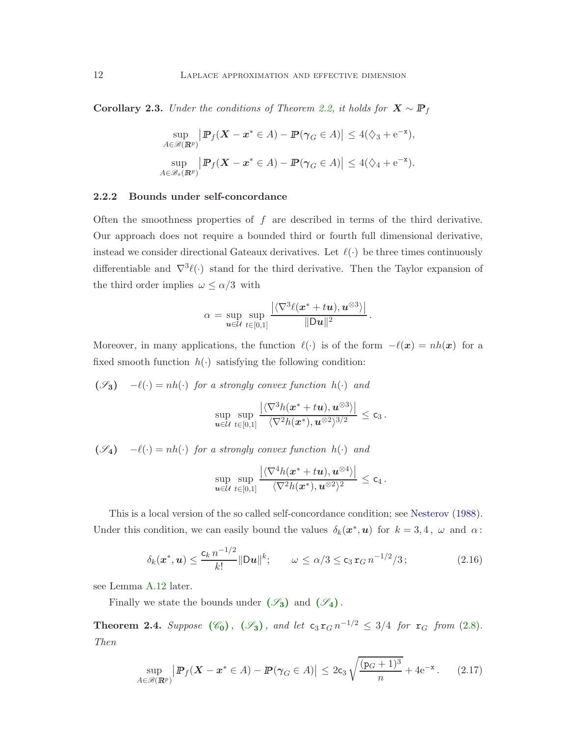**Corollary 2.3.** *Under the conditions of Theorem 2.2, it holds for $\boldsymbol{X} \sim I\!\!P_f$*

$$
\sup_{A \in \mathscr{B}(I\!\!R^p)} \bigl| I\!\!P_f(\boldsymbol{X} - \boldsymbol{x}^* \in A) - I\!\!P(\boldsymbol{\gamma}_G \in A) \bigr| \leq 4(\diamondsuit_3 + \mathrm{e}^{-\mathtt{x}}),
$$

$$
\sup_{A \in \mathscr{B}_s(I\!\!R^p)} \bigl| I\!\!P_f(\boldsymbol{X} - \boldsymbol{x}^* \in A) - I\!\!P(\boldsymbol{\gamma}_G \in A) \bigr| \leq 4(\diamondsuit_4 + \mathrm{e}^{-\mathtt{x}}).
$$

### 2.2.2 Bounds under self-concordance

Often the smoothness properties of $f$ are described in terms of the third derivative. Our approach does not require a bounded third or fourth full dimensional derivative, instead we consider directional Gateaux derivatives. Let $\ell(\cdot)$ be three times continuously differentiable and $\nabla^3 \ell(\cdot)$ stand for the third derivative. Then the Taylor expansion of the third order implies $\omega \leq \alpha/3$ with

$$
\alpha = \sup_{\boldsymbol{u} \in \mathcal{U}} \sup_{t \in [0,1]} \frac{\bigl| \langle \nabla^3 \ell(\boldsymbol{x}^* + t\boldsymbol{u}), \boldsymbol{u}^{\otimes 3} \rangle \bigr|}{\| \mathsf{D} \boldsymbol{u} \|^2} .
$$

Moreover, in many applications, the function $\ell(\cdot)$ is of the form $-\ell(\boldsymbol{x}) = nh(\boldsymbol{x})$ for a fixed smooth function $h(\cdot)$ satisfying the following condition:

**$(\mathscr{S}_3)$** $\quad -\ell(\cdot) = nh(\cdot)$ *for a strongly convex function $h(\cdot)$ and*

$$
\sup_{\boldsymbol{u} \in \mathcal{U}} \sup_{t \in [0,1]} \frac{\bigl| \langle \nabla^3 h(\boldsymbol{x}^* + t\boldsymbol{u}), \boldsymbol{u}^{\otimes 3} \rangle \bigr|}{\langle \nabla^2 h(\boldsymbol{x}^*), \boldsymbol{u}^{\otimes 2} \rangle^{3/2}} \leq \mathsf{c}_3 .
$$

**$(\mathscr{S}_4)$** $\quad -\ell(\cdot) = nh(\cdot)$ *for a strongly convex function $h(\cdot)$ and*

$$
\sup_{\boldsymbol{u} \in \mathcal{U}} \sup_{t \in [0,1]} \frac{\bigl| \langle \nabla^4 h(\boldsymbol{x}^* + t\boldsymbol{u}), \boldsymbol{u}^{\otimes 4} \rangle \bigr|}{\langle \nabla^2 h(\boldsymbol{x}^*), \boldsymbol{u}^{\otimes 2} \rangle^{2}} \leq \mathsf{c}_4 .
$$

This is a local version of the so called self-concordance condition; see Nesterov (1988). Under this condition, we can easily bound the values $\delta_k(\boldsymbol{x}^*, \boldsymbol{u})$ for $k = 3, 4$, $\omega$ and $\alpha$:

$$
\delta_k(\boldsymbol{x}^*, \boldsymbol{u}) \leq \frac{\mathsf{c}_k \, n^{-1/2}}{k!} \| \mathsf{D} \boldsymbol{u} \|^k ; \qquad \omega \leq \alpha/3 \leq \mathsf{c}_3 \, \mathtt{r}_G \, n^{-1/2}/3 ; \tag{2.16}
$$

see Lemma A.12 later.

Finally we state the bounds under $(\mathscr{S}_3)$ and $(\mathscr{S}_4)$.

**Theorem 2.4.** *Suppose $(\mathscr{C}_0)$, $(\mathscr{S}_3)$, and let $\mathsf{c}_3 \, \mathtt{r}_G \, n^{-1/2} \leq 3/4$ for $\mathtt{r}_G$ from (2.8). Then*

$$
\sup_{A \in \mathscr{B}(I\!\!R^p)} \bigl| I\!\!P_f(\boldsymbol{X} - \boldsymbol{x}^* \in A) - I\!\!P(\boldsymbol{\gamma}_G \in A) \bigr| \leq 2\mathsf{c}_3 \sqrt{\frac{(\mathtt{p}_G + 1)^3}{n}} + 4\mathrm{e}^{-\mathtt{x}} . \tag{2.17}
$$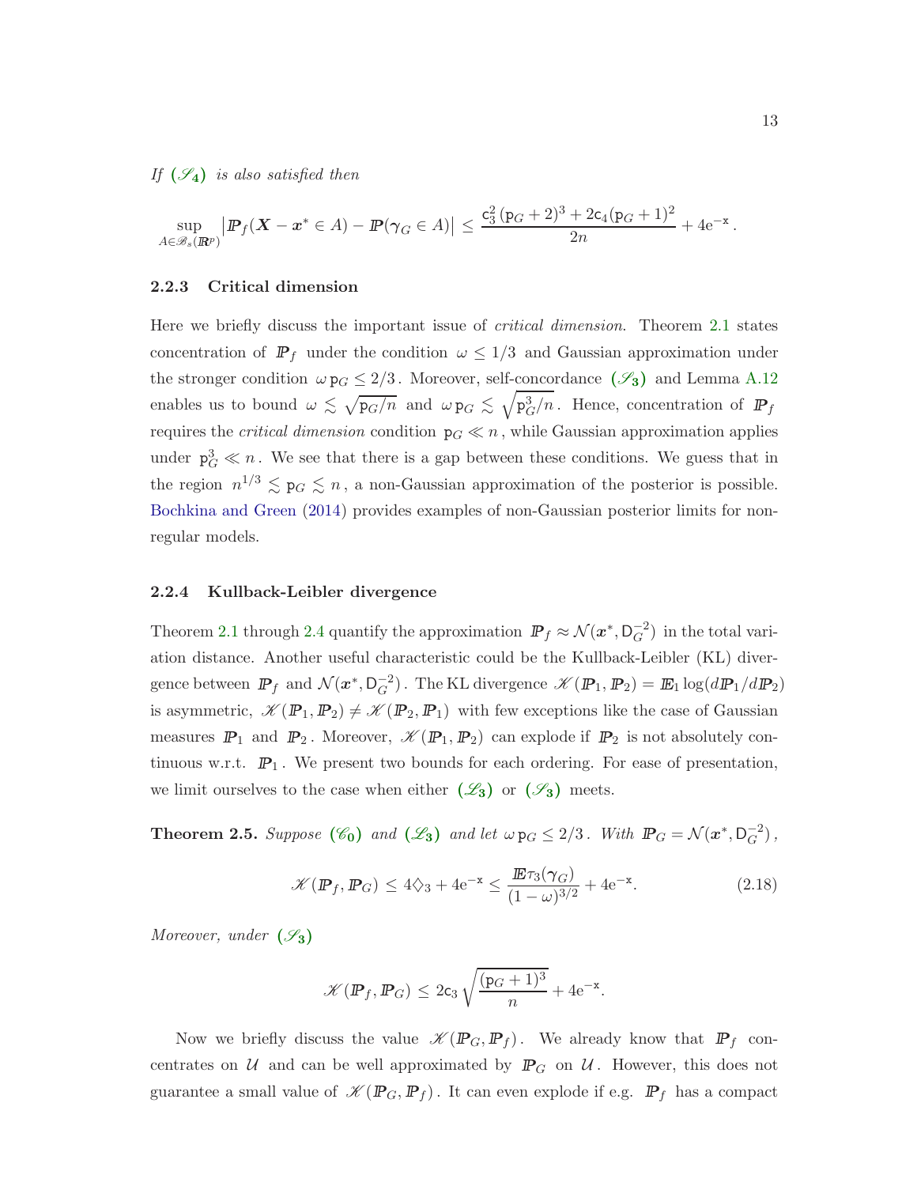*If* $(\mathscr{S}_4)$ *is also satisfied then*

$$\sup_{A \in \mathscr{B}_s(\mathbb{R}^p)} \bigl| \mathbb{P}_f(\boldsymbol{X} - \boldsymbol{x}^* \in A) - \mathbb{P}(\boldsymbol{\gamma}_G \in A) \bigr| \leq \frac{\mathsf{c}_3^2 \, (\mathtt{p}_G + 2)^3 + 2\mathsf{c}_4 (\mathtt{p}_G + 1)^2}{2n} + 4\mathrm{e}^{-\mathtt{x}} \, .$$

### 2.2.3 Critical dimension

Here we briefly discuss the important issue of *critical dimension*. Theorem 2.1 states concentration of $\mathbb{P}_f$ under the condition $\omega \leq 1/3$ and Gaussian approximation under the stronger condition $\omega \, \mathtt{p}_G \leq 2/3$. Moreover, self-concordance $(\mathscr{S}_3)$ and Lemma A.12 enables us to bound $\omega \lesssim \sqrt{\mathtt{p}_G/n}$ and $\omega \, \mathtt{p}_G \lesssim \sqrt{\mathtt{p}_G^3/n}$. Hence, concentration of $\mathbb{P}_f$ requires the *critical dimension* condition $\mathtt{p}_G \ll n$, while Gaussian approximation applies under $\mathtt{p}_G^3 \ll n$. We see that there is a gap between these conditions. We guess that in the region $n^{1/3} \lesssim \mathtt{p}_G \lesssim n$, a non-Gaussian approximation of the posterior is possible. Bochkina and Green (2014) provides examples of non-Gaussian posterior limits for non-regular models.

### 2.2.4 Kullback-Leibler divergence

Theorem 2.1 through 2.4 quantify the approximation $\mathbb{P}_f \approx \mathcal{N}(\boldsymbol{x}^*, \mathsf{D}_G^{-2})$ in the total variation distance. Another useful characteristic could be the Kullback-Leibler (KL) divergence between $\mathbb{P}_f$ and $\mathcal{N}(\boldsymbol{x}^*, \mathsf{D}_G^{-2})$. The KL divergence $\mathscr{K}(\mathbb{P}_1, \mathbb{P}_2) = \mathbb{E}_1 \log(d\mathbb{P}_1/d\mathbb{P}_2)$ is asymmetric, $\mathscr{K}(\mathbb{P}_1, \mathbb{P}_2) \neq \mathscr{K}(\mathbb{P}_2, \mathbb{P}_1)$ with few exceptions like the case of Gaussian measures $\mathbb{P}_1$ and $\mathbb{P}_2$. Moreover, $\mathscr{K}(\mathbb{P}_1, \mathbb{P}_2)$ can explode if $\mathbb{P}_2$ is not absolutely continuous w.r.t. $\mathbb{P}_1$. We present two bounds for each ordering. For ease of presentation, we limit ourselves to the case when either $(\mathscr{L}_3)$ or $(\mathscr{S}_3)$ meets.

**Theorem 2.5.** *Suppose* $(\mathscr{C}_0)$ *and* $(\mathscr{L}_3)$ *and let* $\omega \, \mathtt{p}_G \leq 2/3$. *With* $\mathbb{P}_G = \mathcal{N}(\boldsymbol{x}^*, \mathsf{D}_G^{-2})$,

$$\mathscr{K}(\mathbb{P}_f, \mathbb{P}_G) \leq 4\diamondsuit_3 + 4\mathrm{e}^{-\mathtt{x}} \leq \frac{\mathbb{E}\tau_3(\boldsymbol{\gamma}_G)}{(1-\omega)^{3/2}} + 4\mathrm{e}^{-\mathtt{x}}. \tag{2.18}$$

*Moreover, under* $(\mathscr{S}_3)$

$$\mathscr{K}(\mathbb{P}_f, \mathbb{P}_G) \leq 2\mathsf{c}_3 \sqrt{\frac{(\mathtt{p}_G + 1)^3}{n}} + 4\mathrm{e}^{-\mathtt{x}}.$$

Now we briefly discuss the value $\mathscr{K}(\mathbb{P}_G, \mathbb{P}_f)$. We already know that $\mathbb{P}_f$ concentrates on $\mathcal{U}$ and can be well approximated by $\mathbb{P}_G$ on $\mathcal{U}$. However, this does not guarantee a small value of $\mathscr{K}(\mathbb{P}_G, \mathbb{P}_f)$. It can even explode if e.g. $\mathbb{P}_f$ has a compact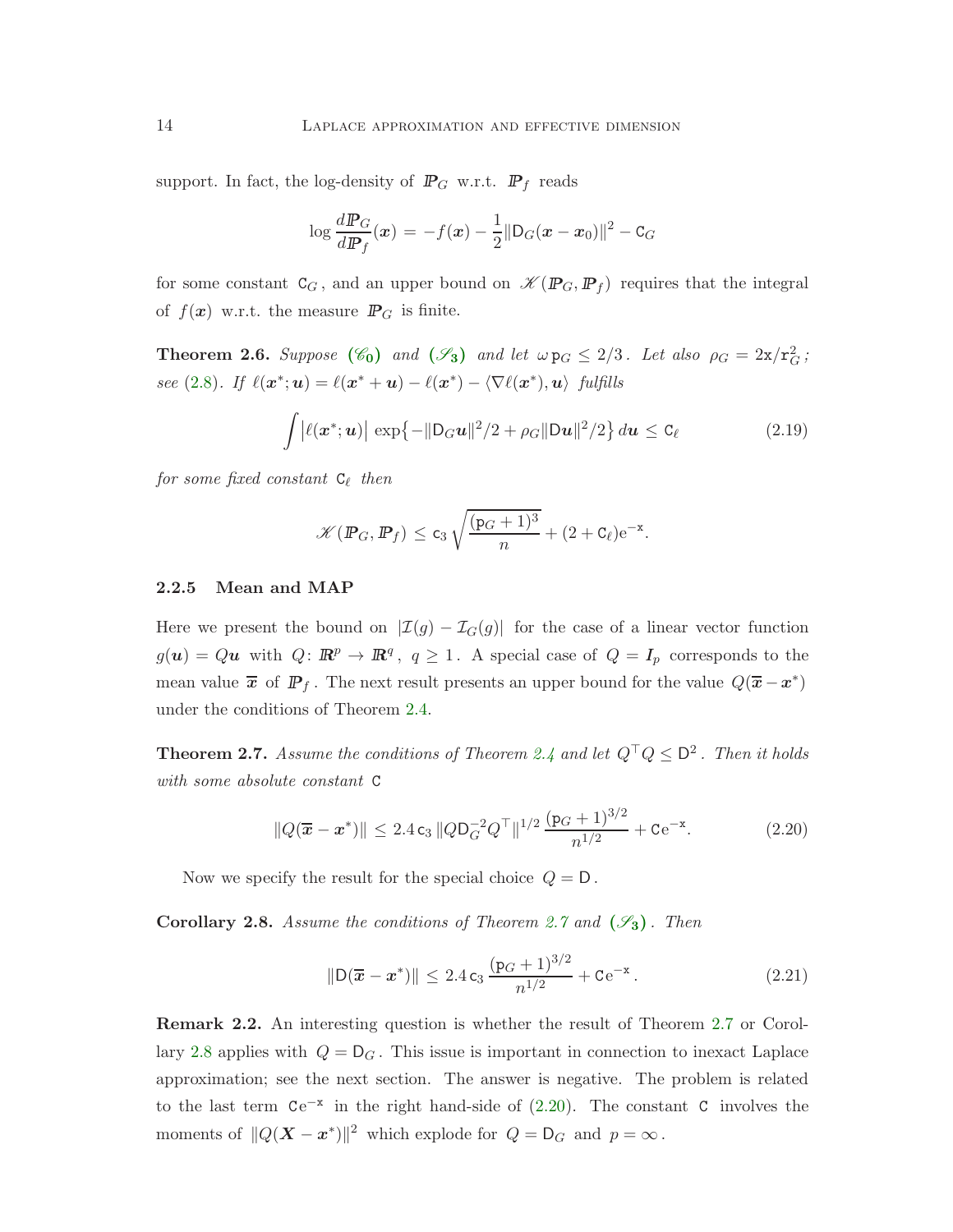support. In fact, the log-density of $\mathbb{P}_G$ w.r.t. $\mathbb{P}_f$ reads

$$
\log \frac{d\mathbb{P}_G}{d\mathbb{P}_f}(\boldsymbol{x}) = -f(\boldsymbol{x}) - \frac{1}{2}\|\mathsf{D}_G(\boldsymbol{x}-\boldsymbol{x}_0)\|^2 - \mathsf{C}_G
$$

for some constant $\mathsf{C}_G$, and an upper bound on $\mathscr{K}(\mathbb{P}_G, \mathbb{P}_f)$ requires that the integral of $f(\boldsymbol{x})$ w.r.t. the measure $\mathbb{P}_G$ is finite.

**Theorem 2.6.** *Suppose* $(\mathscr{C}_0)$ *and* $(\mathscr{S}_3)$ *and let* $\omega\, \mathtt{p}_G \le 2/3$. *Let also* $\rho_G = 2\mathtt{x}/\mathtt{r}_G^2$; *see* (2.8). *If* $\ell(\boldsymbol{x}^*;\boldsymbol{u}) = \ell(\boldsymbol{x}^*+\boldsymbol{u}) - \ell(\boldsymbol{x}^*) - \langle \nabla\ell(\boldsymbol{x}^*), \boldsymbol{u}\rangle$ *fulfills*

$$
\int \bigl|\ell(\boldsymbol{x}^*;\boldsymbol{u})\bigr| \exp\bigl\{-\|\mathsf{D}_G\boldsymbol{u}\|^2/2 + \rho_G\|\mathsf{D}\boldsymbol{u}\|^2/2\bigr\}\, d\boldsymbol{u} \le \mathsf{C}_\ell \tag{2.19}
$$

*for some fixed constant* $\mathsf{C}_\ell$ *then*

$$
\mathscr{K}(\mathbb{P}_G, \mathbb{P}_f) \le \mathsf{c}_3 \sqrt{\frac{(\mathtt{p}_G+1)^3}{n}} + (2+\mathsf{C}_\ell)\mathrm{e}^{-\mathtt{x}}.
$$

### 2.2.5 Mean and MAP

Here we present the bound on $|\mathcal{I}(g) - \mathcal{I}_G(g)|$ for the case of a linear vector function $g(\boldsymbol{u}) = Q\boldsymbol{u}$ with $Q\colon \mathbb{R}^p \to \mathbb{R}^q$, $q \ge 1$. A special case of $Q = \boldsymbol{I}_p$ corresponds to the mean value $\overline{\boldsymbol{x}}$ of $\mathbb{P}_f$. The next result presents an upper bound for the value $Q(\overline{\boldsymbol{x}} - \boldsymbol{x}^*)$ under the conditions of Theorem 2.4.

**Theorem 2.7.** *Assume the conditions of Theorem 2.4 and let* $Q^\top Q \le \mathsf{D}^2$. *Then it holds with some absolute constant* $\mathtt{C}$

$$
\|Q(\overline{\boldsymbol{x}} - \boldsymbol{x}^*)\| \le 2.4\, \mathsf{c}_3\, \|Q\mathsf{D}_G^{-2}Q^\top\|^{1/2}\, \frac{(\mathtt{p}_G+1)^{3/2}}{n^{1/2}} + \mathtt{C}\mathrm{e}^{-\mathtt{x}}. \tag{2.20}
$$

Now we specify the result for the special choice $Q = \mathsf{D}$.

**Corollary 2.8.** *Assume the conditions of Theorem 2.7 and* $(\mathscr{S}_3)$. *Then*

$$
\|\mathsf{D}(\overline{\boldsymbol{x}} - \boldsymbol{x}^*)\| \le 2.4\, \mathsf{c}_3\, \frac{(\mathtt{p}_G+1)^{3/2}}{n^{1/2}} + \mathtt{C}\mathrm{e}^{-\mathtt{x}}. \tag{2.21}
$$

**Remark 2.2.** An interesting question is whether the result of Theorem 2.7 or Corollary 2.8 applies with $Q = \mathsf{D}_G$. This issue is important in connection to inexact Laplace approximation; see the next section. The answer is negative. The problem is related to the last term $\mathtt{C}\mathrm{e}^{-\mathtt{x}}$ in the right hand-side of (2.20). The constant $\mathtt{C}$ involves the moments of $\|Q(\boldsymbol{X} - \boldsymbol{x}^*)\|^2$ which explode for $Q = \mathsf{D}_G$ and $p = \infty$.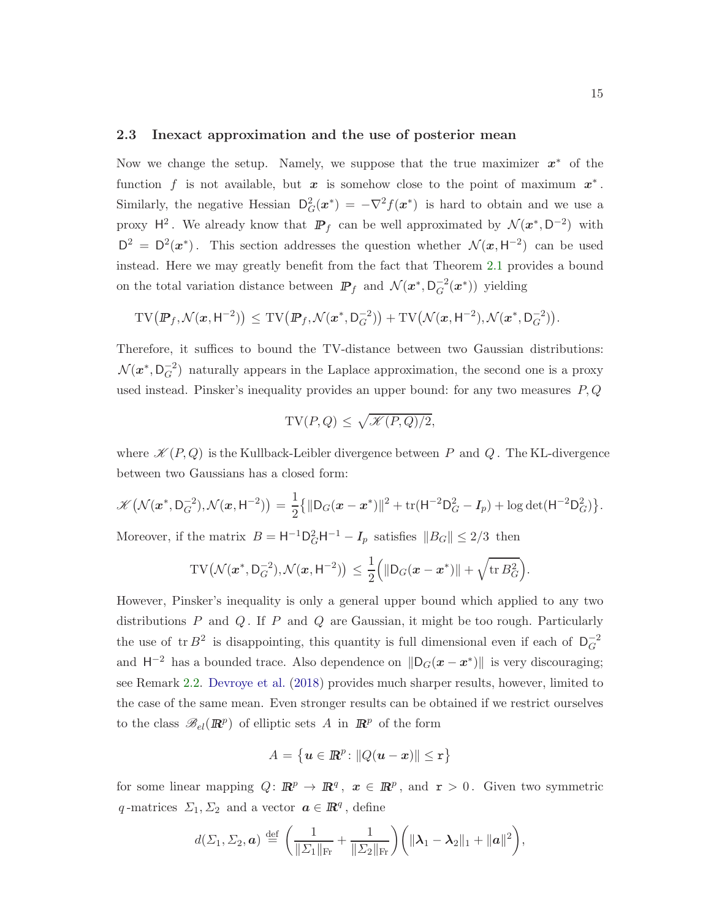### 2.3 Inexact approximation and the use of posterior mean

Now we change the setup. Namely, we suppose that the true maximizer $\boldsymbol{x}^*$ of the function $f$ is not available, but $\boldsymbol{x}$ is somehow close to the point of maximum $\boldsymbol{x}^*$. Similarly, the negative Hessian $\mathsf{D}_G^2(\boldsymbol{x}^*) = -\nabla^2 f(\boldsymbol{x}^*)$ is hard to obtain and we use a proxy $\mathsf{H}^2$. We already know that $I\!P_f$ can be well approximated by $\mathcal{N}(\boldsymbol{x}^*, \mathsf{D}^{-2})$ with $\mathsf{D}^2 = \mathsf{D}^2(\boldsymbol{x}^*)$. This section addresses the question whether $\mathcal{N}(\boldsymbol{x}, \mathsf{H}^{-2})$ can be used instead. Here we may greatly benefit from the fact that Theorem 2.1 provides a bound on the total variation distance between $I\!P_f$ and $\mathcal{N}(\boldsymbol{x}^*, \mathsf{D}_G^{-2}(\boldsymbol{x}^*))$ yielding

$$
\operatorname{TV}\bigl(I\!P_f, \mathcal{N}(\boldsymbol{x}, \mathsf{H}^{-2})\bigr) \leq \operatorname{TV}\bigl(I\!P_f, \mathcal{N}(\boldsymbol{x}^*, \mathsf{D}_G^{-2})\bigr) + \operatorname{TV}\bigl(\mathcal{N}(\boldsymbol{x}, \mathsf{H}^{-2}), \mathcal{N}(\boldsymbol{x}^*, \mathsf{D}_G^{-2})\bigr).
$$

Therefore, it suffices to bound the TV-distance between two Gaussian distributions: $\mathcal{N}(\boldsymbol{x}^*, \mathsf{D}_G^{-2})$ naturally appears in the Laplace approximation, the second one is a proxy used instead. Pinsker's inequality provides an upper bound: for any two measures $P, Q$

$$
\operatorname{TV}(P, Q) \leq \sqrt{\mathscr{K}(P, Q)/2},
$$

where $\mathscr{K}(P, Q)$ is the Kullback-Leibler divergence between $P$ and $Q$. The KL-divergence between two Gaussians has a closed form:

$$
\mathscr{K}\bigl(\mathcal{N}(\boldsymbol{x}^*, \mathsf{D}_G^{-2}), \mathcal{N}(\boldsymbol{x}, \mathsf{H}^{-2})\bigr) = \frac{1}{2}\bigl\{\|\mathsf{D}_G(\boldsymbol{x} - \boldsymbol{x}^*)\|^2 + \operatorname{tr}(\mathsf{H}^{-2}\mathsf{D}_G^2 - \boldsymbol{I}_p) + \log\det(\mathsf{H}^{-2}\mathsf{D}_G^2)\bigr\}.
$$

Moreover, if the matrix $B = \mathsf{H}^{-1}\mathsf{D}_G^2\mathsf{H}^{-1} - \boldsymbol{I}_p$ satisfies $\|B_G\| \leq 2/3$ then

$$
\operatorname{TV}\bigl(\mathcal{N}(\boldsymbol{x}^*, \mathsf{D}_G^{-2}), \mathcal{N}(\boldsymbol{x}, \mathsf{H}^{-2})\bigr) \leq \frac{1}{2}\Bigl(\|\mathsf{D}_G(\boldsymbol{x} - \boldsymbol{x}^*)\| + \sqrt{\operatorname{tr} B_G^2}\Bigr).
$$

However, Pinsker's inequality is only a general upper bound which applied to any two distributions $P$ and $Q$. If $P$ and $Q$ are Gaussian, it might be too rough. Particularly the use of $\operatorname{tr} B^2$ is disappointing, this quantity is full dimensional even if each of $\mathsf{D}_G^{-2}$ and $\mathsf{H}^{-2}$ has a bounded trace. Also dependence on $\|\mathsf{D}_G(\boldsymbol{x} - \boldsymbol{x}^*)\|$ is very discouraging; see Remark 2.2. Devroye et al. (2018) provides much sharper results, however, limited to the case of the same mean. Even stronger results can be obtained if we restrict ourselves to the class $\mathscr{B}_{el}(I\!R^p)$ of elliptic sets $A$ in $I\!R^p$ of the form

$$
A = \bigl\{\boldsymbol{u} \in I\!R^p \colon \|Q(\boldsymbol{u} - \boldsymbol{x})\| \leq \mathtt{r}\bigr\}
$$

for some linear mapping $Q \colon I\!R^p \to I\!R^q$, $\boldsymbol{x} \in I\!R^p$, and $\mathtt{r} > 0$. Given two symmetric $q$-matrices $\Sigma_1, \Sigma_2$ and a vector $\boldsymbol{a} \in I\!R^q$, define

$$
d(\Sigma_1, \Sigma_2, \boldsymbol{a}) \stackrel{\text{def}}{=} \biggl(\frac{1}{\|\Sigma_1\|_{\operatorname{Fr}}} + \frac{1}{\|\Sigma_2\|_{\operatorname{Fr}}}\biggr)\Bigl(\|\boldsymbol{\lambda}_1 - \boldsymbol{\lambda}_2\|_1 + \|\boldsymbol{a}\|^2\Bigr),
$$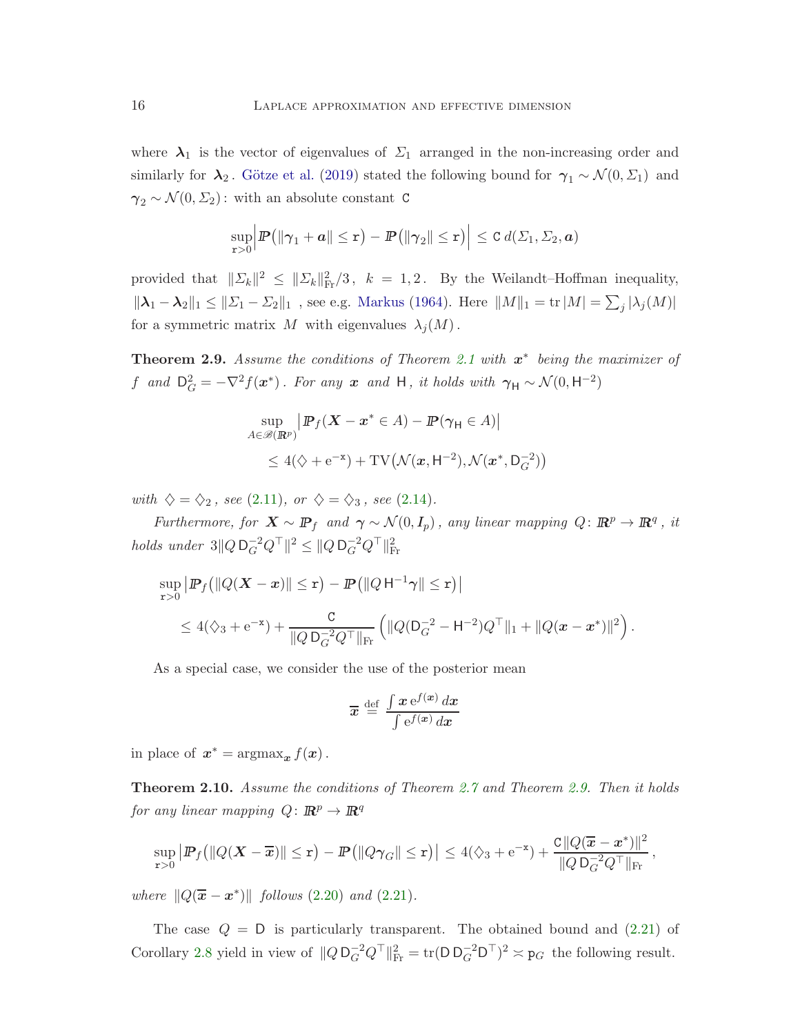where $\boldsymbol{\lambda}_1$ is the vector of eigenvalues of $\Sigma_1$ arranged in the non-increasing order and similarly for $\boldsymbol{\lambda}_2$. Götze et al. (2019) stated the following bound for $\boldsymbol{\gamma}_1 \sim \mathcal{N}(0, \Sigma_1)$ and $\boldsymbol{\gamma}_2 \sim \mathcal{N}(0, \Sigma_2)$: with an absolute constant $\mathtt{C}$

$$
\sup_{\mathtt{r}>0} \Bigl| \mathbb{P}\bigl(\|\boldsymbol{\gamma}_1 + \boldsymbol{a}\| \le \mathtt{r}\bigr) - \mathbb{P}\bigl(\|\boldsymbol{\gamma}_2\| \le \mathtt{r}\bigr) \Bigr| \le \mathtt{C}\, d(\Sigma_1, \Sigma_2, \boldsymbol{a})
$$

provided that $\|\Sigma_k\|^2 \le \|\Sigma_k\|_{\mathrm{Fr}}^2/3$, $k = 1, 2$. By the Weilandt–Hoffman inequality, $\|\boldsymbol{\lambda}_1 - \boldsymbol{\lambda}_2\|_1 \le \|\Sigma_1 - \Sigma_2\|_1$ , see e.g. Markus (1964). Here $\|M\|_1 = \operatorname{tr}|M| = \sum_j |\lambda_j(M)|$ for a symmetric matrix $M$ with eigenvalues $\lambda_j(M)$.

**Theorem 2.9.** *Assume the conditions of Theorem 2.1 with $\boldsymbol{x}^*$ being the maximizer of $f$ and $\mathsf{D}_G^2 = -\nabla^2 f(\boldsymbol{x}^*)$. For any $\boldsymbol{x}$ and $\mathsf{H}$, it holds with $\boldsymbol{\gamma}_{\mathsf{H}} \sim \mathcal{N}(0, \mathsf{H}^{-2})$*

$$
\begin{aligned}
&\sup_{A \in \mathscr{B}(\mathbb{R}^p)} \bigl| \mathbb{P}_f(\boldsymbol{X} - \boldsymbol{x}^* \in A) - \mathbb{P}(\boldsymbol{\gamma}_{\mathsf{H}} \in A) \bigr| \\
&\qquad \le 4(\diamondsuit + \mathrm{e}^{-\mathtt{x}}) + \mathrm{TV}\bigl(\mathcal{N}(\boldsymbol{x}, \mathsf{H}^{-2}), \mathcal{N}(\boldsymbol{x}^*, \mathsf{D}_G^{-2})\bigr)
\end{aligned}
$$

*with $\diamondsuit = \diamondsuit_2$, see (2.11), or $\diamondsuit = \diamondsuit_3$, see (2.14).*

*Furthermore, for $\boldsymbol{X} \sim \mathbb{P}_f$ and $\boldsymbol{\gamma} \sim \mathcal{N}(0, \boldsymbol{I}_p)$, any linear mapping $Q \colon \mathbb{R}^p \to \mathbb{R}^q$, it holds under $3\|Q\, \mathsf{D}_G^{-2} Q^\top\|^2 \le \|Q\, \mathsf{D}_G^{-2} Q^\top\|_{\mathrm{Fr}}^2$*

$$
\begin{aligned}
&\sup_{\mathtt{r}>0} \bigl| \mathbb{P}_f\bigl(\|Q(\boldsymbol{X} - \boldsymbol{x})\| \le \mathtt{r}\bigr) - \mathbb{P}\bigl(\|Q\, \mathsf{H}^{-1}\boldsymbol{\gamma}\| \le \mathtt{r}\bigr) \bigr| \\
&\qquad \le 4(\diamondsuit_3 + \mathrm{e}^{-\mathtt{x}}) + \frac{\mathtt{C}}{\|Q\, \mathsf{D}_G^{-2} Q^\top\|_{\mathrm{Fr}}} \Bigl( \|Q(\mathsf{D}_G^{-2} - \mathsf{H}^{-2})Q^\top\|_1 + \|Q(\boldsymbol{x} - \boldsymbol{x}^*)\|^2 \Bigr).
\end{aligned}
$$

As a special case, we consider the use of the posterior mean

$$
\overline{\boldsymbol{x}} \stackrel{\mathrm{def}}{=} \frac{\int \boldsymbol{x}\, \mathrm{e}^{f(\boldsymbol{x})}\, d\boldsymbol{x}}{\int \mathrm{e}^{f(\boldsymbol{x})}\, d\boldsymbol{x}}
$$

in place of $\boldsymbol{x}^* = \operatorname{argmax}_{\boldsymbol{x}} f(\boldsymbol{x})$.

**Theorem 2.10.** *Assume the conditions of Theorem 2.7 and Theorem 2.9. Then it holds for any linear mapping $Q \colon \mathbb{R}^p \to \mathbb{R}^q$*

$$
\sup_{\mathtt{r}>0} \bigl| \mathbb{P}_f\bigl(\|Q(\boldsymbol{X} - \overline{\boldsymbol{x}})\| \le \mathtt{r}\bigr) - \mathbb{P}\bigl(\|Q\boldsymbol{\gamma}_G\| \le \mathtt{r}\bigr) \bigr| \le 4(\diamondsuit_3 + \mathrm{e}^{-\mathtt{x}}) + \frac{\mathtt{C}\, \|Q(\overline{\boldsymbol{x}} - \boldsymbol{x}^*)\|^2}{\|Q\, \mathsf{D}_G^{-2} Q^\top\|_{\mathrm{Fr}}},
$$

*where $\|Q(\overline{\boldsymbol{x}} - \boldsymbol{x}^*)\|$ follows (2.20) and (2.21).*

The case $Q = \mathsf{D}$ is particularly transparent. The obtained bound and (2.21) of Corollary 2.8 yield in view of $\|Q\, \mathsf{D}_G^{-2} Q^\top\|_{\mathrm{Fr}}^2 = \operatorname{tr}(\mathsf{D}\, \mathsf{D}_G^{-2} \mathsf{D}^\top)^2 \asymp \mathtt{p}_G$ the following result.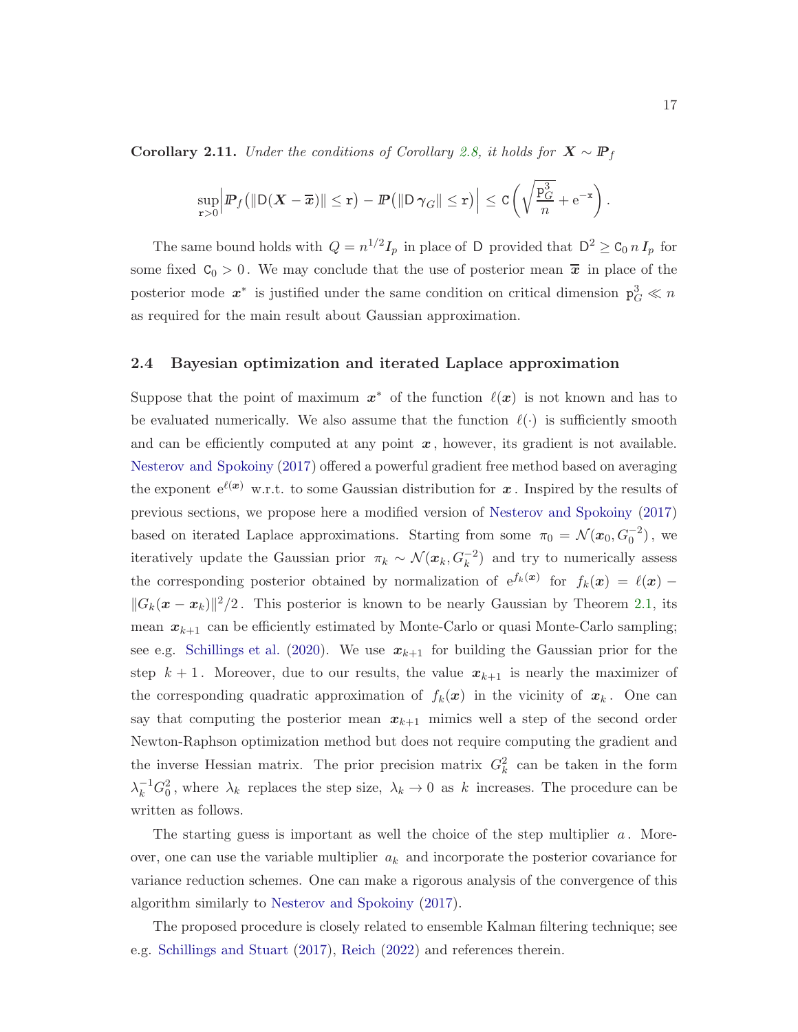**Corollary 2.11.** *Under the conditions of Corollary 2.8, it holds for* $\boldsymbol{X} \sim I\!\!P_f$

$$
\sup_{\mathtt{r}>0} \Big| I\!\!P_f\big(\|\mathsf{D}(\boldsymbol{X} - \overline{\boldsymbol{x}})\| \le \mathtt{r}\big) - I\!\!P\big(\|\mathsf{D}\,\boldsymbol{\gamma}_G\| \le \mathtt{r}\big) \Big| \le \mathtt{C} \left( \sqrt{\frac{\mathtt{p}_G^3}{n}} + \mathrm{e}^{-\mathtt{x}} \right).
$$

The same bound holds with $Q = n^{1/2} \boldsymbol{I}_p$ in place of $\mathsf{D}$ provided that $\mathsf{D}^2 \ge \mathtt{C}_0\, n\, \boldsymbol{I}_p$ for some fixed $\mathtt{C}_0 > 0$. We may conclude that the use of posterior mean $\overline{\boldsymbol{x}}$ in place of the posterior mode $\boldsymbol{x}^*$ is justified under the same condition on critical dimension $\mathtt{p}_G^3 \ll n$ as required for the main result about Gaussian approximation.

## 2.4 Bayesian optimization and iterated Laplace approximation

Suppose that the point of maximum $\boldsymbol{x}^*$ of the function $\ell(\boldsymbol{x})$ is not known and has to be evaluated numerically. We also assume that the function $\ell(\cdot)$ is sufficiently smooth and can be efficiently computed at any point $\boldsymbol{x}$, however, its gradient is not available. Nesterov and Spokoiny (2017) offered a powerful gradient free method based on averaging the exponent $\mathrm{e}^{\ell(\boldsymbol{x})}$ w.r.t. to some Gaussian distribution for $\boldsymbol{x}$. Inspired by the results of previous sections, we propose here a modified version of Nesterov and Spokoiny (2017) based on iterated Laplace approximations. Starting from some $\pi_0 = \mathcal{N}(\boldsymbol{x}_0, G_0^{-2})$, we iteratively update the Gaussian prior $\pi_k \sim \mathcal{N}(\boldsymbol{x}_k, G_k^{-2})$ and try to numerically assess the corresponding posterior obtained by normalization of $\mathrm{e}^{f_k(\boldsymbol{x})}$ for $f_k(\boldsymbol{x}) = \ell(\boldsymbol{x}) - \|G_k(\boldsymbol{x} - \boldsymbol{x}_k)\|^2/2$. This posterior is known to be nearly Gaussian by Theorem 2.1, its mean $\boldsymbol{x}_{k+1}$ can be efficiently estimated by Monte-Carlo or quasi Monte-Carlo sampling; see e.g. Schillings et al. (2020). We use $\boldsymbol{x}_{k+1}$ for building the Gaussian prior for the step $k+1$. Moreover, due to our results, the value $\boldsymbol{x}_{k+1}$ is nearly the maximizer of the corresponding quadratic approximation of $f_k(\boldsymbol{x})$ in the vicinity of $\boldsymbol{x}_k$. One can say that computing the posterior mean $\boldsymbol{x}_{k+1}$ mimics well a step of the second order Newton-Raphson optimization method but does not require computing the gradient and the inverse Hessian matrix. The prior precision matrix $G_k^2$ can be taken in the form $\lambda_k^{-1} G_0^2$, where $\lambda_k$ replaces the step size, $\lambda_k \to 0$ as $k$ increases. The procedure can be written as follows.

The starting guess is important as well the choice of the step multiplier $a$. Moreover, one can use the variable multiplier $a_k$ and incorporate the posterior covariance for variance reduction schemes. One can make a rigorous analysis of the convergence of this algorithm similarly to Nesterov and Spokoiny (2017).

The proposed procedure is closely related to ensemble Kalman filtering technique; see e.g. Schillings and Stuart (2017), Reich (2022) and references therein.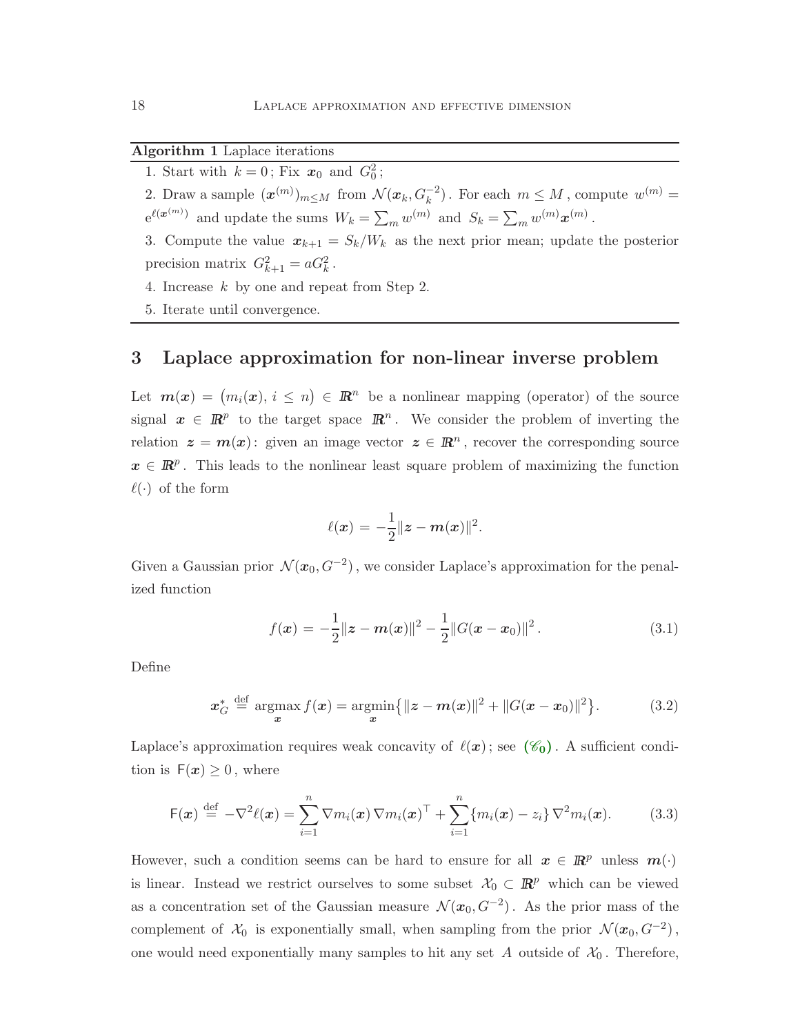**Algorithm 1** Laplace iterations

1. Start with $k = 0$; Fix $\boldsymbol{x}_0$ and $G_0^2$;
2. Draw a sample $(\boldsymbol{x}^{(m)})_{m \leq M}$ from $\mathcal{N}(\boldsymbol{x}_k, G_k^{-2})$. For each $m \leq M$, compute $w^{(m)} = \mathrm{e}^{\ell(\boldsymbol{x}^{(m)})}$ and update the sums $W_k = \sum_m w^{(m)}$ and $S_k = \sum_m w^{(m)} \boldsymbol{x}^{(m)}$.
3. Compute the value $\boldsymbol{x}_{k+1} = S_k / W_k$ as the next prior mean; update the posterior precision matrix $G_{k+1}^2 = a G_k^2$.
4. Increase $k$ by one and repeat from Step 2.
5. Iterate until convergence.

# 3 Laplace approximation for non-linear inverse problem

Let $\boldsymbol{m}(\boldsymbol{x}) = \bigl(m_i(\boldsymbol{x}),\, i \leq n\bigr) \in I\!\!R^n$ be a nonlinear mapping (operator) of the source signal $\boldsymbol{x} \in I\!\!R^p$ to the target space $I\!\!R^n$. We consider the problem of inverting the relation $\boldsymbol{z} = \boldsymbol{m}(\boldsymbol{x})$: given an image vector $\boldsymbol{z} \in I\!\!R^n$, recover the corresponding source $\boldsymbol{x} \in I\!\!R^p$. This leads to the nonlinear least square problem of maximizing the function $\ell(\cdot)$ of the form

$$
\ell(\boldsymbol{x}) = -\frac{1}{2} \| \boldsymbol{z} - \boldsymbol{m}(\boldsymbol{x}) \|^2.
$$

Given a Gaussian prior $\mathcal{N}(\boldsymbol{x}_0, G^{-2})$, we consider Laplace's approximation for the penalized function

$$
f(\boldsymbol{x}) = -\frac{1}{2} \| \boldsymbol{z} - \boldsymbol{m}(\boldsymbol{x}) \|^2 - \frac{1}{2} \| G(\boldsymbol{x} - \boldsymbol{x}_0) \|^2 . \tag{3.1}
$$

Define

$$
\boldsymbol{x}_G^* \stackrel{\text{def}}{=} \operatorname*{argmax}_{\boldsymbol{x}} f(\boldsymbol{x}) = \operatorname*{argmin}_{\boldsymbol{x}} \bigl\{ \| \boldsymbol{z} - \boldsymbol{m}(\boldsymbol{x}) \|^2 + \| G(\boldsymbol{x} - \boldsymbol{x}_0) \|^2 \bigr\}. \tag{3.2}
$$

Laplace's approximation requires weak concavity of $\ell(\boldsymbol{x})$; see **$(\mathscr{C}_0)$**. A sufficient condition is $\mathsf{F}(\boldsymbol{x}) \geq 0$, where

$$
\mathsf{F}(\boldsymbol{x}) \stackrel{\text{def}}{=} -\nabla^2 \ell(\boldsymbol{x}) = \sum_{i=1}^{n} \nabla m_i(\boldsymbol{x}) \, \nabla m_i(\boldsymbol{x})^\top + \sum_{i=1}^{n} \{ m_i(\boldsymbol{x}) - z_i \} \, \nabla^2 m_i(\boldsymbol{x}). \tag{3.3}
$$

However, such a condition seems can be hard to ensure for all $\boldsymbol{x} \in I\!\!R^p$ unless $\boldsymbol{m}(\cdot)$ is linear. Instead we restrict ourselves to some subset $\mathcal{X}_0 \subset I\!\!R^p$ which can be viewed as a concentration set of the Gaussian measure $\mathcal{N}(\boldsymbol{x}_0, G^{-2})$. As the prior mass of the complement of $\mathcal{X}_0$ is exponentially small, when sampling from the prior $\mathcal{N}(\boldsymbol{x}_0, G^{-2})$, one would need exponentially many samples to hit any set $A$ outside of $\mathcal{X}_0$. Therefore,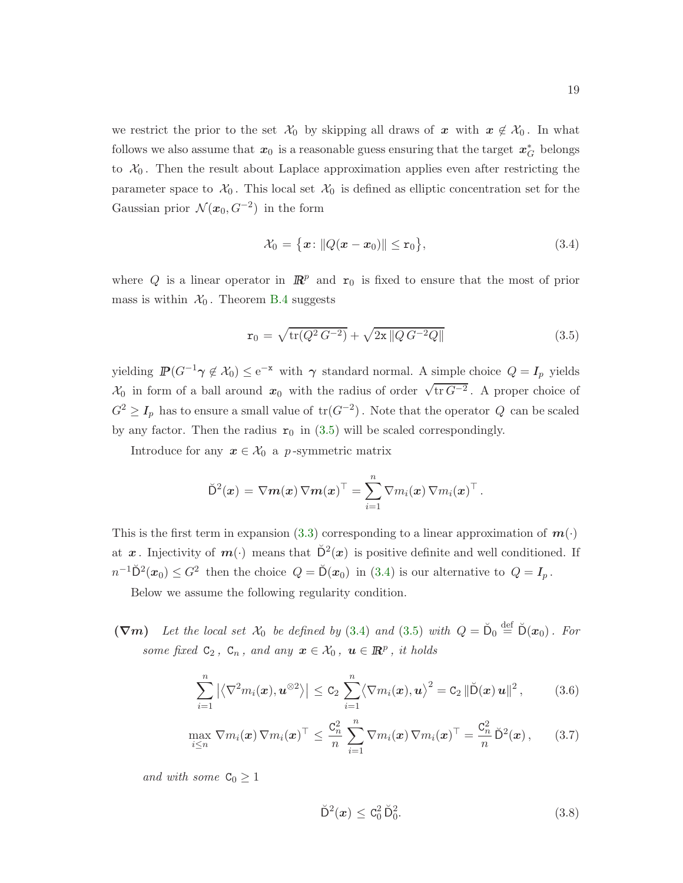we restrict the prior to the set $\mathcal{X}_0$ by skipping all draws of $\boldsymbol{x}$ with $\boldsymbol{x} \notin \mathcal{X}_0$. In what follows we also assume that $\boldsymbol{x}_0$ is a reasonable guess ensuring that the target $\boldsymbol{x}_G^*$ belongs to $\mathcal{X}_0$. Then the result about Laplace approximation applies even after restricting the parameter space to $\mathcal{X}_0$. This local set $\mathcal{X}_0$ is defined as elliptic concentration set for the Gaussian prior $\mathcal{N}(\boldsymbol{x}_0, G^{-2})$ in the form

$$
\mathcal{X}_0 = \bigl\{\boldsymbol{x} \colon \|Q(\boldsymbol{x} - \boldsymbol{x}_0)\| \le \mathtt{r}_0\bigr\}, \tag{3.4}
$$

where $Q$ is a linear operator in $\mathbb{R}^p$ and $\mathtt{r}_0$ is fixed to ensure that the most of prior mass is within $\mathcal{X}_0$. Theorem B.4 suggests

$$
\mathtt{r}_0 = \sqrt{\operatorname{tr}(Q^2\, G^{-2})} + \sqrt{2\mathtt{x}\, \|Q\, G^{-2} Q\|} \tag{3.5}
$$

yielding $\mathbb{P}(G^{-1}\boldsymbol{\gamma} \notin \mathcal{X}_0) \le \mathrm{e}^{-\mathtt{x}}$ with $\boldsymbol{\gamma}$ standard normal. A simple choice $Q = \boldsymbol{I}_p$ yields $\mathcal{X}_0$ in form of a ball around $\boldsymbol{x}_0$ with the radius of order $\sqrt{\operatorname{tr} G^{-2}}$. A proper choice of $G^2 \ge \boldsymbol{I}_p$ has to ensure a small value of $\operatorname{tr}(G^{-2})$. Note that the operator $Q$ can be scaled by any factor. Then the radius $\mathtt{r}_0$ in (3.5) will be scaled correspondingly.

Introduce for any $\boldsymbol{x} \in \mathcal{X}_0$ a $p$-symmetric matrix

$$
\breve{\mathsf{D}}^2(\boldsymbol{x}) = \nabla \boldsymbol{m}(\boldsymbol{x})\, \nabla \boldsymbol{m}(\boldsymbol{x})^\top = \sum_{i=1}^n \nabla m_i(\boldsymbol{x})\, \nabla m_i(\boldsymbol{x})^\top .
$$

This is the first term in expansion (3.3) corresponding to a linear approximation of $\boldsymbol{m}(\cdot)$ at $\boldsymbol{x}$. Injectivity of $\boldsymbol{m}(\cdot)$ means that $\breve{\mathsf{D}}^2(\boldsymbol{x})$ is positive definite and well conditioned. If $n^{-1}\breve{\mathsf{D}}^2(\boldsymbol{x}_0) \le G^2$ then the choice $Q = \breve{\mathsf{D}}(\boldsymbol{x}_0)$ in (3.4) is our alternative to $Q = \boldsymbol{I}_p$.

Below we assume the following regularity condition.

**$(\nabla \boldsymbol{m})$** *Let the local set $\mathcal{X}_0$ be defined by (3.4) and (3.5) with $Q = \breve{\mathsf{D}}_0 \stackrel{\text{def}}{=} \breve{\mathsf{D}}(\boldsymbol{x}_0)$. For some fixed $\mathsf{C}_2$, $\mathsf{C}_n$, and any $\boldsymbol{x} \in \mathcal{X}_0$, $\boldsymbol{u} \in \mathbb{R}^p$, it holds*

$$
\sum_{i=1}^n \bigl|\bigl\langle \nabla^2 m_i(\boldsymbol{x}), \boldsymbol{u}^{\otimes 2} \bigr\rangle\bigr| \le \mathsf{C}_2 \sum_{i=1}^n \bigl\langle \nabla m_i(\boldsymbol{x}), \boldsymbol{u} \bigr\rangle^2 = \mathsf{C}_2\, \|\breve{\mathsf{D}}(\boldsymbol{x})\, \boldsymbol{u}\|^2 , \tag{3.6}
$$

$$
\max_{i \le n} \nabla m_i(\boldsymbol{x})\, \nabla m_i(\boldsymbol{x})^\top \le \frac{\mathsf{C}_n^2}{n} \sum_{i=1}^n \nabla m_i(\boldsymbol{x})\, \nabla m_i(\boldsymbol{x})^\top = \frac{\mathsf{C}_n^2}{n}\, \breve{\mathsf{D}}^2(\boldsymbol{x}) , \tag{3.7}
$$

*and with some $\mathsf{C}_0 \ge 1$*

$$
\breve{\mathsf{D}}^2(\boldsymbol{x}) \le \mathsf{C}_0^2\, \breve{\mathsf{D}}_0^2. \tag{3.8}
$$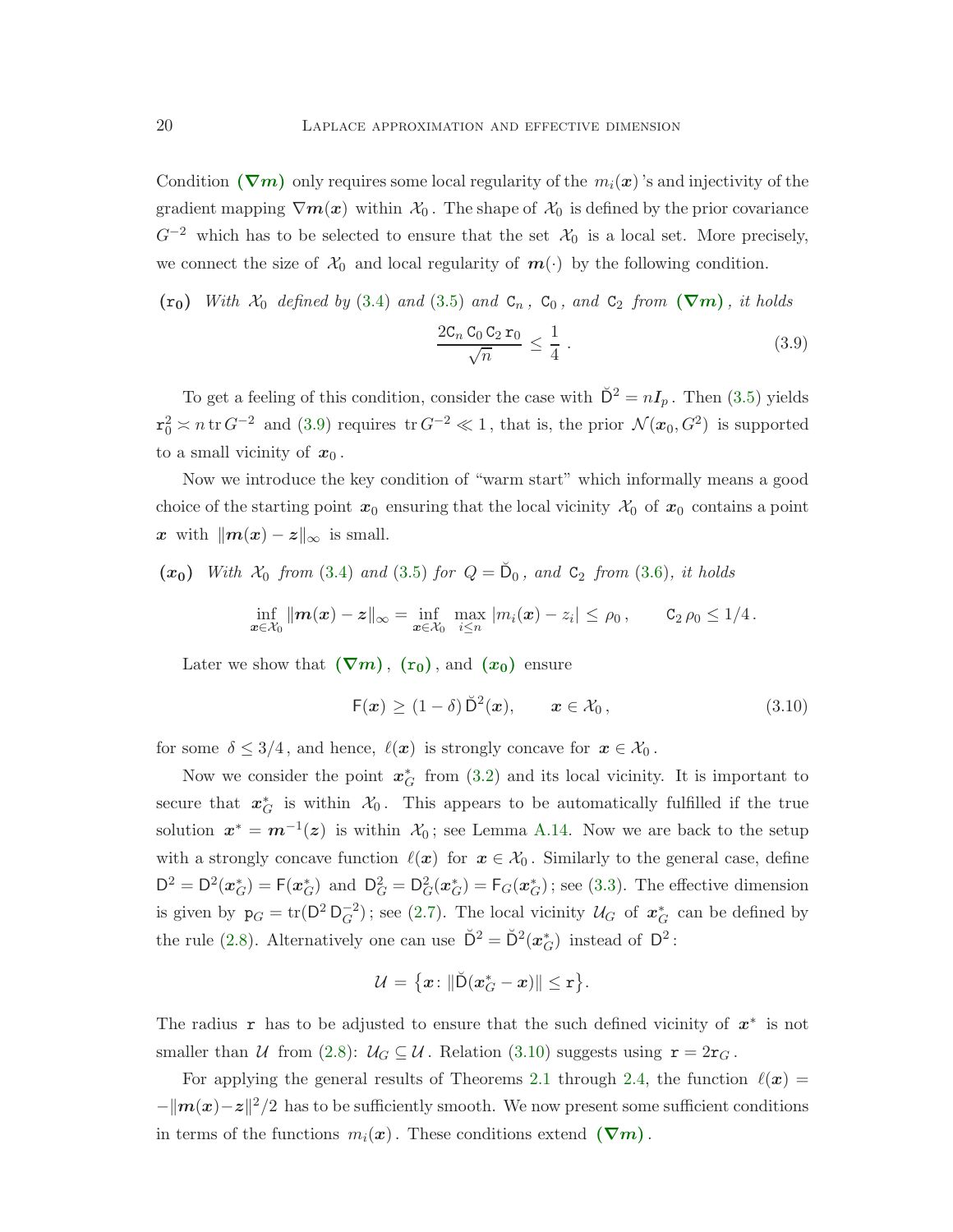Condition $(\boldsymbol{\nabla m})$ only requires some local regularity of the $m_i(\boldsymbol{x})$'s and injectivity of the gradient mapping $\nabla \boldsymbol{m}(\boldsymbol{x})$ within $\mathcal{X}_0$. The shape of $\mathcal{X}_0$ is defined by the prior covariance $G^{-2}$ which has to be selected to ensure that the set $\mathcal{X}_0$ is a local set. More precisely, we connect the size of $\mathcal{X}_0$ and local regularity of $\boldsymbol{m}(\cdot)$ by the following condition.

$(\mathtt{r_0})$ *With $\mathcal{X}_0$ defined by (3.4) and (3.5) and $\mathsf{C}_n$, $\mathsf{C}_0$, and $\mathsf{C}_2$ from $(\boldsymbol{\nabla m})$, it holds*

$$
\frac{2\mathsf{C}_n\,\mathsf{C}_0\,\mathsf{C}_2\,\mathtt{r}_0}{\sqrt{n}} \leq \frac{1}{4}\,. \tag{3.9}
$$

To get a feeling of this condition, consider the case with $\breve{\mathsf{D}}^2 = n \boldsymbol{I}_p$. Then (3.5) yields $\mathtt{r}_0^2 \asymp n \operatorname{tr} G^{-2}$ and (3.9) requires $\operatorname{tr} G^{-2} \ll 1$, that is, the prior $\mathcal{N}(\boldsymbol{x}_0, G^2)$ is supported to a small vicinity of $\boldsymbol{x}_0$.

Now we introduce the key condition of "warm start" which informally means a good choice of the starting point $\boldsymbol{x}_0$ ensuring that the local vicinity $\mathcal{X}_0$ of $\boldsymbol{x}_0$ contains a point $\boldsymbol{x}$ with $\|\boldsymbol{m}(\boldsymbol{x}) - \boldsymbol{z}\|_\infty$ is small.

$(\boldsymbol{x_0})$ *With $\mathcal{X}_0$ from (3.4) and (3.5) for $Q = \breve{\mathsf{D}}_0$, and $\mathsf{C}_2$ from (3.6), it holds*

$$
\inf_{\boldsymbol{x} \in \mathcal{X}_0} \|\boldsymbol{m}(\boldsymbol{x}) - \boldsymbol{z}\|_\infty = \inf_{\boldsymbol{x} \in \mathcal{X}_0} \max_{i \leq n} |m_i(\boldsymbol{x}) - z_i| \leq \rho_0\,, \qquad \mathsf{C}_2\,\rho_0 \leq 1/4\,.
$$

Later we show that $(\boldsymbol{\nabla m})$, $(\mathtt{r_0})$, and $(\boldsymbol{x_0})$ ensure

$$
\mathsf{F}(\boldsymbol{x}) \geq (1 - \delta)\, \breve{\mathsf{D}}^2(\boldsymbol{x}), \qquad \boldsymbol{x} \in \mathcal{X}_0\,, \tag{3.10}
$$

for some $\delta \leq 3/4$, and hence, $\ell(\boldsymbol{x})$ is strongly concave for $\boldsymbol{x} \in \mathcal{X}_0$.

Now we consider the point $\boldsymbol{x}_G^*$ from (3.2) and its local vicinity. It is important to secure that $\boldsymbol{x}_G^*$ is within $\mathcal{X}_0$. This appears to be automatically fulfilled if the true solution $\boldsymbol{x}^* = \boldsymbol{m}^{-1}(\boldsymbol{z})$ is within $\mathcal{X}_0$; see Lemma A.14. Now we are back to the setup with a strongly concave function $\ell(\boldsymbol{x})$ for $\boldsymbol{x} \in \mathcal{X}_0$. Similarly to the general case, define $\mathsf{D}^2 = \mathsf{D}^2(\boldsymbol{x}_G^*) = \mathsf{F}(\boldsymbol{x}_G^*)$ and $\mathsf{D}_G^2 = \mathsf{D}_G^2(\boldsymbol{x}_G^*) = \mathsf{F}_G(\boldsymbol{x}_G^*)$; see (3.3). The effective dimension is given by $\mathtt{p}_G = \operatorname{tr}(\mathsf{D}^2\,\mathsf{D}_G^{-2})$; see (2.7). The local vicinity $\mathcal{U}_G$ of $\boldsymbol{x}_G^*$ can be defined by the rule (2.8). Alternatively one can use $\breve{\mathsf{D}}^2 = \breve{\mathsf{D}}^2(\boldsymbol{x}_G^*)$ instead of $\mathsf{D}^2$:

$$
\mathcal{U} = \bigl\{\boldsymbol{x} \colon \|\breve{\mathsf{D}}(\boldsymbol{x}_G^* - \boldsymbol{x})\| \leq \mathtt{r}\bigr\}.
$$

The radius $\mathtt{r}$ has to be adjusted to ensure that the such defined vicinity of $\boldsymbol{x}^*$ is not smaller than $\mathcal{U}$ from (2.8): $\mathcal{U}_G \subseteq \mathcal{U}$. Relation (3.10) suggests using $\mathtt{r} = 2\mathtt{r}_G$.

For applying the general results of Theorems 2.1 through 2.4, the function $\ell(\boldsymbol{x}) = -\|\boldsymbol{m}(\boldsymbol{x}) - \boldsymbol{z}\|^2/2$ has to be sufficiently smooth. We now present some sufficient conditions in terms of the functions $m_i(\boldsymbol{x})$. These conditions extend $(\boldsymbol{\nabla m})$.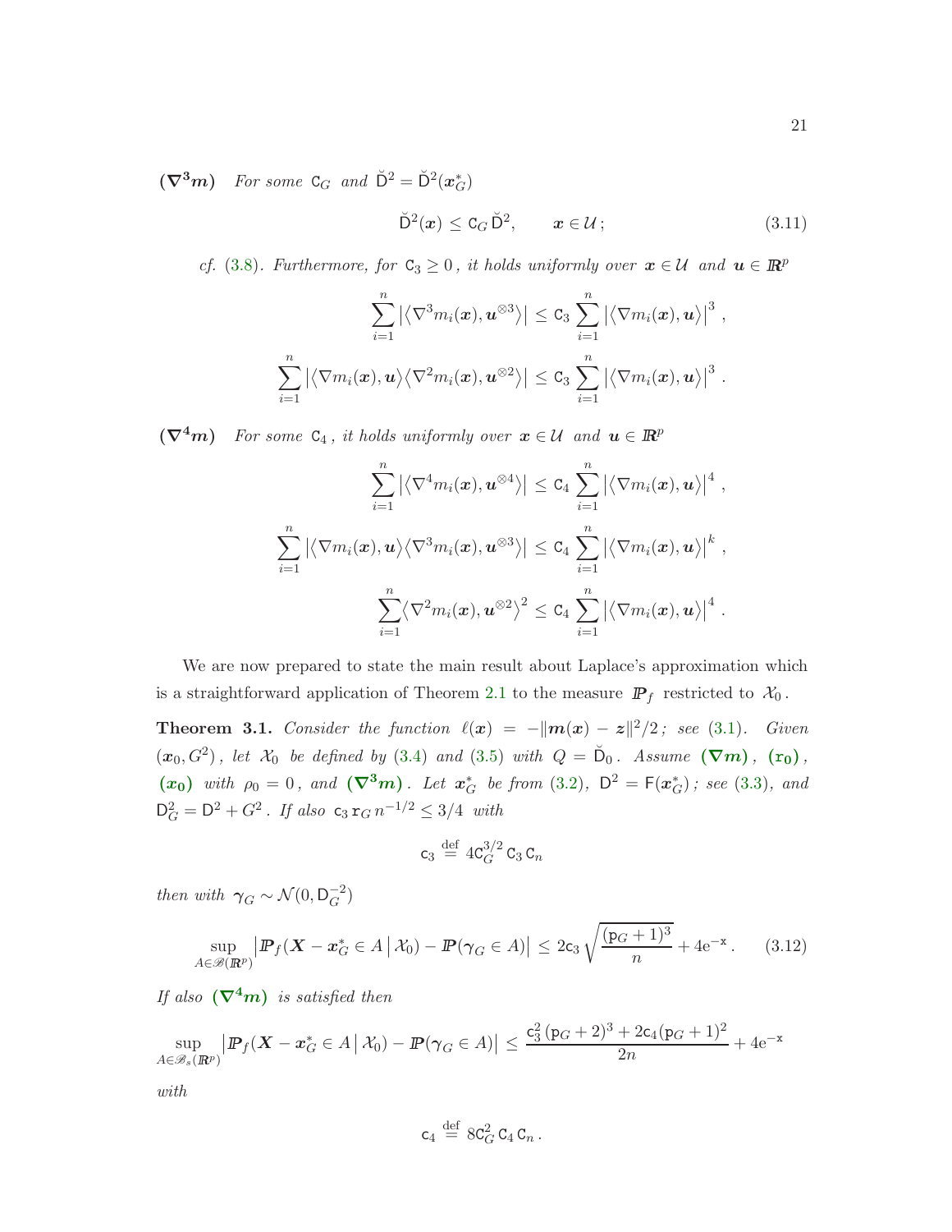$(\boldsymbol{\nabla^3 m})$ *For some* $\mathtt{C}_G$ *and* $\breve{\mathsf{D}}^2 = \breve{\mathsf{D}}^2(\boldsymbol{x}_G^*)$

$$
\breve{\mathsf{D}}^2(\boldsymbol{x}) \le \mathtt{C}_G \, \breve{\mathsf{D}}^2, \qquad \boldsymbol{x} \in \mathcal{U} \, ; \tag{3.11}
$$

*cf.* (3.8)*. Furthermore, for* $\mathtt{C}_3 \ge 0$ *, it holds uniformly over* $\boldsymbol{x} \in \mathcal{U}$ *and* $\boldsymbol{u} \in \mathbb{R}^p$

$$
\sum_{i=1}^{n} \bigl| \bigl\langle \nabla^3 m_i(\boldsymbol{x}), \boldsymbol{u}^{\otimes 3} \bigr\rangle \bigr| \le \mathtt{C}_3 \sum_{i=1}^{n} \bigl| \bigl\langle \nabla m_i(\boldsymbol{x}), \boldsymbol{u} \bigr\rangle \bigr|^3 ,
$$

$$
\sum_{i=1}^{n} \bigl| \bigl\langle \nabla m_i(\boldsymbol{x}), \boldsymbol{u} \bigr\rangle \bigl\langle \nabla^2 m_i(\boldsymbol{x}), \boldsymbol{u}^{\otimes 2} \bigr\rangle \bigr| \le \mathtt{C}_3 \sum_{i=1}^{n} \bigl| \bigl\langle \nabla m_i(\boldsymbol{x}), \boldsymbol{u} \bigr\rangle \bigr|^3 .
$$

$(\boldsymbol{\nabla^4 m})$ *For some* $\mathtt{C}_4$ *, it holds uniformly over* $\boldsymbol{x} \in \mathcal{U}$ *and* $\boldsymbol{u} \in \mathbb{R}^p$

$$
\sum_{i=1}^{n} \bigl| \bigl\langle \nabla^4 m_i(\boldsymbol{x}), \boldsymbol{u}^{\otimes 4} \bigr\rangle \bigr| \le \mathtt{C}_4 \sum_{i=1}^{n} \bigl| \bigl\langle \nabla m_i(\boldsymbol{x}), \boldsymbol{u} \bigr\rangle \bigr|^4 ,
$$

$$
\sum_{i=1}^{n} \bigl| \bigl\langle \nabla m_i(\boldsymbol{x}), \boldsymbol{u} \bigr\rangle \bigl\langle \nabla^3 m_i(\boldsymbol{x}), \boldsymbol{u}^{\otimes 3} \bigr\rangle \bigr| \le \mathtt{C}_4 \sum_{i=1}^{n} \bigl| \bigl\langle \nabla m_i(\boldsymbol{x}), \boldsymbol{u} \bigr\rangle \bigr|^k ,
$$

$$
\sum_{i=1}^{n} \bigl\langle \nabla^2 m_i(\boldsymbol{x}), \boldsymbol{u}^{\otimes 2} \bigr\rangle^2 \le \mathtt{C}_4 \sum_{i=1}^{n} \bigl| \bigl\langle \nabla m_i(\boldsymbol{x}), \boldsymbol{u} \bigr\rangle \bigr|^4 .
$$

We are now prepared to state the main result about Laplace's approximation which is a straightforward application of Theorem 2.1 to the measure $\mathbb{P}_f$ restricted to $\mathcal{X}_0$.

**Theorem 3.1.** *Consider the function* $\ell(\boldsymbol{x}) = -\|\boldsymbol{m}(\boldsymbol{x}) - \boldsymbol{z}\|^2/2$ *; see* (3.1)*. Given* $(\boldsymbol{x}_0, G^2)$ *, let* $\mathcal{X}_0$ *be defined by* (3.4) *and* (3.5) *with* $Q = \breve{\mathsf{D}}_0$ *. Assume* $(\boldsymbol{\nabla m})$ *,* $(\mathbf{r_0})$ *,* $(\boldsymbol{x_0})$ *with* $\rho_0 = 0$ *, and* $(\boldsymbol{\nabla^3 m})$ *. Let* $\boldsymbol{x}_G^*$ *be from* (3.2)*,* $\mathsf{D}^2 = \mathsf{F}(\boldsymbol{x}_G^*)$ *; see* (3.3)*, and* $\mathsf{D}_G^2 = \mathsf{D}^2 + G^2$ *. If also* $\mathtt{c}_3 \, \mathtt{r}_G \, n^{-1/2} \le 3/4$ *with*

$$
\mathtt{c}_3 \stackrel{\mathrm{def}}{=} 4 \mathtt{C}_G^{3/2} \, \mathtt{C}_3 \, \mathtt{C}_n
$$

*then with* $\boldsymbol{\gamma}_G \sim \mathcal{N}(0, \mathsf{D}_G^{-2})$

$$
\sup_{A \in \mathscr{B}(\mathbb{R}^p)} \bigl| \mathbb{P}_f(\boldsymbol{X} - \boldsymbol{x}_G^* \in A \,\big|\, \mathcal{X}_0) - \mathbb{P}(\boldsymbol{\gamma}_G \in A) \bigr| \le 2 \mathtt{c}_3 \sqrt{\frac{(\mathtt{p}_G + 1)^3}{n}} + 4 \mathrm{e}^{-\mathtt{x}} . \tag{3.12}
$$

*If also* $(\boldsymbol{\nabla^4 m})$ *is satisfied then*

$$
\sup_{A \in \mathscr{B}_s(\mathbb{R}^p)} \bigl| \mathbb{P}_f(\boldsymbol{X} - \boldsymbol{x}_G^* \in A \,\big|\, \mathcal{X}_0) - \mathbb{P}(\boldsymbol{\gamma}_G \in A) \bigr| \le \frac{\mathtt{c}_3^2 \, (\mathtt{p}_G + 2)^3 + 2 \mathtt{c}_4 (\mathtt{p}_G + 1)^2}{2n} + 4 \mathrm{e}^{-\mathtt{x}}
$$

*with*

$$
\mathtt{c}_4 \stackrel{\mathrm{def}}{=} 8 \mathtt{C}_G^2 \, \mathtt{C}_4 \, \mathtt{C}_n \, .
$$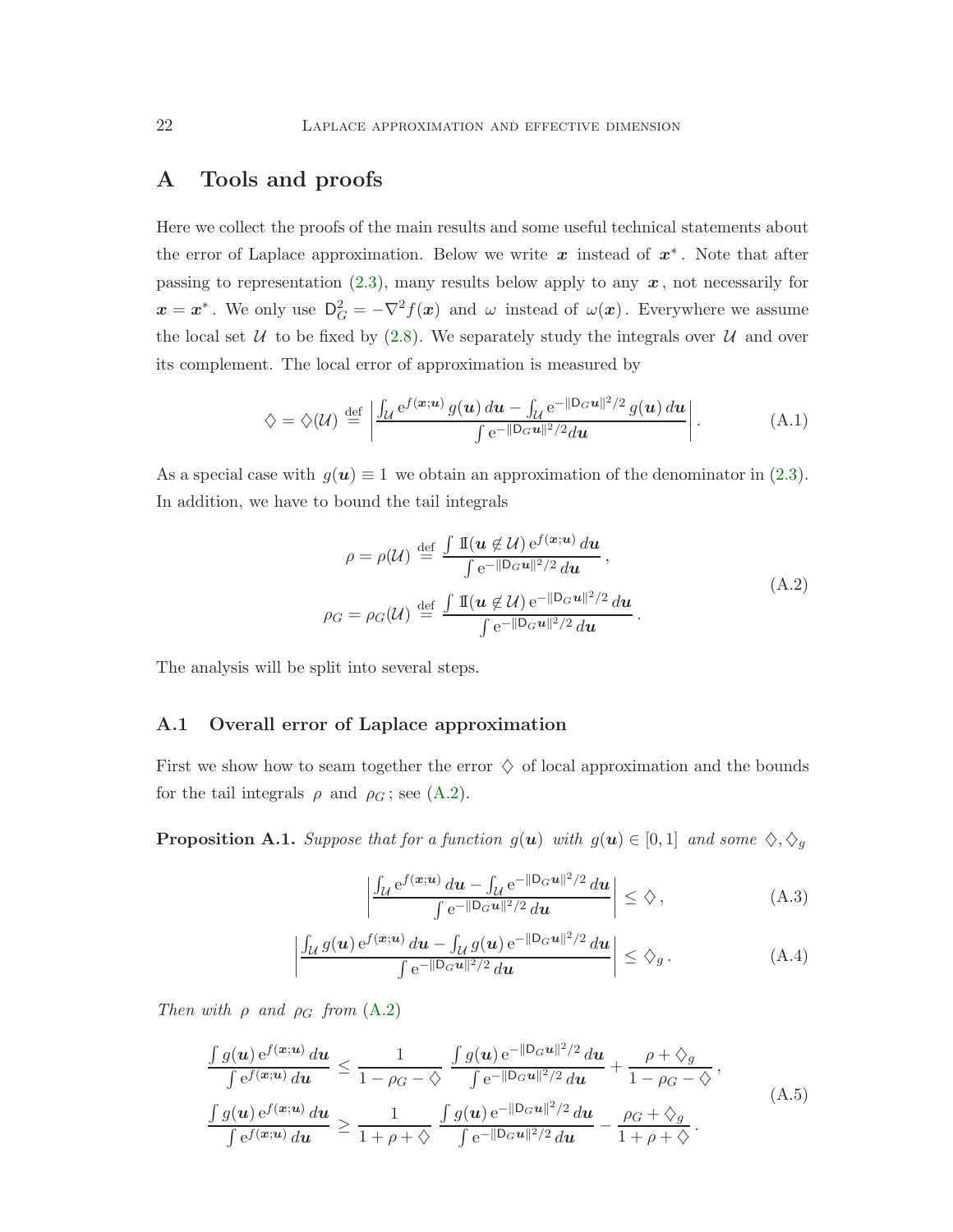## A Tools and proofs

Here we collect the proofs of the main results and some useful technical statements about the error of Laplace approximation. Below we write $\boldsymbol{x}$ instead of $\boldsymbol{x}^*$. Note that after passing to representation (2.3), many results below apply to any $\boldsymbol{x}$, not necessarily for $\boldsymbol{x} = \boldsymbol{x}^*$. We only use $\mathsf{D}_G^2 = -\nabla^2 f(\boldsymbol{x})$ and $\omega$ instead of $\omega(\boldsymbol{x})$. Everywhere we assume the local set $\mathcal{U}$ to be fixed by (2.8). We separately study the integrals over $\mathcal{U}$ and over its complement. The local error of approximation is measured by

$$
\diamondsuit = \diamondsuit(\mathcal{U}) \stackrel{\text{def}}{=} \left| \frac{\int_{\mathcal{U}} \mathrm{e}^{f(\boldsymbol{x};\boldsymbol{u})} \, g(\boldsymbol{u}) \, d\boldsymbol{u} - \int_{\mathcal{U}} \mathrm{e}^{-\|\mathsf{D}_G \boldsymbol{u}\|^2/2} \, g(\boldsymbol{u}) \, d\boldsymbol{u}}{\int \mathrm{e}^{-\|\mathsf{D}_G \boldsymbol{u}\|^2/2} d\boldsymbol{u}} \right| . \tag{A.1}
$$

As a special case with $g(\boldsymbol{u}) \equiv 1$ we obtain an approximation of the denominator in (2.3). In addition, we have to bound the tail integrals

$$
\begin{aligned}
\rho = \rho(\mathcal{U}) &\stackrel{\text{def}}{=} \frac{\int \mathrm{I\!I}(\boldsymbol{u} \notin \mathcal{U}) \, \mathrm{e}^{f(\boldsymbol{x};\boldsymbol{u})} \, d\boldsymbol{u}}{\int \mathrm{e}^{-\|\mathsf{D}_G \boldsymbol{u}\|^2/2} \, d\boldsymbol{u}} , \\
\rho_G = \rho_G(\mathcal{U}) &\stackrel{\text{def}}{=} \frac{\int \mathrm{I\!I}(\boldsymbol{u} \notin \mathcal{U}) \, \mathrm{e}^{-\|\mathsf{D}_G \boldsymbol{u}\|^2/2} \, d\boldsymbol{u}}{\int \mathrm{e}^{-\|\mathsf{D}_G \boldsymbol{u}\|^2/2} \, d\boldsymbol{u}} .
\end{aligned} \tag{A.2}
$$

The analysis will be split into several steps.

### A.1 Overall error of Laplace approximation

First we show how to seam together the error $\diamondsuit$ of local approximation and the bounds for the tail integrals $\rho$ and $\rho_G$; see (A.2).

**Proposition A.1.** *Suppose that for a function $g(\boldsymbol{u})$ with $g(\boldsymbol{u}) \in [0,1]$ and some $\diamondsuit, \diamondsuit_g$*

$$
\left| \frac{\int_{\mathcal{U}} \mathrm{e}^{f(\boldsymbol{x};\boldsymbol{u})} \, d\boldsymbol{u} - \int_{\mathcal{U}} \mathrm{e}^{-\|\mathsf{D}_G \boldsymbol{u}\|^2/2} \, d\boldsymbol{u}}{\int \mathrm{e}^{-\|\mathsf{D}_G \boldsymbol{u}\|^2/2} \, d\boldsymbol{u}} \right| \le \diamondsuit , \tag{A.3}
$$

$$
\left| \frac{\int_{\mathcal{U}} g(\boldsymbol{u}) \, \mathrm{e}^{f(\boldsymbol{x};\boldsymbol{u})} \, d\boldsymbol{u} - \int_{\mathcal{U}} g(\boldsymbol{u}) \, \mathrm{e}^{-\|\mathsf{D}_G \boldsymbol{u}\|^2/2} \, d\boldsymbol{u}}{\int \mathrm{e}^{-\|\mathsf{D}_G \boldsymbol{u}\|^2/2} \, d\boldsymbol{u}} \right| \le \diamondsuit_g . \tag{A.4}
$$

*Then with $\rho$ and $\rho_G$ from (A.2)*

$$
\begin{aligned}
\frac{\int g(\boldsymbol{u}) \, \mathrm{e}^{f(\boldsymbol{x};\boldsymbol{u})} \, d\boldsymbol{u}}{\int \mathrm{e}^{f(\boldsymbol{x};\boldsymbol{u})} \, d\boldsymbol{u}} &\le \frac{1}{1 - \rho_G - \diamondsuit} \, \frac{\int g(\boldsymbol{u}) \, \mathrm{e}^{-\|\mathsf{D}_G \boldsymbol{u}\|^2/2} \, d\boldsymbol{u}}{\int \mathrm{e}^{-\|\mathsf{D}_G \boldsymbol{u}\|^2/2} \, d\boldsymbol{u}} + \frac{\rho + \diamondsuit_g}{1 - \rho_G - \diamondsuit} , \\
\frac{\int g(\boldsymbol{u}) \, \mathrm{e}^{f(\boldsymbol{x};\boldsymbol{u})} \, d\boldsymbol{u}}{\int \mathrm{e}^{f(\boldsymbol{x};\boldsymbol{u})} \, d\boldsymbol{u}} &\ge \frac{1}{1 + \rho + \diamondsuit} \, \frac{\int g(\boldsymbol{u}) \, \mathrm{e}^{-\|\mathsf{D}_G \boldsymbol{u}\|^2/2} \, d\boldsymbol{u}}{\int \mathrm{e}^{-\|\mathsf{D}_G \boldsymbol{u}\|^2/2} \, d\boldsymbol{u}} - \frac{\rho_G + \diamondsuit_g}{1 + \rho + \diamondsuit} .
\end{aligned} \tag{A.5}
$$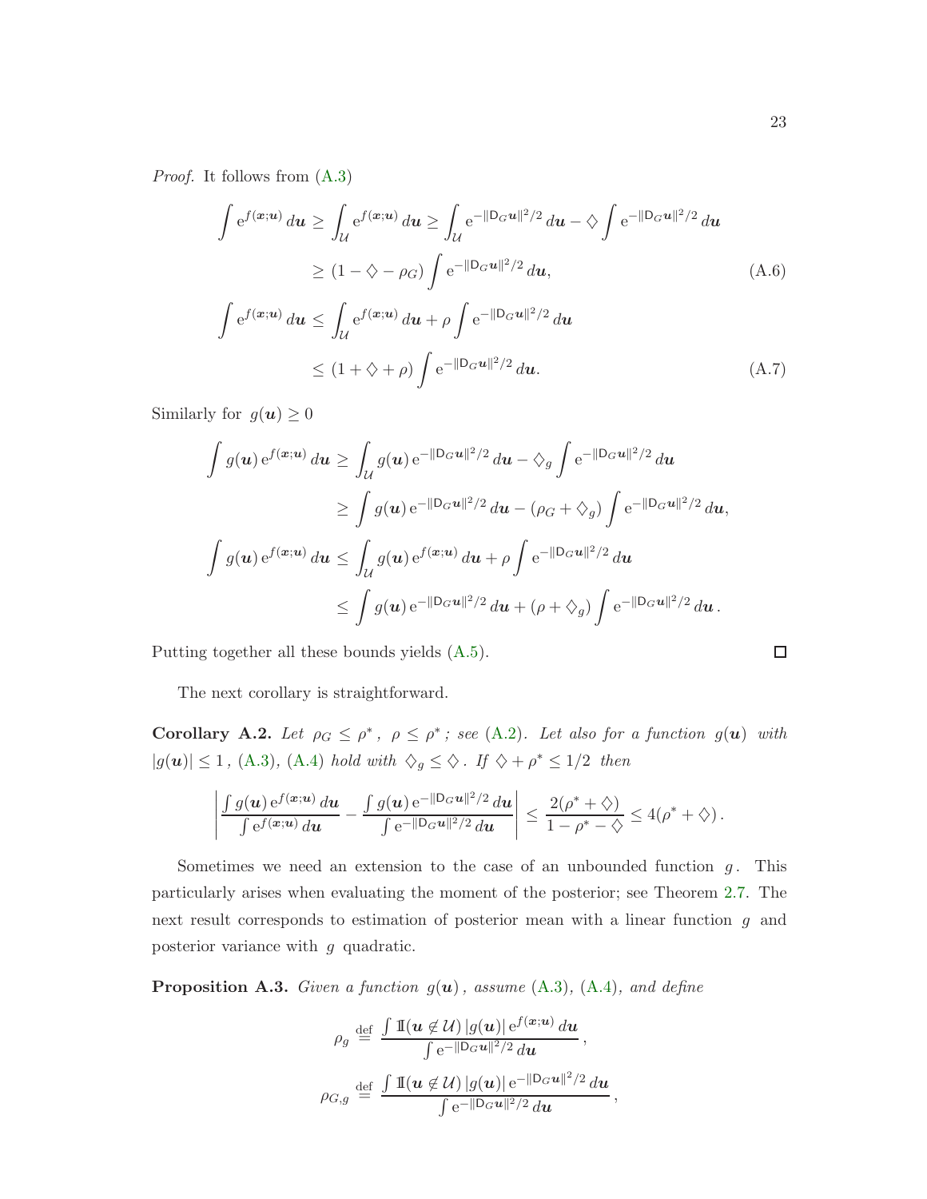*Proof.* It follows from (A.3)

$$
\begin{aligned}
\int \mathrm{e}^{f(\boldsymbol{x};\boldsymbol{u})}\, d\boldsymbol{u} &\geq \int_{\mathcal{U}} \mathrm{e}^{f(\boldsymbol{x};\boldsymbol{u})}\, d\boldsymbol{u} \geq \int_{\mathcal{U}} \mathrm{e}^{-\|\mathsf{D}_G \boldsymbol{u}\|^2/2}\, d\boldsymbol{u} - \diamondsuit \int \mathrm{e}^{-\|\mathsf{D}_G \boldsymbol{u}\|^2/2}\, d\boldsymbol{u} \\
&\geq (1 - \diamondsuit - \rho_G) \int \mathrm{e}^{-\|\mathsf{D}_G \boldsymbol{u}\|^2/2}\, d\boldsymbol{u}, \qquad \text{(A.6)} \\
\int \mathrm{e}^{f(\boldsymbol{x};\boldsymbol{u})}\, d\boldsymbol{u} &\leq \int_{\mathcal{U}} \mathrm{e}^{f(\boldsymbol{x};\boldsymbol{u})}\, d\boldsymbol{u} + \rho \int \mathrm{e}^{-\|\mathsf{D}_G \boldsymbol{u}\|^2/2}\, d\boldsymbol{u} \\
&\leq (1 + \diamondsuit + \rho) \int \mathrm{e}^{-\|\mathsf{D}_G \boldsymbol{u}\|^2/2}\, d\boldsymbol{u}. \qquad \text{(A.7)}
\end{aligned}
$$

Similarly for $g(\boldsymbol{u}) \geq 0$

$$
\begin{aligned}
\int g(\boldsymbol{u})\, \mathrm{e}^{f(\boldsymbol{x};\boldsymbol{u})}\, d\boldsymbol{u} &\geq \int_{\mathcal{U}} g(\boldsymbol{u})\, \mathrm{e}^{-\|\mathsf{D}_G \boldsymbol{u}\|^2/2}\, d\boldsymbol{u} - \diamondsuit_g \int \mathrm{e}^{-\|\mathsf{D}_G \boldsymbol{u}\|^2/2}\, d\boldsymbol{u} \\
&\geq \int g(\boldsymbol{u})\, \mathrm{e}^{-\|\mathsf{D}_G \boldsymbol{u}\|^2/2}\, d\boldsymbol{u} - (\rho_G + \diamondsuit_g) \int \mathrm{e}^{-\|\mathsf{D}_G \boldsymbol{u}\|^2/2}\, d\boldsymbol{u}, \\
\int g(\boldsymbol{u})\, \mathrm{e}^{f(\boldsymbol{x};\boldsymbol{u})}\, d\boldsymbol{u} &\leq \int_{\mathcal{U}} g(\boldsymbol{u})\, \mathrm{e}^{f(\boldsymbol{x};\boldsymbol{u})}\, d\boldsymbol{u} + \rho \int \mathrm{e}^{-\|\mathsf{D}_G \boldsymbol{u}\|^2/2}\, d\boldsymbol{u} \\
&\leq \int g(\boldsymbol{u})\, \mathrm{e}^{-\|\mathsf{D}_G \boldsymbol{u}\|^2/2}\, d\boldsymbol{u} + (\rho + \diamondsuit_g) \int \mathrm{e}^{-\|\mathsf{D}_G \boldsymbol{u}\|^2/2}\, d\boldsymbol{u}\,.
\end{aligned}
$$

Putting together all these bounds yields (A.5). □

The next corollary is straightforward.

**Corollary A.2.** *Let* $\rho_G \leq \rho^*$, $\rho \leq \rho^*$; *see* (A.2). *Let also for a function* $g(\boldsymbol{u})$ *with* $|g(\boldsymbol{u})| \leq 1$, (A.3), (A.4) *hold with* $\diamondsuit_g \leq \diamondsuit$. *If* $\diamondsuit + \rho^* \leq 1/2$ *then*

$$
\left| \frac{\int g(\boldsymbol{u})\, \mathrm{e}^{f(\boldsymbol{x};\boldsymbol{u})}\, d\boldsymbol{u}}{\int \mathrm{e}^{f(\boldsymbol{x};\boldsymbol{u})}\, d\boldsymbol{u}} - \frac{\int g(\boldsymbol{u})\, \mathrm{e}^{-\|\mathsf{D}_G \boldsymbol{u}\|^2/2}\, d\boldsymbol{u}}{\int \mathrm{e}^{-\|\mathsf{D}_G \boldsymbol{u}\|^2/2}\, d\boldsymbol{u}} \right| \leq \frac{2(\rho^* + \diamondsuit)}{1 - \rho^* - \diamondsuit} \leq 4(\rho^* + \diamondsuit)\,.
$$

Sometimes we need an extension to the case of an unbounded function $g$. This particularly arises when evaluating the moment of the posterior; see Theorem 2.7. The next result corresponds to estimation of posterior mean with a linear function $g$ and posterior variance with $g$ quadratic.

**Proposition A.3.** *Given a function* $g(\boldsymbol{u})$, *assume* (A.3), (A.4), *and define*

$$
\begin{aligned}
\rho_g &\stackrel{\text{def}}{=} \frac{\int \mathbb{I}(\boldsymbol{u} \notin \mathcal{U})\, |g(\boldsymbol{u})|\, \mathrm{e}^{f(\boldsymbol{x};\boldsymbol{u})}\, d\boldsymbol{u}}{\int \mathrm{e}^{-\|\mathsf{D}_G \boldsymbol{u}\|^2/2}\, d\boldsymbol{u}}\,, \\
\rho_{G,g} &\stackrel{\text{def}}{=} \frac{\int \mathbb{I}(\boldsymbol{u} \notin \mathcal{U})\, |g(\boldsymbol{u})|\, \mathrm{e}^{-\|\mathsf{D}_G \boldsymbol{u}\|^2/2}\, d\boldsymbol{u}}{\int \mathrm{e}^{-\|\mathsf{D}_G \boldsymbol{u}\|^2/2}\, d\boldsymbol{u}}\,,
\end{aligned}
$$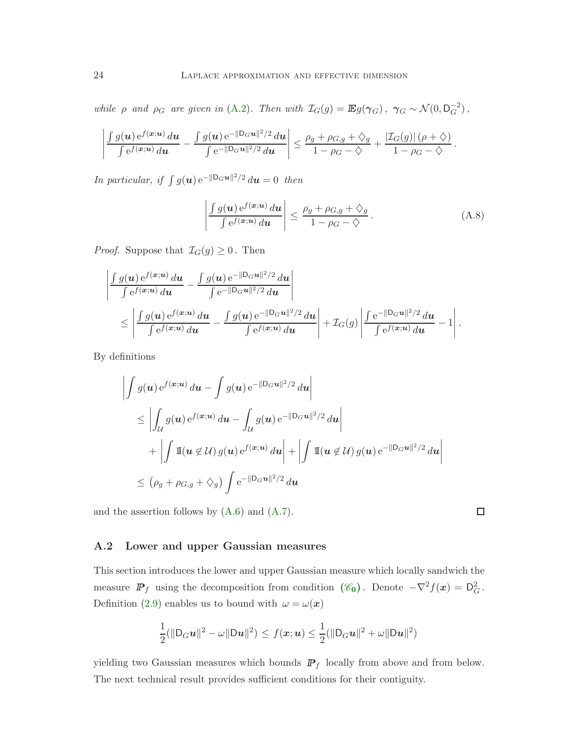*while* $\rho$ *and* $\rho_G$ *are given in* (A.2). *Then with* $\mathcal{I}_G(g) = \mathbb{E} g(\gamma_G)\,,\ \gamma_G \sim \mathcal{N}(0, \mathsf{D}_G^{-2})\,,$

$$
\left| \frac{\int g(\boldsymbol{u}) \, \mathrm{e}^{f(\boldsymbol{x};\boldsymbol{u})} \, d\boldsymbol{u}}{\int \mathrm{e}^{f(\boldsymbol{x};\boldsymbol{u})} \, d\boldsymbol{u}} - \frac{\int g(\boldsymbol{u}) \, \mathrm{e}^{-\|\mathsf{D}_G \boldsymbol{u}\|^2/2} \, d\boldsymbol{u}}{\int \mathrm{e}^{-\|\mathsf{D}_G \boldsymbol{u}\|^2/2} \, d\boldsymbol{u}} \right| \le \frac{\rho_g + \rho_{G,g} + \diamondsuit_g}{1 - \rho_G - \diamondsuit} + \frac{|\mathcal{I}_G(g)| \, (\rho + \diamondsuit)}{1 - \rho_G - \diamondsuit} \, .
$$

*In particular, if* $\int g(\boldsymbol{u}) \, \mathrm{e}^{-\|\mathsf{D}_G \boldsymbol{u}\|^2/2} \, d\boldsymbol{u} = 0$ *then*

$$
\left| \frac{\int g(\boldsymbol{u}) \, \mathrm{e}^{f(\boldsymbol{x};\boldsymbol{u})} \, d\boldsymbol{u}}{\int \mathrm{e}^{f(\boldsymbol{x};\boldsymbol{u})} \, d\boldsymbol{u}} \right| \le \frac{\rho_g + \rho_{G,g} + \diamondsuit_g}{1 - \rho_G - \diamondsuit} \, . \tag{A.8}
$$

*Proof.* Suppose that $\mathcal{I}_G(g) \ge 0$. Then

$$
\begin{aligned}
&\left| \frac{\int g(\boldsymbol{u}) \, \mathrm{e}^{f(\boldsymbol{x};\boldsymbol{u})} \, d\boldsymbol{u}}{\int \mathrm{e}^{f(\boldsymbol{x};\boldsymbol{u})} \, d\boldsymbol{u}} - \frac{\int g(\boldsymbol{u}) \, \mathrm{e}^{-\|\mathsf{D}_G \boldsymbol{u}\|^2/2} \, d\boldsymbol{u}}{\int \mathrm{e}^{-\|\mathsf{D}_G \boldsymbol{u}\|^2/2} \, d\boldsymbol{u}} \right| \\
&\qquad \le \left| \frac{\int g(\boldsymbol{u}) \, \mathrm{e}^{f(\boldsymbol{x};\boldsymbol{u})} \, d\boldsymbol{u}}{\int \mathrm{e}^{f(\boldsymbol{x};\boldsymbol{u})} \, d\boldsymbol{u}} - \frac{\int g(\boldsymbol{u}) \, \mathrm{e}^{-\|\mathsf{D}_G \boldsymbol{u}\|^2/2} \, d\boldsymbol{u}}{\int \mathrm{e}^{f(\boldsymbol{x};\boldsymbol{u})} \, d\boldsymbol{u}} \right| + \mathcal{I}_G(g) \left| \frac{\int \mathrm{e}^{-\|\mathsf{D}_G \boldsymbol{u}\|^2/2} \, d\boldsymbol{u}}{\int \mathrm{e}^{f(\boldsymbol{x};\boldsymbol{u})} \, d\boldsymbol{u}} - 1 \right| .
\end{aligned}
$$

By definitions

$$
\begin{aligned}
&\left| \int g(\boldsymbol{u}) \, \mathrm{e}^{f(\boldsymbol{x};\boldsymbol{u})} \, d\boldsymbol{u} - \int g(\boldsymbol{u}) \, \mathrm{e}^{-\|\mathsf{D}_G \boldsymbol{u}\|^2/2} \, d\boldsymbol{u} \right| \\
&\qquad \le \left| \int_{\mathcal{U}} g(\boldsymbol{u}) \, \mathrm{e}^{f(\boldsymbol{x};\boldsymbol{u})} \, d\boldsymbol{u} - \int_{\mathcal{U}} g(\boldsymbol{u}) \, \mathrm{e}^{-\|\mathsf{D}_G \boldsymbol{u}\|^2/2} \, d\boldsymbol{u} \right| \\
&\qquad\quad + \left| \int \mathbb{1}(\boldsymbol{u} \not\in \mathcal{U}) \, g(\boldsymbol{u}) \, \mathrm{e}^{f(\boldsymbol{x};\boldsymbol{u})} \, d\boldsymbol{u} \right| + \left| \int \mathbb{1}(\boldsymbol{u} \not\in \mathcal{U}) \, g(\boldsymbol{u}) \, \mathrm{e}^{-\|\mathsf{D}_G \boldsymbol{u}\|^2/2} \, d\boldsymbol{u} \right| \\
&\qquad \le \bigl( \rho_g + \rho_{G,g} + \diamondsuit_g \bigr) \int \mathrm{e}^{-\|\mathsf{D}_G \boldsymbol{u}\|^2/2} \, d\boldsymbol{u}
\end{aligned}
$$

and the assertion follows by (A.6) and (A.7). $\square$

## A.2 Lower and upper Gaussian measures

This section introduces the lower and upper Gaussian measure which locally sandwich the measure $\mathbb{P}_f$ using the decomposition from condition **($\mathscr{C}_0$)**. Denote $-\nabla^2 f(\boldsymbol{x}) = \mathsf{D}_G^2$. Definition (2.9) enables us to bound with $\omega = \omega(\boldsymbol{x})$

$$
\frac{1}{2} (\|\mathsf{D}_G \boldsymbol{u}\|^2 - \omega \|\mathsf{D} \boldsymbol{u}\|^2) \le f(\boldsymbol{x};\boldsymbol{u}) \le \frac{1}{2} (\|\mathsf{D}_G \boldsymbol{u}\|^2 + \omega \|\mathsf{D} \boldsymbol{u}\|^2)
$$

yielding two Gaussian measures which bounds $\mathbb{P}_f$ locally from above and from below. The next technical result provides sufficient conditions for their contiguity.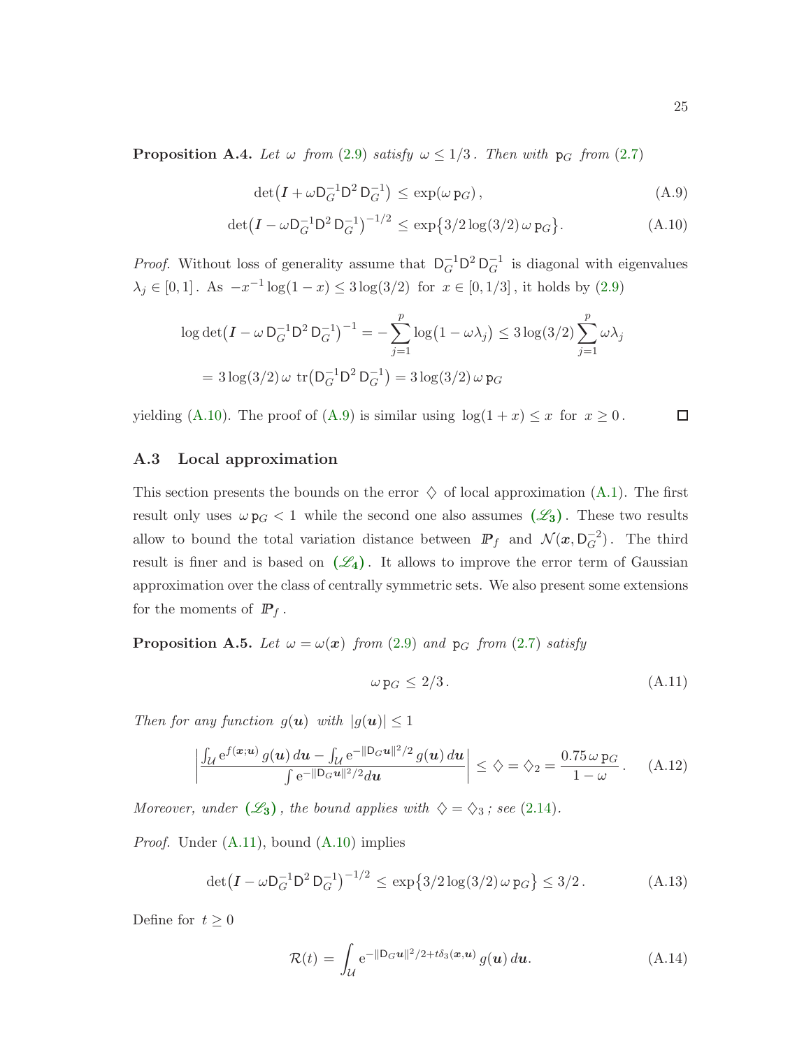**Proposition A.4.** *Let $\omega$ from (2.9) satisfy $\omega \le 1/3$. Then with $\mathtt{p}_G$ from (2.7)*

$$
\det\bigl(\boldsymbol{I} + \omega \mathsf{D}_G^{-1} \mathsf{D}^2 \, \mathsf{D}_G^{-1}\bigr) \le \exp(\omega \, \mathtt{p}_G), \tag{A.9}
$$

$$
\det\bigl(\boldsymbol{I} - \omega \mathsf{D}_G^{-1} \mathsf{D}^2 \, \mathsf{D}_G^{-1}\bigr)^{-1/2} \le \exp\bigl\{3/2 \log(3/2) \, \omega \, \mathtt{p}_G\bigr\}. \tag{A.10}
$$

*Proof.* Without loss of generality assume that $\mathsf{D}_G^{-1} \mathsf{D}^2 \, \mathsf{D}_G^{-1}$ is diagonal with eigenvalues $\lambda_j \in [0,1]$. As $-x^{-1} \log(1-x) \le 3 \log(3/2)$ for $x \in [0, 1/3]$, it holds by (2.9)

$$
\begin{aligned}
\log \det\bigl(\boldsymbol{I} - \omega \, \mathsf{D}_G^{-1} \mathsf{D}^2 \, \mathsf{D}_G^{-1}\bigr)^{-1} &= - \sum_{j=1}^{p} \log\bigl(1 - \omega \lambda_j\bigr) \le 3 \log(3/2) \sum_{j=1}^{p} \omega \lambda_j \\
&= 3 \log(3/2) \, \omega \, \operatorname{tr}\bigl(\mathsf{D}_G^{-1} \mathsf{D}^2 \, \mathsf{D}_G^{-1}\bigr) = 3 \log(3/2) \, \omega \, \mathtt{p}_G
\end{aligned}
$$

yielding (A.10). The proof of (A.9) is similar using $\log(1+x) \le x$ for $x \ge 0$. $\square$

### A.3 Local approximation

This section presents the bounds on the error $\diamondsuit$ of local approximation (A.1). The first result only uses $\omega \, \mathtt{p}_G < 1$ while the second one also assumes $(\mathscr{L}_3)$. These two results allow to bound the total variation distance between $I\!\!P_f$ and $\mathcal{N}(\boldsymbol{x}, \mathsf{D}_G^{-2})$. The third result is finer and is based on $(\mathscr{L}_4)$. It allows to improve the error term of Gaussian approximation over the class of centrally symmetric sets. We also present some extensions for the moments of $I\!\!P_f$.

**Proposition A.5.** *Let $\omega = \omega(\boldsymbol{x})$ from (2.9) and $\mathtt{p}_G$ from (2.7) satisfy*

$$
\omega \, \mathtt{p}_G \le 2/3. \tag{A.11}
$$

*Then for any function $g(\boldsymbol{u})$ with $|g(\boldsymbol{u})| \le 1$*

$$
\left| \frac{\int_{\mathcal{U}} \mathrm{e}^{f(\boldsymbol{x}; \boldsymbol{u})} \, g(\boldsymbol{u}) \, d\boldsymbol{u} - \int_{\mathcal{U}} \mathrm{e}^{-\|\mathsf{D}_G \boldsymbol{u}\|^2/2} \, g(\boldsymbol{u}) \, d\boldsymbol{u}}{\int \mathrm{e}^{-\|\mathsf{D}_G \boldsymbol{u}\|^2/2} d\boldsymbol{u}} \right| \le \diamondsuit = \diamondsuit_2 = \frac{0.75 \, \omega \, \mathtt{p}_G}{1 - \omega}. \tag{A.12}
$$

*Moreover, under $(\mathscr{L}_3)$, the bound applies with $\diamondsuit = \diamondsuit_3$; see (2.14).*

*Proof.* Under (A.11), bound (A.10) implies

$$
\det\bigl(\boldsymbol{I} - \omega \mathsf{D}_G^{-1} \mathsf{D}^2 \, \mathsf{D}_G^{-1}\bigr)^{-1/2} \le \exp\bigl\{3/2 \log(3/2) \, \omega \, \mathtt{p}_G\bigr\} \le 3/2. \tag{A.13}
$$

Define for $t \ge 0$

$$
\mathcal{R}(t) = \int_{\mathcal{U}} \mathrm{e}^{-\|\mathsf{D}_G \boldsymbol{u}\|^2/2 + t \delta_3(\boldsymbol{x}, \boldsymbol{u})} \, g(\boldsymbol{u}) \, d\boldsymbol{u}. \tag{A.14}
$$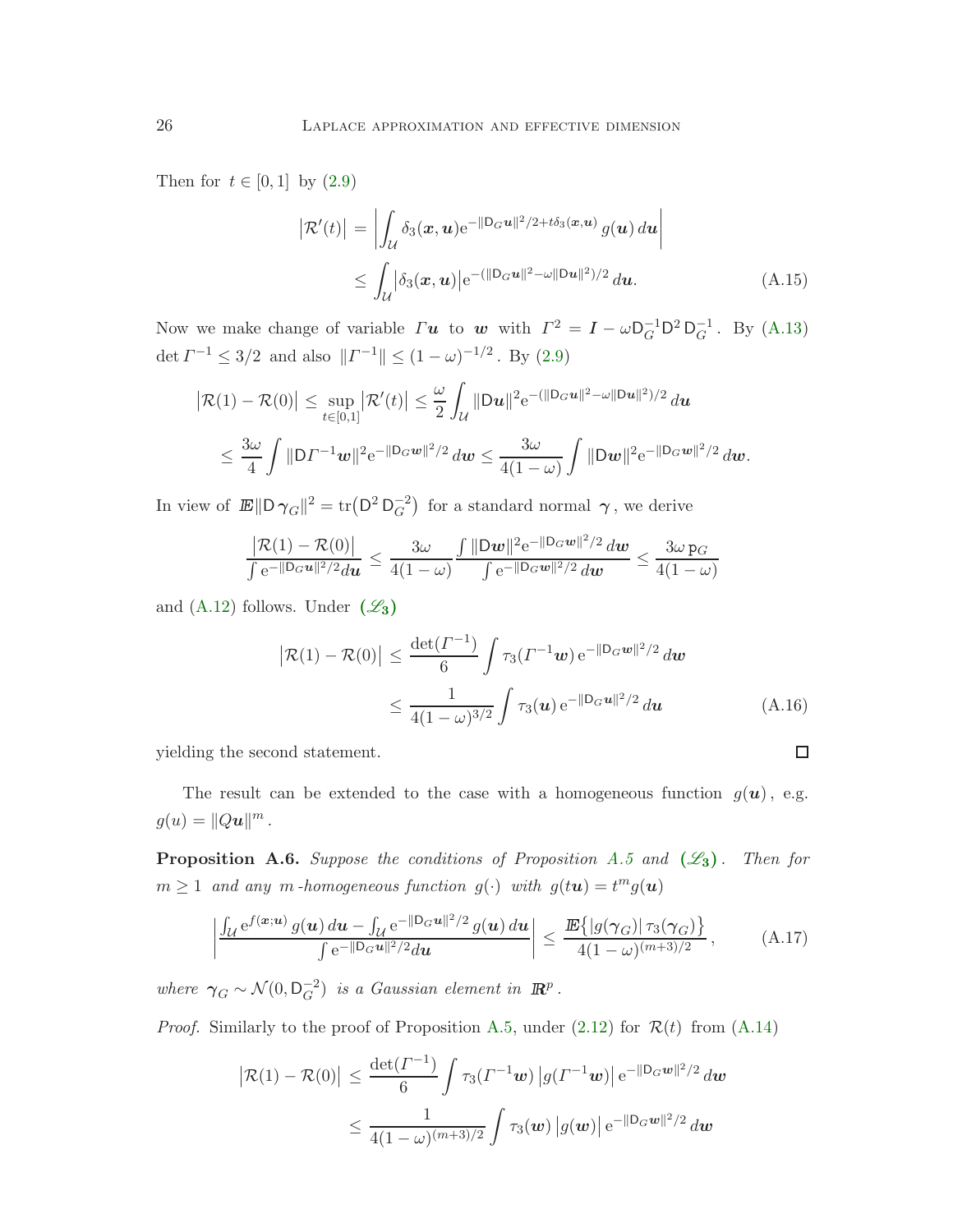Then for $t \in [0,1]$ by (2.9)

$$
\begin{aligned}
\bigl|\mathcal{R}'(t)\bigr| &= \left| \int_{\mathcal{U}} \delta_3(\boldsymbol{x},\boldsymbol{u}) \mathrm{e}^{-\|\mathsf{D}_G \boldsymbol{u}\|^2/2 + t\delta_3(\boldsymbol{x},\boldsymbol{u})} \, g(\boldsymbol{u}) \, d\boldsymbol{u} \right| \\
&\leq \int_{\mathcal{U}} \bigl|\delta_3(\boldsymbol{x},\boldsymbol{u})\bigr| \mathrm{e}^{-(\|\mathsf{D}_G \boldsymbol{u}\|^2 - \omega\|\mathsf{D}\boldsymbol{u}\|^2)/2} \, d\boldsymbol{u}. \qquad \text{(A.15)}
\end{aligned}
$$

Now we make change of variable $\mathit{\Gamma}\boldsymbol{u}$ to $\boldsymbol{w}$ with $\mathit{\Gamma}^2 = \boldsymbol{I} - \omega \mathsf{D}_G^{-1} \mathsf{D}^2 \, \mathsf{D}_G^{-1}$. By (A.13) $\det \mathit{\Gamma}^{-1} \leq 3/2$ and also $\|\mathit{\Gamma}^{-1}\| \leq (1-\omega)^{-1/2}$. By (2.9)

$$
\begin{aligned}
\bigl|\mathcal{R}(1) - \mathcal{R}(0)\bigr| &\leq \sup_{t\in[0,1]} \bigl|\mathcal{R}'(t)\bigr| \leq \frac{\omega}{2} \int_{\mathcal{U}} \|\mathsf{D}\boldsymbol{u}\|^2 \mathrm{e}^{-(\|\mathsf{D}_G \boldsymbol{u}\|^2 - \omega\|\mathsf{D}\boldsymbol{u}\|^2)/2} \, d\boldsymbol{u} \\
&\leq \frac{3\omega}{4} \int \|\mathsf{D}\mathit{\Gamma}^{-1}\boldsymbol{w}\|^2 \mathrm{e}^{-\|\mathsf{D}_G \boldsymbol{w}\|^2/2} \, d\boldsymbol{w} \leq \frac{3\omega}{4(1-\omega)} \int \|\mathsf{D}\boldsymbol{w}\|^2 \mathrm{e}^{-\|\mathsf{D}_G \boldsymbol{w}\|^2/2} \, d\boldsymbol{w}.
\end{aligned}
$$

In view of $\boldsymbol{E}\|\mathsf{D}\,\boldsymbol{\gamma}_G\|^2 = \operatorname{tr}\bigl(\mathsf{D}^2\,\mathsf{D}_G^{-2}\bigr)$ for a standard normal $\boldsymbol{\gamma}$, we derive

$$
\frac{\bigl|\mathcal{R}(1) - \mathcal{R}(0)\bigr|}{\int \mathrm{e}^{-\|\mathsf{D}_G \boldsymbol{u}\|^2/2} d\boldsymbol{u}} \leq \frac{3\omega}{4(1-\omega)} \frac{\int \|\mathsf{D}\boldsymbol{w}\|^2 \mathrm{e}^{-\|\mathsf{D}_G \boldsymbol{w}\|^2/2} \, d\boldsymbol{w}}{\int \mathrm{e}^{-\|\mathsf{D}_G \boldsymbol{w}\|^2/2} \, d\boldsymbol{w}} \leq \frac{3\omega \, \mathtt{p}_G}{4(1-\omega)}
$$

and (A.12) follows. Under $(\mathscr{L}_3)$

$$
\begin{aligned}
\bigl|\mathcal{R}(1) - \mathcal{R}(0)\bigr| &\leq \frac{\det(\mathit{\Gamma}^{-1})}{6} \int \tau_3(\mathit{\Gamma}^{-1}\boldsymbol{w}) \, \mathrm{e}^{-\|\mathsf{D}_G \boldsymbol{w}\|^2/2} \, d\boldsymbol{w} \\
&\leq \frac{1}{4(1-\omega)^{3/2}} \int \tau_3(\boldsymbol{u}) \, \mathrm{e}^{-\|\mathsf{D}_G \boldsymbol{u}\|^2/2} \, d\boldsymbol{u} \qquad \text{(A.16)}
\end{aligned}
$$

yielding the second statement. $\square$

The result can be extended to the case with a homogeneous function $g(\boldsymbol{u})$, e.g. $g(u) = \|Q\boldsymbol{u}\|^m$.

**Proposition A.6.** *Suppose the conditions of Proposition A.5 and* $(\mathscr{L}_3)$. *Then for* $m \geq 1$ *and any* $m$*-homogeneous function* $g(\cdot)$ *with* $g(t\boldsymbol{u}) = t^m g(\boldsymbol{u})$

$$
\left| \frac{\int_{\mathcal{U}} \mathrm{e}^{f(\boldsymbol{x};\boldsymbol{u})} \, g(\boldsymbol{u}) \, d\boldsymbol{u} - \int_{\mathcal{U}} \mathrm{e}^{-\|\mathsf{D}_G \boldsymbol{u}\|^2/2} \, g(\boldsymbol{u}) \, d\boldsymbol{u}}{\int \mathrm{e}^{-\|\mathsf{D}_G \boldsymbol{u}\|^2/2} d\boldsymbol{u}} \right| \leq \frac{\boldsymbol{E}\bigl\{|g(\boldsymbol{\gamma}_G)| \, \tau_3(\boldsymbol{\gamma}_G)\bigr\}}{4(1-\omega)^{(m+3)/2}}, \qquad \text{(A.17)}
$$

*where* $\boldsymbol{\gamma}_G \sim \mathcal{N}(0, \mathsf{D}_G^{-2})$ *is a Gaussian element in* $\mathbb{R}^p$.

*Proof.* Similarly to the proof of Proposition A.5, under (2.12) for $\mathcal{R}(t)$ from (A.14)

$$
\begin{aligned}
\bigl|\mathcal{R}(1) - \mathcal{R}(0)\bigr| &\leq \frac{\det(\mathit{\Gamma}^{-1})}{6} \int \tau_3(\mathit{\Gamma}^{-1}\boldsymbol{w}) \, \bigl|g(\mathit{\Gamma}^{-1}\boldsymbol{w})\bigr| \, \mathrm{e}^{-\|\mathsf{D}_G \boldsymbol{w}\|^2/2} \, d\boldsymbol{w} \\
&\leq \frac{1}{4(1-\omega)^{(m+3)/2}} \int \tau_3(\boldsymbol{w}) \, \bigl|g(\boldsymbol{w})\bigr| \, \mathrm{e}^{-\|\mathsf{D}_G \boldsymbol{w}\|^2/2} \, d\boldsymbol{w}
\end{aligned}
$$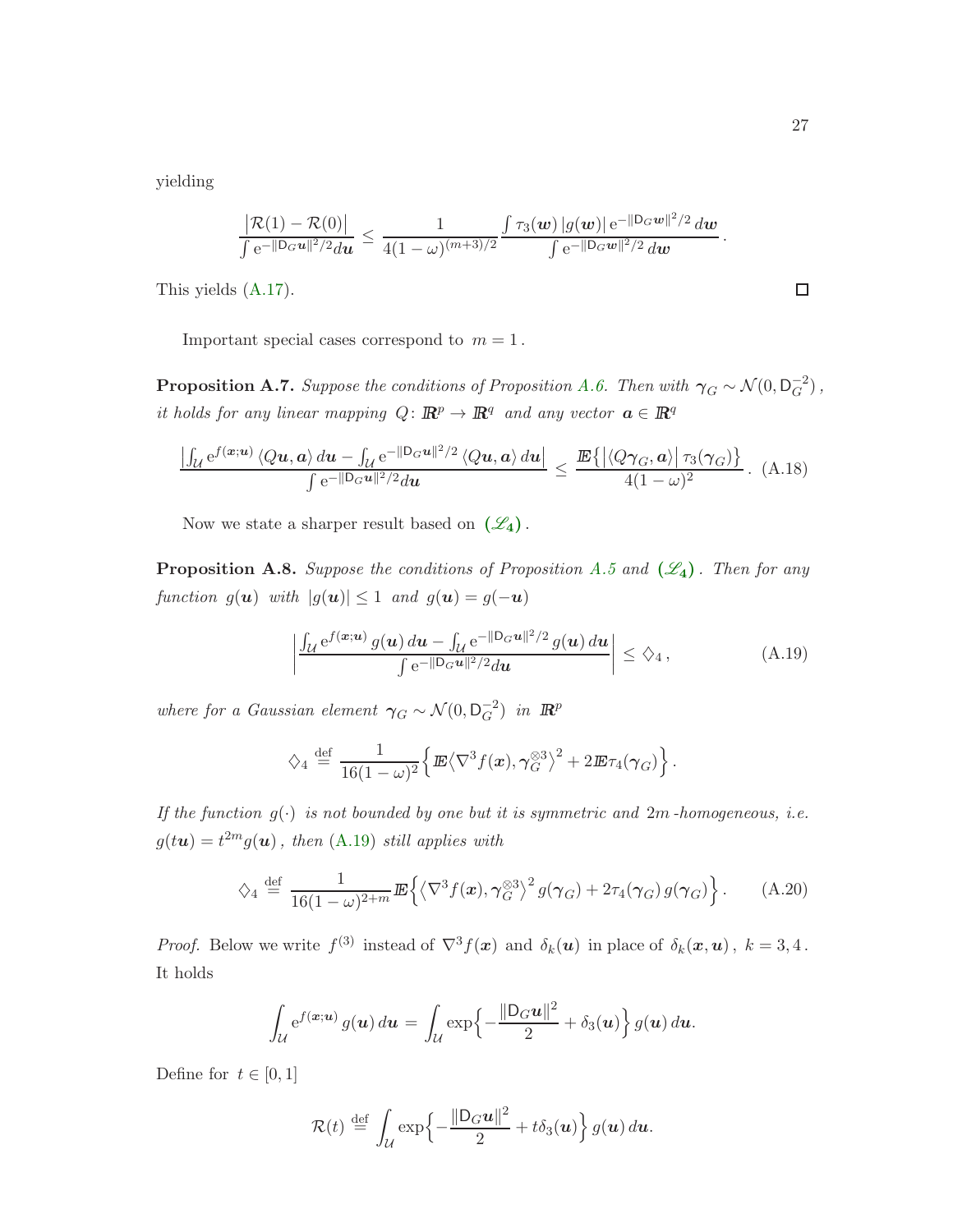yielding

$$
\frac{\bigl|\mathcal{R}(1) - \mathcal{R}(0)\bigr|}{\int \mathrm{e}^{-\|\mathsf{D}_G \boldsymbol{u}\|^2/2} d\boldsymbol{u}} \le \frac{1}{4(1-\omega)^{(m+3)/2}} \frac{\int \tau_3(\boldsymbol{w}) \, |g(\boldsymbol{w})| \, \mathrm{e}^{-\|\mathsf{D}_G \boldsymbol{w}\|^2/2} \, d\boldsymbol{w}}{\int \mathrm{e}^{-\|\mathsf{D}_G \boldsymbol{w}\|^2/2} \, d\boldsymbol{w}} .
$$

This yields (A.17). □

Important special cases correspond to $m = 1$.

**Proposition A.7.** *Suppose the conditions of Proposition A.6. Then with $\boldsymbol{\gamma}_G \sim \mathcal{N}(0, \mathsf{D}_G^{-2})$, it holds for any linear mapping $Q \colon \mathbb{R}^p \to \mathbb{R}^q$ and any vector $\boldsymbol{a} \in \mathbb{R}^q$*

$$
\frac{\bigl|\int_{\mathcal{U}} \mathrm{e}^{f(\boldsymbol{x};\boldsymbol{u})} \, \langle Q\boldsymbol{u}, \boldsymbol{a} \rangle \, d\boldsymbol{u} - \int_{\mathcal{U}} \mathrm{e}^{-\|\mathsf{D}_G \boldsymbol{u}\|^2/2} \, \langle Q\boldsymbol{u}, \boldsymbol{a} \rangle \, d\boldsymbol{u}\bigr|}{\int \mathrm{e}^{-\|\mathsf{D}_G \boldsymbol{u}\|^2/2} d\boldsymbol{u}} \le \frac{\mathbb{E}\bigl\{ \bigl|\langle Q\boldsymbol{\gamma}_G, \boldsymbol{a} \rangle\bigr| \, \tau_3(\boldsymbol{\gamma}_G) \bigr\}}{4(1-\omega)^2} . \tag{A.18}
$$

Now we state a sharper result based on $(\mathscr{L}_4)$.

**Proposition A.8.** *Suppose the conditions of Proposition A.5 and $(\mathscr{L}_4)$. Then for any function $g(\boldsymbol{u})$ with $|g(\boldsymbol{u})| \le 1$ and $g(\boldsymbol{u}) = g(-\boldsymbol{u})$*

$$
\left| \frac{\int_{\mathcal{U}} \mathrm{e}^{f(\boldsymbol{x};\boldsymbol{u})} \, g(\boldsymbol{u}) \, d\boldsymbol{u} - \int_{\mathcal{U}} \mathrm{e}^{-\|\mathsf{D}_G \boldsymbol{u}\|^2/2} \, g(\boldsymbol{u}) \, d\boldsymbol{u}}{\int \mathrm{e}^{-\|\mathsf{D}_G \boldsymbol{u}\|^2/2} d\boldsymbol{u}} \right| \le \diamondsuit_4 , \tag{A.19}
$$

*where for a Gaussian element $\boldsymbol{\gamma}_G \sim \mathcal{N}(0, \mathsf{D}_G^{-2})$ in $\mathbb{R}^p$*

$$
\diamondsuit_4 \stackrel{\mathrm{def}}{=} \frac{1}{16(1-\omega)^2} \Bigl\{ \mathbb{E} \bigl\langle \nabla^3 f(\boldsymbol{x}), \boldsymbol{\gamma}_G^{\otimes 3} \bigr\rangle^2 + 2 \mathbb{E} \tau_4(\boldsymbol{\gamma}_G) \Bigr\} .
$$

*If the function $g(\cdot)$ is not bounded by one but it is symmetric and $2m$-homogeneous, i.e. $g(t\boldsymbol{u}) = t^{2m} g(\boldsymbol{u})$, then (A.19) still applies with*

$$
\diamondsuit_4 \stackrel{\mathrm{def}}{=} \frac{1}{16(1-\omega)^{2+m}} \mathbb{E} \Bigl\{ \bigl\langle \nabla^3 f(\boldsymbol{x}), \boldsymbol{\gamma}_G^{\otimes 3} \bigr\rangle^2 \, g(\boldsymbol{\gamma}_G) + 2 \tau_4(\boldsymbol{\gamma}_G) \, g(\boldsymbol{\gamma}_G) \Bigr\} . \tag{A.20}
$$

*Proof.* Below we write $f^{(3)}$ instead of $\nabla^3 f(\boldsymbol{x})$ and $\delta_k(\boldsymbol{u})$ in place of $\delta_k(\boldsymbol{x}, \boldsymbol{u})$, $k = 3, 4$. It holds

$$
\int_{\mathcal{U}} \mathrm{e}^{f(\boldsymbol{x};\boldsymbol{u})} \, g(\boldsymbol{u}) \, d\boldsymbol{u} = \int_{\mathcal{U}} \exp\Bigl\{ -\frac{\|\mathsf{D}_G \boldsymbol{u}\|^2}{2} + \delta_3(\boldsymbol{u}) \Bigr\} \, g(\boldsymbol{u}) \, d\boldsymbol{u}.
$$

Define for $t \in [0, 1]$

$$
\mathcal{R}(t) \stackrel{\mathrm{def}}{=} \int_{\mathcal{U}} \exp\Bigl\{ -\frac{\|\mathsf{D}_G \boldsymbol{u}\|^2}{2} + t \delta_3(\boldsymbol{u}) \Bigr\} \, g(\boldsymbol{u}) \, d\boldsymbol{u}.
$$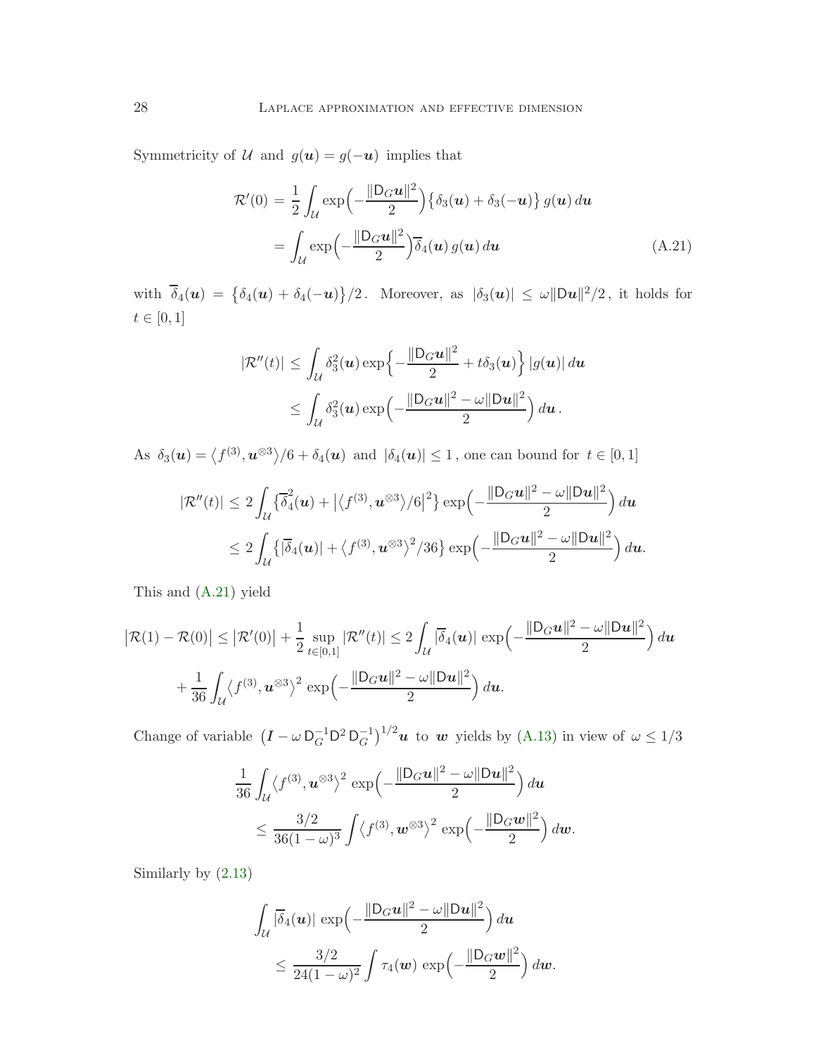Symmetricity of $\mathcal{U}$ and $g(\boldsymbol{u}) = g(-\boldsymbol{u})$ implies that

$$
\begin{aligned}
\mathcal{R}'(0) &= \frac{1}{2} \int_{\mathcal{U}} \exp\Bigl(-\frac{\|\mathsf{D}_G \boldsymbol{u}\|^2}{2}\Bigr) \bigl\{ \delta_3(\boldsymbol{u}) + \delta_3(-\boldsymbol{u}) \bigr\} \, g(\boldsymbol{u}) \, d\boldsymbol{u} \\
&= \int_{\mathcal{U}} \exp\Bigl(-\frac{\|\mathsf{D}_G \boldsymbol{u}\|^2}{2}\Bigr) \overline{\delta}_4(\boldsymbol{u}) \, g(\boldsymbol{u}) \, d\boldsymbol{u} \qquad\qquad (A.21)
\end{aligned}
$$

with $\overline{\delta}_4(\boldsymbol{u}) = \bigl\{\delta_4(\boldsymbol{u}) + \delta_4(-\boldsymbol{u})\bigr\}/2$. Moreover, as $|\delta_3(\boldsymbol{u})| \le \omega \|\mathsf{D}\boldsymbol{u}\|^2/2$, it holds for $t \in [0,1]$

$$
\begin{aligned}
|\mathcal{R}''(t)| &\le \int_{\mathcal{U}} \delta_3^2(\boldsymbol{u}) \exp\Bigl\{ -\frac{\|\mathsf{D}_G \boldsymbol{u}\|^2}{2} + t\delta_3(\boldsymbol{u}) \Bigr\} \, |g(\boldsymbol{u})| \, d\boldsymbol{u} \\
&\le \int_{\mathcal{U}} \delta_3^2(\boldsymbol{u}) \exp\Bigl( -\frac{\|\mathsf{D}_G \boldsymbol{u}\|^2 - \omega \|\mathsf{D}\boldsymbol{u}\|^2}{2} \Bigr) \, d\boldsymbol{u} \, .
\end{aligned}
$$

As $\delta_3(\boldsymbol{u}) = \bigl\langle f^{(3)}, \boldsymbol{u}^{\otimes 3} \bigr\rangle/6 + \delta_4(\boldsymbol{u})$ and $|\delta_4(\boldsymbol{u})| \le 1$, one can bound for $t \in [0,1]$

$$
\begin{aligned}
|\mathcal{R}''(t)| &\le 2 \int_{\mathcal{U}} \bigl\{ \overline{\delta}_4^2(\boldsymbol{u}) + \bigl| \bigl\langle f^{(3)}, \boldsymbol{u}^{\otimes 3} \bigr\rangle/6 \bigr|^2 \bigr\} \exp\Bigl( -\frac{\|\mathsf{D}_G \boldsymbol{u}\|^2 - \omega \|\mathsf{D}\boldsymbol{u}\|^2}{2} \Bigr) \, d\boldsymbol{u} \\
&\le 2 \int_{\mathcal{U}} \bigl\{ |\overline{\delta}_4(\boldsymbol{u})| + \bigl\langle f^{(3)}, \boldsymbol{u}^{\otimes 3} \bigr\rangle^2/36 \bigr\} \exp\Bigl( -\frac{\|\mathsf{D}_G \boldsymbol{u}\|^2 - \omega \|\mathsf{D}\boldsymbol{u}\|^2}{2} \Bigr) \, d\boldsymbol{u}.
\end{aligned}
$$

This and (A.21) yield

$$
\begin{aligned}
\bigl| \mathcal{R}(1) - \mathcal{R}(0) \bigr| &\le \bigl| \mathcal{R}'(0) \bigr| + \frac{1}{2} \sup_{t \in [0,1]} |\mathcal{R}''(t)| \le 2 \int_{\mathcal{U}} |\overline{\delta}_4(\boldsymbol{u})| \, \exp\Bigl( -\frac{\|\mathsf{D}_G \boldsymbol{u}\|^2 - \omega \|\mathsf{D}\boldsymbol{u}\|^2}{2} \Bigr) \, d\boldsymbol{u} \\
&\quad + \frac{1}{36} \int_{\mathcal{U}} \bigl\langle f^{(3)}, \boldsymbol{u}^{\otimes 3} \bigr\rangle^2 \, \exp\Bigl( -\frac{\|\mathsf{D}_G \boldsymbol{u}\|^2 - \omega \|\mathsf{D}\boldsymbol{u}\|^2}{2} \Bigr) \, d\boldsymbol{u}.
\end{aligned}
$$

Change of variable $\bigl(\boldsymbol{I} - \omega \, \mathsf{D}_G^{-1} \mathsf{D}^2 \, \mathsf{D}_G^{-1}\bigr)^{1/2} \boldsymbol{u}$ to $\boldsymbol{w}$ yields by (A.13) in view of $\omega \le 1/3$

$$
\begin{aligned}
&\frac{1}{36} \int_{\mathcal{U}} \bigl\langle f^{(3)}, \boldsymbol{u}^{\otimes 3} \bigr\rangle^2 \, \exp\Bigl( -\frac{\|\mathsf{D}_G \boldsymbol{u}\|^2 - \omega \|\mathsf{D}\boldsymbol{u}\|^2}{2} \Bigr) \, d\boldsymbol{u} \\
&\qquad \le \frac{3/2}{36(1-\omega)^3} \int \bigl\langle f^{(3)}, \boldsymbol{w}^{\otimes 3} \bigr\rangle^2 \, \exp\Bigl( -\frac{\|\mathsf{D}_G \boldsymbol{w}\|^2}{2} \Bigr) \, d\boldsymbol{w}.
\end{aligned}
$$

Similarly by (2.13)

$$
\begin{aligned}
&\int_{\mathcal{U}} |\overline{\delta}_4(\boldsymbol{u})| \, \exp\Bigl( -\frac{\|\mathsf{D}_G \boldsymbol{u}\|^2 - \omega \|\mathsf{D}\boldsymbol{u}\|^2}{2} \Bigr) \, d\boldsymbol{u} \\
&\qquad \le \frac{3/2}{24(1-\omega)^2} \int \tau_4(\boldsymbol{w}) \, \exp\Bigl( -\frac{\|\mathsf{D}_G \boldsymbol{w}\|^2}{2} \Bigr) \, d\boldsymbol{w}.
\end{aligned}
$$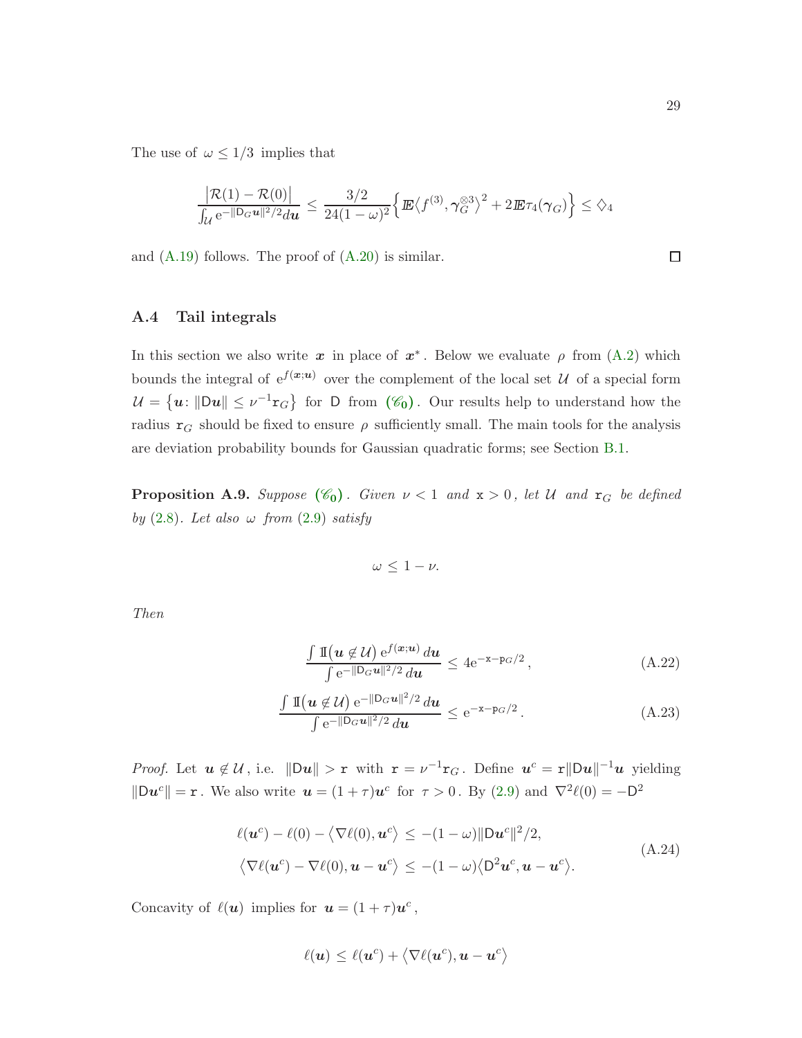The use of $\omega \le 1/3$ implies that

$$
\frac{\bigl|\mathcal{R}(1) - \mathcal{R}(0)\bigr|}{\int_{\mathcal{U}} \mathrm{e}^{-\|\mathsf{D}_G \boldsymbol{u}\|^2/2} d\boldsymbol{u}} \le \frac{3/2}{24(1-\omega)^2} \Bigl\{ \mathbb{E}\bigl\langle f^{(3)}, \boldsymbol{\gamma}_G^{\otimes 3} \bigr\rangle^2 + 2 \mathbb{E} \tau_4(\boldsymbol{\gamma}_G) \Bigr\} \le \diamondsuit_4
$$

and (A.19) follows. The proof of (A.20) is similar. $\square$

### A.4 Tail integrals

In this section we also write $\boldsymbol{x}$ in place of $\boldsymbol{x}^*$. Below we evaluate $\rho$ from (A.2) which bounds the integral of $\mathrm{e}^{f(\boldsymbol{x};\boldsymbol{u})}$ over the complement of the local set $\mathcal{U}$ of a special form $\mathcal{U} = \bigl\{ \boldsymbol{u} \colon \|\mathsf{D}\boldsymbol{u}\| \le \nu^{-1} \mathtt{r}_G \bigr\}$ for $\mathsf{D}$ from $(\mathscr{C}_0)$. Our results help to understand how the radius $\mathtt{r}_G$ should be fixed to ensure $\rho$ sufficiently small. The main tools for the analysis are deviation probability bounds for Gaussian quadratic forms; see Section B.1.

**Proposition A.9.** *Suppose $(\mathscr{C}_0)$. Given $\nu < 1$ and $\mathtt{x} > 0$, let $\mathcal{U}$ and $\mathtt{r}_G$ be defined by (2.8). Let also $\omega$ from (2.9) satisfy*

$$
\omega \le 1 - \nu.
$$

*Then*

$$
\frac{\int \mathbb{I}\bigl(\boldsymbol{u} \notin \mathcal{U}\bigr) \, \mathrm{e}^{f(\boldsymbol{x};\boldsymbol{u})} \, d\boldsymbol{u}}{\int \mathrm{e}^{-\|\mathsf{D}_G \boldsymbol{u}\|^2/2} \, d\boldsymbol{u}} \le 4 \mathrm{e}^{-\mathtt{x} - \mathtt{p}_G/2}, \tag{A.22}
$$

$$
\frac{\int \mathbb{I}\bigl(\boldsymbol{u} \notin \mathcal{U}\bigr) \, \mathrm{e}^{-\|\mathsf{D}_G \boldsymbol{u}\|^2/2} \, d\boldsymbol{u}}{\int \mathrm{e}^{-\|\mathsf{D}_G \boldsymbol{u}\|^2/2} \, d\boldsymbol{u}} \le \mathrm{e}^{-\mathtt{x} - \mathtt{p}_G/2}. \tag{A.23}
$$

*Proof.* Let $\boldsymbol{u} \notin \mathcal{U}$, i.e. $\|\mathsf{D}\boldsymbol{u}\| > \mathtt{r}$ with $\mathtt{r} = \nu^{-1} \mathtt{r}_G$. Define $\boldsymbol{u}^c = \mathtt{r} \|\mathsf{D}\boldsymbol{u}\|^{-1} \boldsymbol{u}$ yielding $\|\mathsf{D}\boldsymbol{u}^c\| = \mathtt{r}$. We also write $\boldsymbol{u} = (1+\tau)\boldsymbol{u}^c$ for $\tau > 0$. By (2.9) and $\nabla^2 \ell(0) = -\mathsf{D}^2$

$$
\begin{aligned}
\ell(\boldsymbol{u}^c) - \ell(0) - \bigl\langle \nabla \ell(0), \boldsymbol{u}^c \bigr\rangle &\le -(1-\omega) \|\mathsf{D}\boldsymbol{u}^c\|^2/2, \\
\bigl\langle \nabla \ell(\boldsymbol{u}^c) - \nabla \ell(0), \boldsymbol{u} - \boldsymbol{u}^c \bigr\rangle &\le -(1-\omega) \bigl\langle \mathsf{D}^2 \boldsymbol{u}^c, \boldsymbol{u} - \boldsymbol{u}^c \bigr\rangle.
\end{aligned} \tag{A.24}
$$

Concavity of $\ell(\boldsymbol{u})$ implies for $\boldsymbol{u} = (1+\tau)\boldsymbol{u}^c$,

$$
\ell(\boldsymbol{u}) \le \ell(\boldsymbol{u}^c) + \bigl\langle \nabla \ell(\boldsymbol{u}^c), \boldsymbol{u} - \boldsymbol{u}^c \bigr\rangle
$$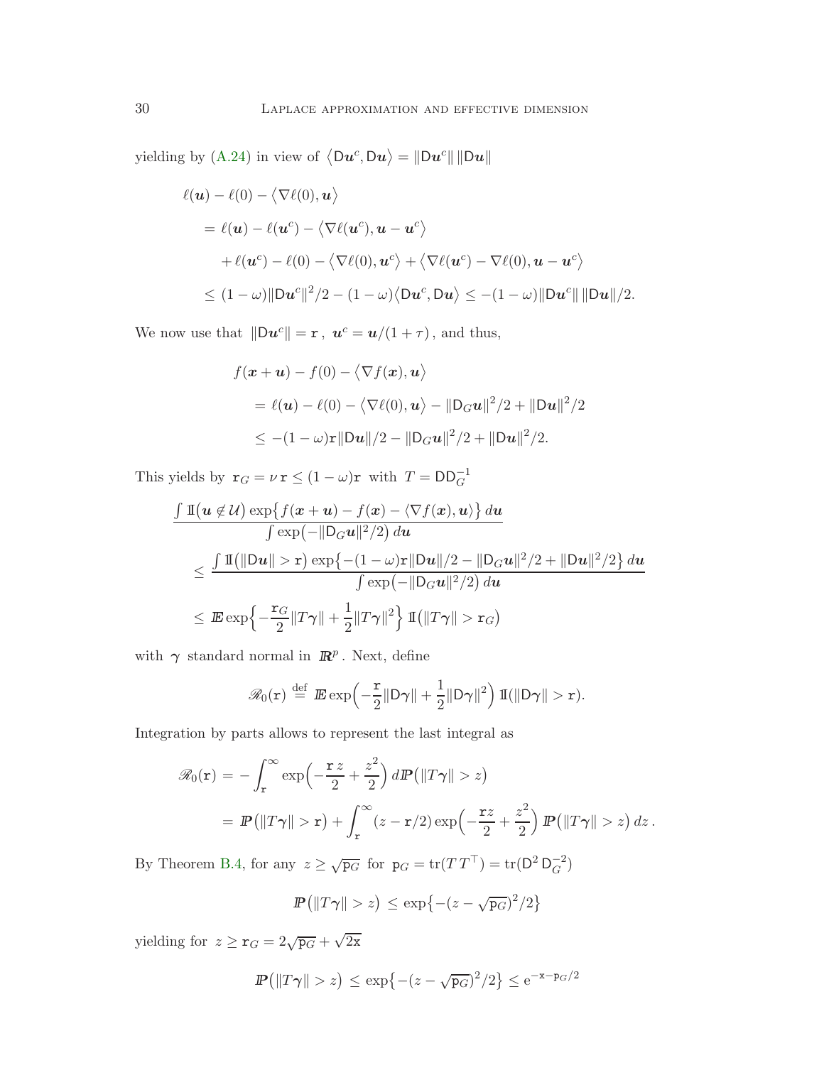yielding by (A.24) in view of $\langle \mathsf{D}\boldsymbol{u}^c, \mathsf{D}\boldsymbol{u} \rangle = \|\mathsf{D}\boldsymbol{u}^c\| \, \|\mathsf{D}\boldsymbol{u}\|$

$$
\begin{aligned}
&\ell(\boldsymbol{u}) - \ell(0) - \langle \nabla \ell(0), \boldsymbol{u} \rangle \\
&\quad = \ell(\boldsymbol{u}) - \ell(\boldsymbol{u}^c) - \langle \nabla \ell(\boldsymbol{u}^c), \boldsymbol{u} - \boldsymbol{u}^c \rangle \\
&\qquad + \ell(\boldsymbol{u}^c) - \ell(0) - \langle \nabla \ell(0), \boldsymbol{u}^c \rangle + \langle \nabla \ell(\boldsymbol{u}^c) - \nabla \ell(0), \boldsymbol{u} - \boldsymbol{u}^c \rangle \\
&\quad \le (1-\omega)\|\mathsf{D}\boldsymbol{u}^c\|^2/2 - (1-\omega)\langle \mathsf{D}\boldsymbol{u}^c, \mathsf{D}\boldsymbol{u} \rangle \le -(1-\omega)\|\mathsf{D}\boldsymbol{u}^c\| \, \|\mathsf{D}\boldsymbol{u}\|/2.
\end{aligned}
$$

We now use that $\|\mathsf{D}\boldsymbol{u}^c\| = \mathtt{r}$, $\boldsymbol{u}^c = \boldsymbol{u}/(1+\tau)$, and thus,

$$
\begin{aligned}
&f(\boldsymbol{x}+\boldsymbol{u}) - f(0) - \langle \nabla f(\boldsymbol{x}), \boldsymbol{u} \rangle \\
&\quad = \ell(\boldsymbol{u}) - \ell(0) - \langle \nabla \ell(0), \boldsymbol{u} \rangle - \|\mathsf{D}_G \boldsymbol{u}\|^2/2 + \|\mathsf{D}\boldsymbol{u}\|^2/2 \\
&\quad \le -(1-\omega)\mathtt{r}\|\mathsf{D}\boldsymbol{u}\|/2 - \|\mathsf{D}_G \boldsymbol{u}\|^2/2 + \|\mathsf{D}\boldsymbol{u}\|^2/2.
\end{aligned}
$$

This yields by $\mathtt{r}_G = \nu\,\mathtt{r} \le (1-\omega)\mathtt{r}$ with $T = \mathsf{D}\mathsf{D}_G^{-1}$

$$
\begin{aligned}
&\frac{\int \mathbb{I}\bigl(\boldsymbol{u} \notin \mathcal{U}\bigr) \exp\bigl\{ f(\boldsymbol{x}+\boldsymbol{u}) - f(\boldsymbol{x}) - \langle \nabla f(\boldsymbol{x}), \boldsymbol{u} \rangle \bigr\} \, d\boldsymbol{u}}{\int \exp\bigl(-\|\mathsf{D}_G \boldsymbol{u}\|^2/2\bigr) \, d\boldsymbol{u}} \\
&\quad \le \frac{\int \mathbb{I}\bigl(\|\mathsf{D}\boldsymbol{u}\| > \mathtt{r}\bigr) \exp\bigl\{ -(1-\omega)\mathtt{r}\|\mathsf{D}\boldsymbol{u}\|/2 - \|\mathsf{D}_G \boldsymbol{u}\|^2/2 + \|\mathsf{D}\boldsymbol{u}\|^2/2 \bigr\} \, d\boldsymbol{u}}{\int \exp\bigl(-\|\mathsf{D}_G \boldsymbol{u}\|^2/2\bigr) \, d\boldsymbol{u}} \\
&\quad \le \mathbb{E} \exp\Bigl\{ -\frac{\mathtt{r}_G}{2}\|T\boldsymbol{\gamma}\| + \frac{1}{2}\|T\boldsymbol{\gamma}\|^2 \Bigr\} \, \mathbb{I}\bigl(\|T\boldsymbol{\gamma}\| > \mathtt{r}_G\bigr)
\end{aligned}
$$

with $\boldsymbol{\gamma}$ standard normal in $\mathbb{R}^p$. Next, define

$$
\mathscr{R}_0(\mathtt{r}) \stackrel{\text{def}}{=} \mathbb{E} \exp\Bigl( -\frac{\mathtt{r}}{2}\|\mathsf{D}\boldsymbol{\gamma}\| + \frac{1}{2}\|\mathsf{D}\boldsymbol{\gamma}\|^2 \Bigr) \, \mathbb{I}(\|\mathsf{D}\boldsymbol{\gamma}\| > \mathtt{r}).
$$

Integration by parts allows to represent the last integral as

$$
\begin{aligned}
\mathscr{R}_0(\mathtt{r}) &= -\int_{\mathtt{r}}^{\infty} \exp\Bigl( -\frac{\mathtt{r}\,z}{2} + \frac{z^2}{2} \Bigr) \, d\mathbb{P}\bigl(\|T\boldsymbol{\gamma}\| > z\bigr) \\
&= \mathbb{P}\bigl(\|T\boldsymbol{\gamma}\| > \mathtt{r}\bigr) + \int_{\mathtt{r}}^{\infty} (z - \mathtt{r}/2) \exp\Bigl( -\frac{\mathtt{r}z}{2} + \frac{z^2}{2} \Bigr) \, \mathbb{P}\bigl(\|T\boldsymbol{\gamma}\| > z\bigr) \, dz \, .
\end{aligned}
$$

By Theorem B.4, for any $z \ge \sqrt{\mathtt{p}_G}$ for $\mathtt{p}_G = \operatorname{tr}(T\,T^{\top}) = \operatorname{tr}(\mathsf{D}^2\,\mathsf{D}_G^{-2})$

$$
\mathbb{P}\bigl(\|T\boldsymbol{\gamma}\| > z\bigr) \le \exp\bigl\{ -(z - \sqrt{\mathtt{p}_G})^2/2 \bigr\}
$$

yielding for $z \ge \mathtt{r}_G = 2\sqrt{\mathtt{p}_G} + \sqrt{2\mathtt{x}}$

$$
\mathbb{P}\bigl(\|T\boldsymbol{\gamma}\| > z\bigr) \le \exp\bigl\{ -(z - \sqrt{\mathtt{p}_G})^2/2 \bigr\} \le \mathrm{e}^{-\mathtt{x} - \mathtt{p}_G/2}
$$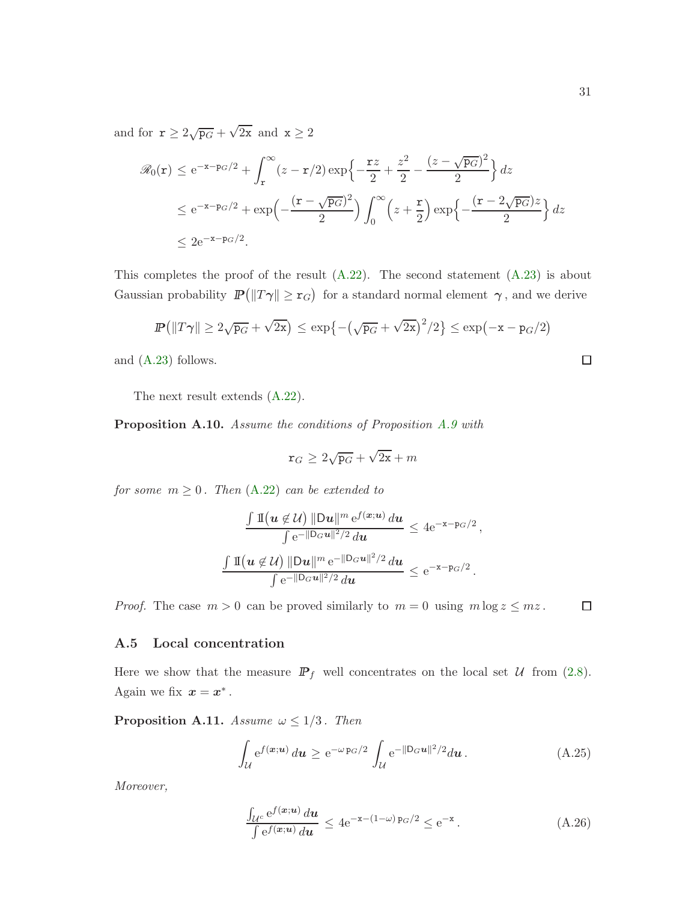and for $\mathtt{r} \geq 2\sqrt{\mathtt{p}_G} + \sqrt{2\mathtt{x}}$ and $\mathtt{x} \geq 2$

$$
\begin{aligned}
\mathscr{R}_0(\mathtt{r}) &\leq \mathrm{e}^{-\mathtt{x}-\mathtt{p}_G/2} + \int_{\mathtt{r}}^{\infty} (z - \mathtt{r}/2) \exp\Bigl\{-\frac{\mathtt{r} z}{2} + \frac{z^2}{2} - \frac{(z - \sqrt{\mathtt{p}_G})^2}{2}\Bigr\} \, dz \\
&\leq \mathrm{e}^{-\mathtt{x}-\mathtt{p}_G/2} + \exp\Bigl(-\frac{(\mathtt{r} - \sqrt{\mathtt{p}_G})^2}{2}\Bigr) \int_0^{\infty} \Bigl(z + \frac{\mathtt{r}}{2}\Bigr) \exp\Bigl\{-\frac{(\mathtt{r} - 2\sqrt{\mathtt{p}_G}) z}{2}\Bigr\} \, dz \\
&\leq 2\mathrm{e}^{-\mathtt{x}-\mathtt{p}_G/2}.
\end{aligned}
$$

This completes the proof of the result (A.22). The second statement (A.23) is about Gaussian probability $I\!P\bigl(\|T\boldsymbol{\gamma}\| \geq \mathtt{r}_G\bigr)$ for a standard normal element $\boldsymbol{\gamma}$, and we derive

$$
I\!P\bigl(\|T\boldsymbol{\gamma}\| \geq 2\sqrt{\mathtt{p}_G} + \sqrt{2\mathtt{x}}\bigr) \leq \exp\bigl\{-\bigl(\sqrt{\mathtt{p}_G} + \sqrt{2\mathtt{x}}\bigr)^2/2\bigr\} \leq \exp\bigl(-\mathtt{x} - \mathtt{p}_G/2\bigr)
$$

and (A.23) follows. □

The next result extends (A.22).

**Proposition A.10.** *Assume the conditions of Proposition A.9 with*

$$
\mathtt{r}_G \geq 2\sqrt{\mathtt{p}_G} + \sqrt{2\mathtt{x}} + m
$$

*for some $m \geq 0$. Then (A.22) can be extended to*

$$
\frac{\int \mathbb{I}\bigl(\boldsymbol{u} \notin \mathcal{U}\bigr) \, \|\mathsf{D}\boldsymbol{u}\|^m \, \mathrm{e}^{f(\boldsymbol{x};\boldsymbol{u})} \, d\boldsymbol{u}}{\int \mathrm{e}^{-\|\mathsf{D}_G \boldsymbol{u}\|^2/2} \, d\boldsymbol{u}} \leq 4\mathrm{e}^{-\mathtt{x}-\mathtt{p}_G/2},
$$

$$
\frac{\int \mathbb{I}\bigl(\boldsymbol{u} \notin \mathcal{U}\bigr) \, \|\mathsf{D}\boldsymbol{u}\|^m \, \mathrm{e}^{-\|\mathsf{D}_G \boldsymbol{u}\|^2/2} \, d\boldsymbol{u}}{\int \mathrm{e}^{-\|\mathsf{D}_G \boldsymbol{u}\|^2/2} \, d\boldsymbol{u}} \leq \mathrm{e}^{-\mathtt{x}-\mathtt{p}_G/2}.
$$

*Proof.* The case $m > 0$ can be proved similarly to $m = 0$ using $m \log z \leq mz$. □

### A.5 Local concentration

Here we show that the measure $I\!P_f$ well concentrates on the local set $\mathcal{U}$ from (2.8). Again we fix $\boldsymbol{x} = \boldsymbol{x}^*$.

**Proposition A.11.** *Assume $\omega \leq 1/3$. Then*

$$
\int_{\mathcal{U}} \mathrm{e}^{f(\boldsymbol{x};\boldsymbol{u})} \, d\boldsymbol{u} \geq \mathrm{e}^{-\omega \, \mathtt{p}_G/2} \int_{\mathcal{U}} \mathrm{e}^{-\|\mathsf{D}_G \boldsymbol{u}\|^2/2} d\boldsymbol{u}. \tag{A.25}
$$

*Moreover,*

$$
\frac{\int_{\mathcal{U}^c} \mathrm{e}^{f(\boldsymbol{x};\boldsymbol{u})} \, d\boldsymbol{u}}{\int \mathrm{e}^{f(\boldsymbol{x};\boldsymbol{u})} \, d\boldsymbol{u}} \leq 4\mathrm{e}^{-\mathtt{x}-(1-\omega)\, \mathtt{p}_G/2} \leq \mathrm{e}^{-\mathtt{x}}. \tag{A.26}
$$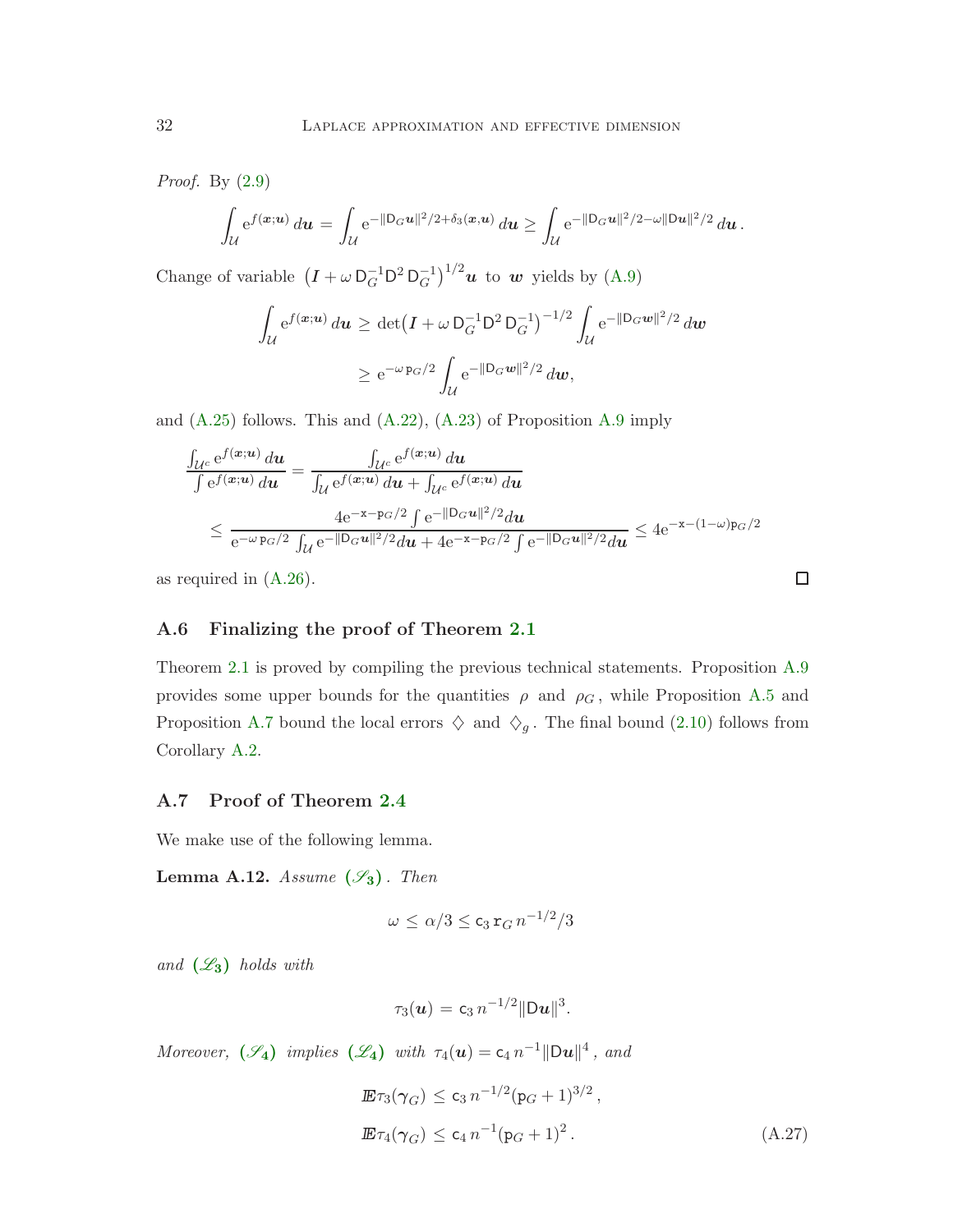*Proof.* By (2.9)

$$
\int_{\mathcal{U}} \mathrm{e}^{f(\boldsymbol{x};\boldsymbol{u})} \, d\boldsymbol{u} = \int_{\mathcal{U}} \mathrm{e}^{-\|\mathsf{D}_G \boldsymbol{u}\|^2/2 + \delta_3(\boldsymbol{x},\boldsymbol{u})} \, d\boldsymbol{u} \ge \int_{\mathcal{U}} \mathrm{e}^{-\|\mathsf{D}_G \boldsymbol{u}\|^2/2 - \omega \|\mathsf{D}\boldsymbol{u}\|^2/2} \, d\boldsymbol{u} \, .
$$

Change of variable $\bigl(\boldsymbol{I} + \omega \, \mathsf{D}_G^{-1} \mathsf{D}^2 \, \mathsf{D}_G^{-1}\bigr)^{1/2} \boldsymbol{u}$ to $\boldsymbol{w}$ yields by (A.9)

$$
\begin{aligned}
\int_{\mathcal{U}} \mathrm{e}^{f(\boldsymbol{x};\boldsymbol{u})} \, d\boldsymbol{u} &\ge \det\bigl(\boldsymbol{I} + \omega \, \mathsf{D}_G^{-1} \mathsf{D}^2 \, \mathsf{D}_G^{-1}\bigr)^{-1/2} \int_{\mathcal{U}} \mathrm{e}^{-\|\mathsf{D}_G \boldsymbol{w}\|^2/2} \, d\boldsymbol{w} \\
&\ge \mathrm{e}^{-\omega \, \mathtt{p}_G/2} \int_{\mathcal{U}} \mathrm{e}^{-\|\mathsf{D}_G \boldsymbol{w}\|^2/2} \, d\boldsymbol{w},
\end{aligned}
$$

and (A.25) follows. This and (A.22), (A.23) of Proposition A.9 imply

$$
\begin{aligned}
\frac{\int_{\mathcal{U}^c} \mathrm{e}^{f(\boldsymbol{x};\boldsymbol{u})} \, d\boldsymbol{u}}{\int \mathrm{e}^{f(\boldsymbol{x};\boldsymbol{u})} \, d\boldsymbol{u}} &= \frac{\int_{\mathcal{U}^c} \mathrm{e}^{f(\boldsymbol{x};\boldsymbol{u})} \, d\boldsymbol{u}}{\int_{\mathcal{U}} \mathrm{e}^{f(\boldsymbol{x};\boldsymbol{u})} \, d\boldsymbol{u} + \int_{\mathcal{U}^c} \mathrm{e}^{f(\boldsymbol{x};\boldsymbol{u})} \, d\boldsymbol{u}} \\
&\le \frac{4\mathrm{e}^{-\mathtt{x} - \mathtt{p}_G/2} \int \mathrm{e}^{-\|\mathsf{D}_G \boldsymbol{u}\|^2/2} d\boldsymbol{u}}{\mathrm{e}^{-\omega \, \mathtt{p}_G/2} \int_{\mathcal{U}} \mathrm{e}^{-\|\mathsf{D}_G \boldsymbol{u}\|^2/2} d\boldsymbol{u} + 4\mathrm{e}^{-\mathtt{x} - \mathtt{p}_G/2} \int \mathrm{e}^{-\|\mathsf{D}_G \boldsymbol{u}\|^2/2} d\boldsymbol{u}} \le 4\mathrm{e}^{-\mathtt{x} - (1-\omega)\mathtt{p}_G/2}
\end{aligned}
$$

as required in (A.26). $\square$

### A.6 Finalizing the proof of Theorem 2.1

Theorem 2.1 is proved by compiling the previous technical statements. Proposition A.9 provides some upper bounds for the quantities $\rho$ and $\rho_G$, while Proposition A.5 and Proposition A.7 bound the local errors $\diamondsuit$ and $\diamondsuit_g$. The final bound (2.10) follows from Corollary A.2.

### A.7 Proof of Theorem 2.4

We make use of the following lemma.

**Lemma A.12.** *Assume* $(\mathscr{S}_3)$*. Then*

$$
\omega \le \alpha/3 \le \mathsf{c}_3 \, \mathtt{r}_G \, n^{-1/2}/3
$$

*and* $(\mathscr{L}_3)$ *holds with*

$$
\tau_3(\boldsymbol{u}) = \mathsf{c}_3 \, n^{-1/2} \|\mathsf{D}\boldsymbol{u}\|^3.
$$

*Moreover,* $(\mathscr{S}_4)$ *implies* $(\mathscr{L}_4)$ *with* $\tau_4(\boldsymbol{u}) = \mathsf{c}_4 \, n^{-1} \|\mathsf{D}\boldsymbol{u}\|^4$*, and*

$$
\begin{aligned}
\mathbb{E}\tau_3(\boldsymbol{\gamma}_G) &\le \mathsf{c}_3 \, n^{-1/2} (\mathtt{p}_G + 1)^{3/2} \, , \\
\mathbb{E}\tau_4(\boldsymbol{\gamma}_G) &\le \mathsf{c}_4 \, n^{-1} (\mathtt{p}_G + 1)^2 \, . \qquad \text{(A.27)}
\end{aligned}
$$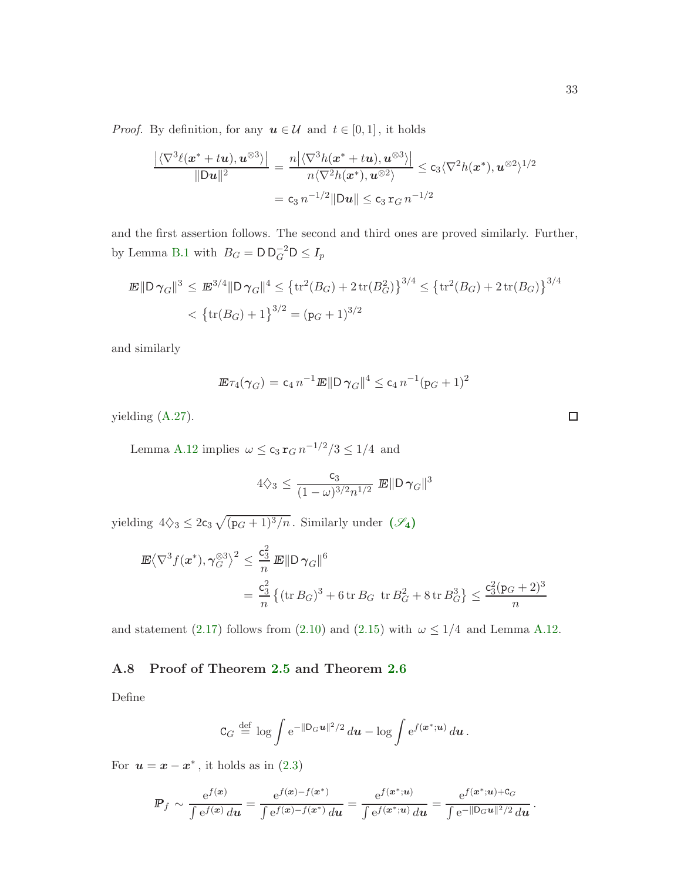*Proof.* By definition, for any $\boldsymbol{u} \in \mathcal{U}$ and $t \in [0,1]$, it holds

$$
\begin{aligned}
\frac{\bigl|\langle \nabla^3 \ell(\boldsymbol{x}^* + t\boldsymbol{u}), \boldsymbol{u}^{\otimes 3}\rangle\bigr|}{\|\mathsf{D}\boldsymbol{u}\|^2} &= \frac{n\bigl|\langle \nabla^3 h(\boldsymbol{x}^* + t\boldsymbol{u}), \boldsymbol{u}^{\otimes 3}\rangle\bigr|}{n\langle \nabla^2 h(\boldsymbol{x}^*), \boldsymbol{u}^{\otimes 2}\rangle} \le \mathsf{c}_3 \langle \nabla^2 h(\boldsymbol{x}^*), \boldsymbol{u}^{\otimes 2}\rangle^{1/2} \\
&= \mathsf{c}_3\, n^{-1/2} \|\mathsf{D}\boldsymbol{u}\| \le \mathsf{c}_3\, \mathtt{r}_G\, n^{-1/2}
\end{aligned}
$$

and the first assertion follows. The second and third ones are proved similarly. Further, by Lemma B.1 with $B_G = \mathsf{D}\,\mathsf{D}_G^{-2}\mathsf{D} \le I_p$

$$
\begin{aligned}
\boldsymbol{E}\|\mathsf{D}\,\boldsymbol{\gamma}_G\|^3 &\le \boldsymbol{E}^{3/4}\|\mathsf{D}\,\boldsymbol{\gamma}_G\|^4 \le \bigl\{\operatorname{tr}^2(B_G) + 2\operatorname{tr}(B_G^2)\bigr\}^{3/4} \le \bigl\{\operatorname{tr}^2(B_G) + 2\operatorname{tr}(B_G)\bigr\}^{3/4} \\
&< \bigl\{\operatorname{tr}(B_G) + 1\bigr\}^{3/2} = (\mathtt{p}_G + 1)^{3/2}
\end{aligned}
$$

and similarly

$$
\boldsymbol{E}\tau_4(\boldsymbol{\gamma}_G) = \mathsf{c}_4\, n^{-1} \boldsymbol{E}\|\mathsf{D}\,\boldsymbol{\gamma}_G\|^4 \le \mathsf{c}_4\, n^{-1}(\mathtt{p}_G + 1)^2
$$

yielding (A.27). $\square$

Lemma A.12 implies $\omega \le \mathsf{c}_3\, \mathtt{r}_G\, n^{-1/2}/3 \le 1/4$ and

$$
4\diamondsuit_3 \le \frac{\mathsf{c}_3}{(1-\omega)^{3/2} n^{1/2}}\, \boldsymbol{E}\|\mathsf{D}\,\boldsymbol{\gamma}_G\|^3
$$

yielding $4\diamondsuit_3 \le 2\mathsf{c}_3 \sqrt{(\mathtt{p}_G + 1)^3/n}$. Similarly under **$(\mathscr{S}_4)$**

$$
\begin{aligned}
\boldsymbol{E}\bigl\langle \nabla^3 f(\boldsymbol{x}^*), \boldsymbol{\gamma}_G^{\otimes 3}\bigr\rangle^2 &\le \frac{\mathsf{c}_3^2}{n}\, \boldsymbol{E}\|\mathsf{D}\,\boldsymbol{\gamma}_G\|^6 \\
&= \frac{\mathsf{c}_3^2}{n}\bigl\{(\operatorname{tr} B_G)^3 + 6\operatorname{tr} B_G\ \operatorname{tr} B_G^2 + 8\operatorname{tr} B_G^3\bigr\} \le \frac{\mathsf{c}_3^2(\mathtt{p}_G + 2)^3}{n}
\end{aligned}
$$

and statement (2.17) follows from (2.10) and (2.15) with $\omega \le 1/4$ and Lemma A.12.

### A.8 Proof of Theorem 2.5 and Theorem 2.6

Define

$$
\mathsf{C}_G \stackrel{\text{def}}{=} \log \int \mathrm{e}^{-\|\mathsf{D}_G \boldsymbol{u}\|^2/2}\, d\boldsymbol{u} - \log \int \mathrm{e}^{f(\boldsymbol{x}^*;\boldsymbol{u})}\, d\boldsymbol{u}\,.
$$

For $\boldsymbol{u} = \boldsymbol{x} - \boldsymbol{x}^*$, it holds as in (2.3)

$$
\boldsymbol{P}_f \sim \frac{\mathrm{e}^{f(\boldsymbol{x})}}{\int \mathrm{e}^{f(\boldsymbol{x})}\, d\boldsymbol{u}} = \frac{\mathrm{e}^{f(\boldsymbol{x}) - f(\boldsymbol{x}^*)}}{\int \mathrm{e}^{f(\boldsymbol{x}) - f(\boldsymbol{x}^*)}\, d\boldsymbol{u}} = \frac{\mathrm{e}^{f(\boldsymbol{x}^*;\boldsymbol{u})}}{\int \mathrm{e}^{f(\boldsymbol{x}^*;\boldsymbol{u})}\, d\boldsymbol{u}} = \frac{\mathrm{e}^{f(\boldsymbol{x}^*;\boldsymbol{u}) + \mathsf{C}_G}}{\int \mathrm{e}^{-\|\mathsf{D}_G \boldsymbol{u}\|^2/2}\, d\boldsymbol{u}}\,.
$$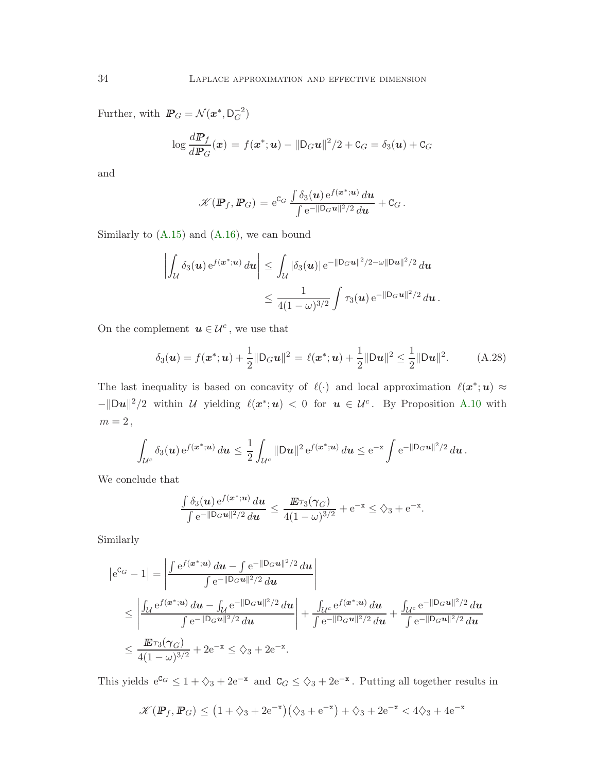Further, with $\mathbb{P}_G = \mathcal{N}(\boldsymbol{x}^*, \mathsf{D}_G^{-2})$

$$
\log \frac{d\mathbb{P}_f}{d\mathbb{P}_G}(\boldsymbol{x}) = f(\boldsymbol{x}^*; \boldsymbol{u}) - \|\mathsf{D}_G \boldsymbol{u}\|^2/2 + \mathsf{C}_G = \delta_3(\boldsymbol{u}) + \mathsf{C}_G
$$

and

$$
\mathscr{K}(\mathbb{P}_f, \mathbb{P}_G) = \mathrm{e}^{\mathsf{C}_G} \frac{\int \delta_3(\boldsymbol{u}) \, \mathrm{e}^{f(\boldsymbol{x}^*; \boldsymbol{u})} \, d\boldsymbol{u}}{\int \mathrm{e}^{-\|\mathsf{D}_G \boldsymbol{u}\|^2/2} \, d\boldsymbol{u}} + \mathsf{C}_G \, .
$$

Similarly to (A.15) and (A.16), we can bound

$$
\begin{aligned}
\left| \int_{\mathcal{U}} \delta_3(\boldsymbol{u}) \, \mathrm{e}^{f(\boldsymbol{x}^*; \boldsymbol{u})} \, d\boldsymbol{u} \right| &\leq \int_{\mathcal{U}} |\delta_3(\boldsymbol{u})| \, \mathrm{e}^{-\|\mathsf{D}_G \boldsymbol{u}\|^2/2 - \omega \|\mathsf{D} \boldsymbol{u}\|^2/2} \, d\boldsymbol{u} \\
&\leq \frac{1}{4(1-\omega)^{3/2}} \int \tau_3(\boldsymbol{u}) \, \mathrm{e}^{-\|\mathsf{D}_G \boldsymbol{u}\|^2/2} \, d\boldsymbol{u} \, .
\end{aligned}
$$

On the complement $\boldsymbol{u} \in \mathcal{U}^c$, we use that

$$
\delta_3(\boldsymbol{u}) = f(\boldsymbol{x}^*; \boldsymbol{u}) + \frac{1}{2} \|\mathsf{D}_G \boldsymbol{u}\|^2 = \ell(\boldsymbol{x}^*; \boldsymbol{u}) + \frac{1}{2} \|\mathsf{D} \boldsymbol{u}\|^2 \leq \frac{1}{2} \|\mathsf{D} \boldsymbol{u}\|^2. \tag{A.28}
$$

The last inequality is based on concavity of $\ell(\cdot)$ and local approximation $\ell(\boldsymbol{x}^*; \boldsymbol{u}) \approx -\|\mathsf{D}\boldsymbol{u}\|^2/2$ within $\mathcal{U}$ yielding $\ell(\boldsymbol{x}^*; \boldsymbol{u}) < 0$ for $\boldsymbol{u} \in \mathcal{U}^c$. By Proposition A.10 with $m = 2$,

$$
\int_{\mathcal{U}^c} \delta_3(\boldsymbol{u}) \, \mathrm{e}^{f(\boldsymbol{x}^*; \boldsymbol{u})} \, d\boldsymbol{u} \leq \frac{1}{2} \int_{\mathcal{U}^c} \|\mathsf{D} \boldsymbol{u}\|^2 \, \mathrm{e}^{f(\boldsymbol{x}^*; \boldsymbol{u})} \, d\boldsymbol{u} \leq \mathrm{e}^{-\mathtt{x}} \int \mathrm{e}^{-\|\mathsf{D}_G \boldsymbol{u}\|^2/2} \, d\boldsymbol{u} \, .
$$

We conclude that

$$
\frac{\int \delta_3(\boldsymbol{u}) \, \mathrm{e}^{f(\boldsymbol{x}^*; \boldsymbol{u})} \, d\boldsymbol{u}}{\int \mathrm{e}^{-\|\mathsf{D}_G \boldsymbol{u}\|^2/2} \, d\boldsymbol{u}} \leq \frac{\mathbb{E} \tau_3(\boldsymbol{\gamma}_G)}{4(1-\omega)^{3/2}} + \mathrm{e}^{-\mathtt{x}} \leq \diamondsuit_3 + \mathrm{e}^{-\mathtt{x}}.
$$

Similarly

$$
\begin{aligned}
\left| \mathrm{e}^{\mathsf{C}_G} - 1 \right| &= \left| \frac{\int \mathrm{e}^{f(\boldsymbol{x}^*; \boldsymbol{u})} \, d\boldsymbol{u} - \int \mathrm{e}^{-\|\mathsf{D}_G \boldsymbol{u}\|^2/2} \, d\boldsymbol{u}}{\int \mathrm{e}^{-\|\mathsf{D}_G \boldsymbol{u}\|^2/2} \, d\boldsymbol{u}} \right| \\
&\leq \left| \frac{\int_{\mathcal{U}} \mathrm{e}^{f(\boldsymbol{x}^*; \boldsymbol{u})} \, d\boldsymbol{u} - \int_{\mathcal{U}} \mathrm{e}^{-\|\mathsf{D}_G \boldsymbol{u}\|^2/2} \, d\boldsymbol{u}}{\int \mathrm{e}^{-\|\mathsf{D}_G \boldsymbol{u}\|^2/2} \, d\boldsymbol{u}} \right| + \frac{\int_{\mathcal{U}^c} \mathrm{e}^{f(\boldsymbol{x}^*; \boldsymbol{u})} \, d\boldsymbol{u}}{\int \mathrm{e}^{-\|\mathsf{D}_G \boldsymbol{u}\|^2/2} \, d\boldsymbol{u}} + \frac{\int_{\mathcal{U}^c} \mathrm{e}^{-\|\mathsf{D}_G \boldsymbol{u}\|^2/2} \, d\boldsymbol{u}}{\int \mathrm{e}^{-\|\mathsf{D}_G \boldsymbol{u}\|^2/2} \, d\boldsymbol{u}} \\
&\leq \frac{\mathbb{E} \tau_3(\boldsymbol{\gamma}_G)}{4(1-\omega)^{3/2}} + 2\mathrm{e}^{-\mathtt{x}} \leq \diamondsuit_3 + 2\mathrm{e}^{-\mathtt{x}}.
\end{aligned}
$$

This yields $\mathrm{e}^{\mathsf{C}_G} \leq 1 + \diamondsuit_3 + 2\mathrm{e}^{-\mathtt{x}}$ and $\mathsf{C}_G \leq \diamondsuit_3 + 2\mathrm{e}^{-\mathtt{x}}$. Putting all together results in

$$
\mathscr{K}(\mathbb{P}_f, \mathbb{P}_G) \leq \big( 1 + \diamondsuit_3 + 2\mathrm{e}^{-\mathtt{x}} \big) \big( \diamondsuit_3 + \mathrm{e}^{-\mathtt{x}} \big) + \diamondsuit_3 + 2\mathrm{e}^{-\mathtt{x}} < 4\diamondsuit_3 + 4\mathrm{e}^{-\mathtt{x}}
$$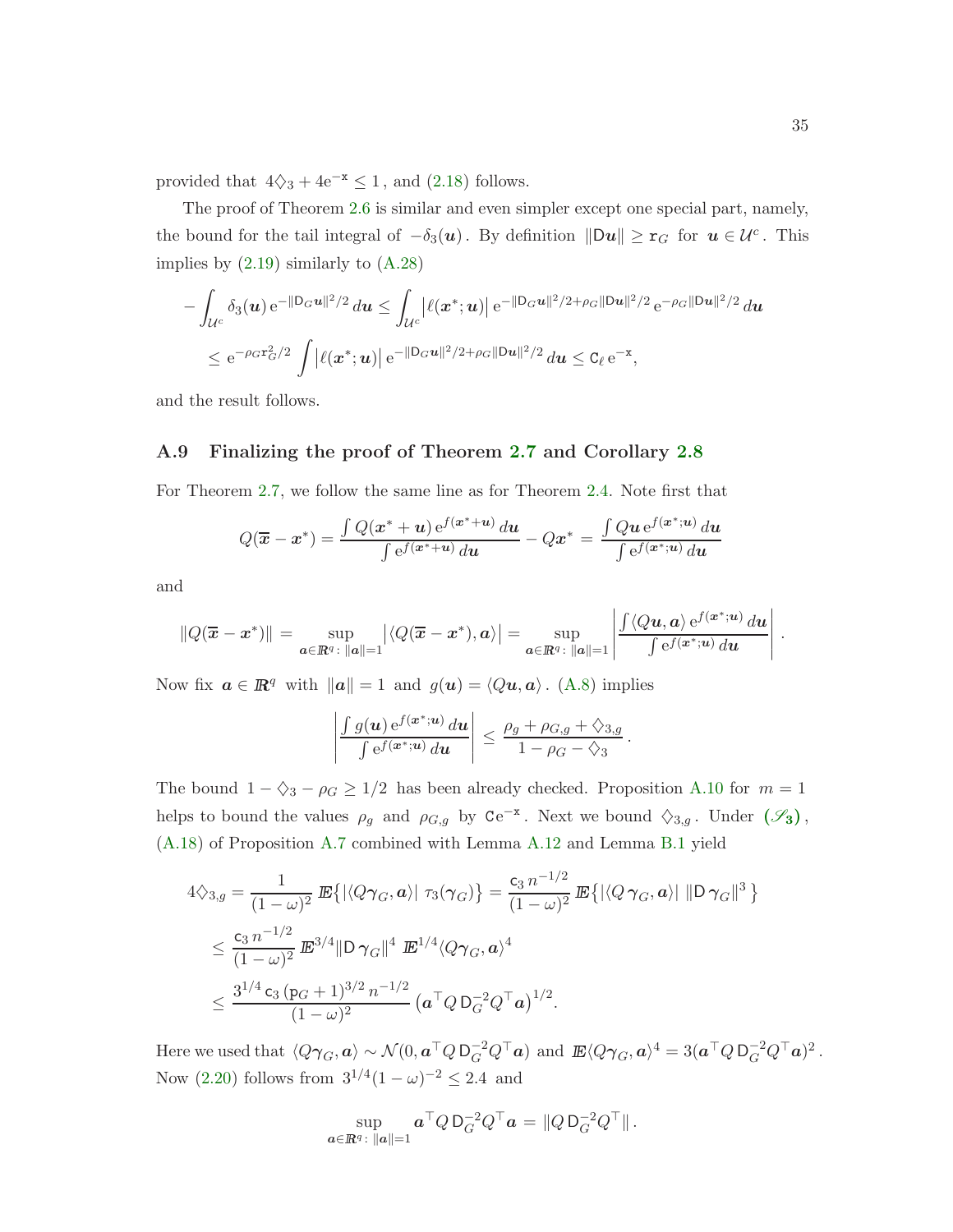provided that $4\diamondsuit_3 + 4\mathrm{e}^{-\mathtt{x}} \le 1$, and (2.18) follows.

The proof of Theorem 2.6 is similar and even simpler except one special part, namely, the bound for the tail integral of $-\delta_3(\boldsymbol{u})$. By definition $\|\mathsf{D}\boldsymbol{u}\| \ge \mathtt{r}_G$ for $\boldsymbol{u} \in \mathcal{U}^c$. This implies by (2.19) similarly to (A.28)

$$
\begin{aligned}
-\int_{\mathcal{U}^c} \delta_3(\boldsymbol{u})\, \mathrm{e}^{-\|\mathsf{D}_G \boldsymbol{u}\|^2/2}\, d\boldsymbol{u} &\le \int_{\mathcal{U}^c} \bigl|\ell(\boldsymbol{x}^*;\boldsymbol{u})\bigr|\, \mathrm{e}^{-\|\mathsf{D}_G \boldsymbol{u}\|^2/2 + \rho_G \|\mathsf{D}\boldsymbol{u}\|^2/2}\, \mathrm{e}^{-\rho_G \|\mathsf{D}\boldsymbol{u}\|^2/2}\, d\boldsymbol{u} \\
&\le \mathrm{e}^{-\rho_G \mathtt{r}_G^2/2} \int \bigl|\ell(\boldsymbol{x}^*;\boldsymbol{u})\bigr|\, \mathrm{e}^{-\|\mathsf{D}_G \boldsymbol{u}\|^2/2 + \rho_G \|\mathsf{D}\boldsymbol{u}\|^2/2}\, d\boldsymbol{u} \le \mathsf{C}_\ell\, \mathrm{e}^{-\mathtt{x}},
\end{aligned}
$$

and the result follows.

### A.9 Finalizing the proof of Theorem 2.7 and Corollary 2.8

For Theorem 2.7, we follow the same line as for Theorem 2.4. Note first that

$$
Q(\overline{\boldsymbol{x}} - \boldsymbol{x}^*) = \frac{\int Q(\boldsymbol{x}^* + \boldsymbol{u})\, \mathrm{e}^{f(\boldsymbol{x}^* + \boldsymbol{u})}\, d\boldsymbol{u}}{\int \mathrm{e}^{f(\boldsymbol{x}^* + \boldsymbol{u})}\, d\boldsymbol{u}} - Q\boldsymbol{x}^* = \frac{\int Q\boldsymbol{u}\, \mathrm{e}^{f(\boldsymbol{x}^*;\boldsymbol{u})}\, d\boldsymbol{u}}{\int \mathrm{e}^{f(\boldsymbol{x}^*;\boldsymbol{u})}\, d\boldsymbol{u}}
$$

and

$$
\|Q(\overline{\boldsymbol{x}} - \boldsymbol{x}^*)\| = \sup_{\boldsymbol{a} \in \mathbb{R}^q:\, \|\boldsymbol{a}\|=1} \bigl|\langle Q(\overline{\boldsymbol{x}} - \boldsymbol{x}^*), \boldsymbol{a}\rangle\bigr| = \sup_{\boldsymbol{a} \in \mathbb{R}^q:\, \|\boldsymbol{a}\|=1} \left| \frac{\int \langle Q\boldsymbol{u}, \boldsymbol{a}\rangle\, \mathrm{e}^{f(\boldsymbol{x}^*;\boldsymbol{u})}\, d\boldsymbol{u}}{\int \mathrm{e}^{f(\boldsymbol{x}^*;\boldsymbol{u})}\, d\boldsymbol{u}} \right| .
$$

Now fix $\boldsymbol{a} \in \mathbb{R}^q$ with $\|\boldsymbol{a}\| = 1$ and $g(\boldsymbol{u}) = \langle Q\boldsymbol{u}, \boldsymbol{a}\rangle$. (A.8) implies

$$
\left| \frac{\int g(\boldsymbol{u})\, \mathrm{e}^{f(\boldsymbol{x}^*;\boldsymbol{u})}\, d\boldsymbol{u}}{\int \mathrm{e}^{f(\boldsymbol{x}^*;\boldsymbol{u})}\, d\boldsymbol{u}} \right| \le \frac{\rho_g + \rho_{G,g} + \diamondsuit_{3,g}}{1 - \rho_G - \diamondsuit_3} .
$$

The bound $1 - \diamondsuit_3 - \rho_G \ge 1/2$ has been already checked. Proposition A.10 for $m = 1$ helps to bound the values $\rho_g$ and $\rho_{G,g}$ by $\mathtt{C}\mathrm{e}^{-\mathtt{x}}$. Next we bound $\diamondsuit_{3,g}$. Under **$(\mathscr{S}_3)$**, (A.18) of Proposition A.7 combined with Lemma A.12 and Lemma B.1 yield

$$
\begin{aligned}
4\diamondsuit_{3,g} &= \frac{1}{(1-\omega)^2}\, \mathbb{E}\bigl\{ |\langle Q\boldsymbol{\gamma}_G, \boldsymbol{a}\rangle|\ \tau_3(\boldsymbol{\gamma}_G) \bigr\} = \frac{\mathsf{c}_3\, n^{-1/2}}{(1-\omega)^2}\, \mathbb{E}\bigl\{ |\langle Q\,\boldsymbol{\gamma}_G, \boldsymbol{a}\rangle|\ \|\mathsf{D}\,\boldsymbol{\gamma}_G\|^3 \bigr\} \\
&\le \frac{\mathsf{c}_3\, n^{-1/2}}{(1-\omega)^2}\, \mathbb{E}^{3/4}\|\mathsf{D}\,\boldsymbol{\gamma}_G\|^4\ \mathbb{E}^{1/4}\langle Q\boldsymbol{\gamma}_G, \boldsymbol{a}\rangle^4 \\
&\le \frac{3^{1/4}\, \mathsf{c}_3\, (\mathtt{p}_G + 1)^{3/2}\, n^{-1/2}}{(1-\omega)^2}\, \bigl( \boldsymbol{a}^\top Q\, \mathsf{D}_G^{-2} Q^\top \boldsymbol{a} \bigr)^{1/2}.
\end{aligned}
$$

Here we used that $\langle Q\boldsymbol{\gamma}_G, \boldsymbol{a}\rangle \sim \mathcal{N}(0, \boldsymbol{a}^\top Q\, \mathsf{D}_G^{-2} Q^\top \boldsymbol{a})$ and $\mathbb{E}\langle Q\boldsymbol{\gamma}_G, \boldsymbol{a}\rangle^4 = 3(\boldsymbol{a}^\top Q\, \mathsf{D}_G^{-2} Q^\top \boldsymbol{a})^2$. Now (2.20) follows from $3^{1/4}(1-\omega)^{-2} \le 2.4$ and

$$
\sup_{\boldsymbol{a} \in \mathbb{R}^q:\, \|\boldsymbol{a}\|=1} \boldsymbol{a}^\top Q\, \mathsf{D}_G^{-2} Q^\top \boldsymbol{a} = \|Q\, \mathsf{D}_G^{-2} Q^\top\| .
$$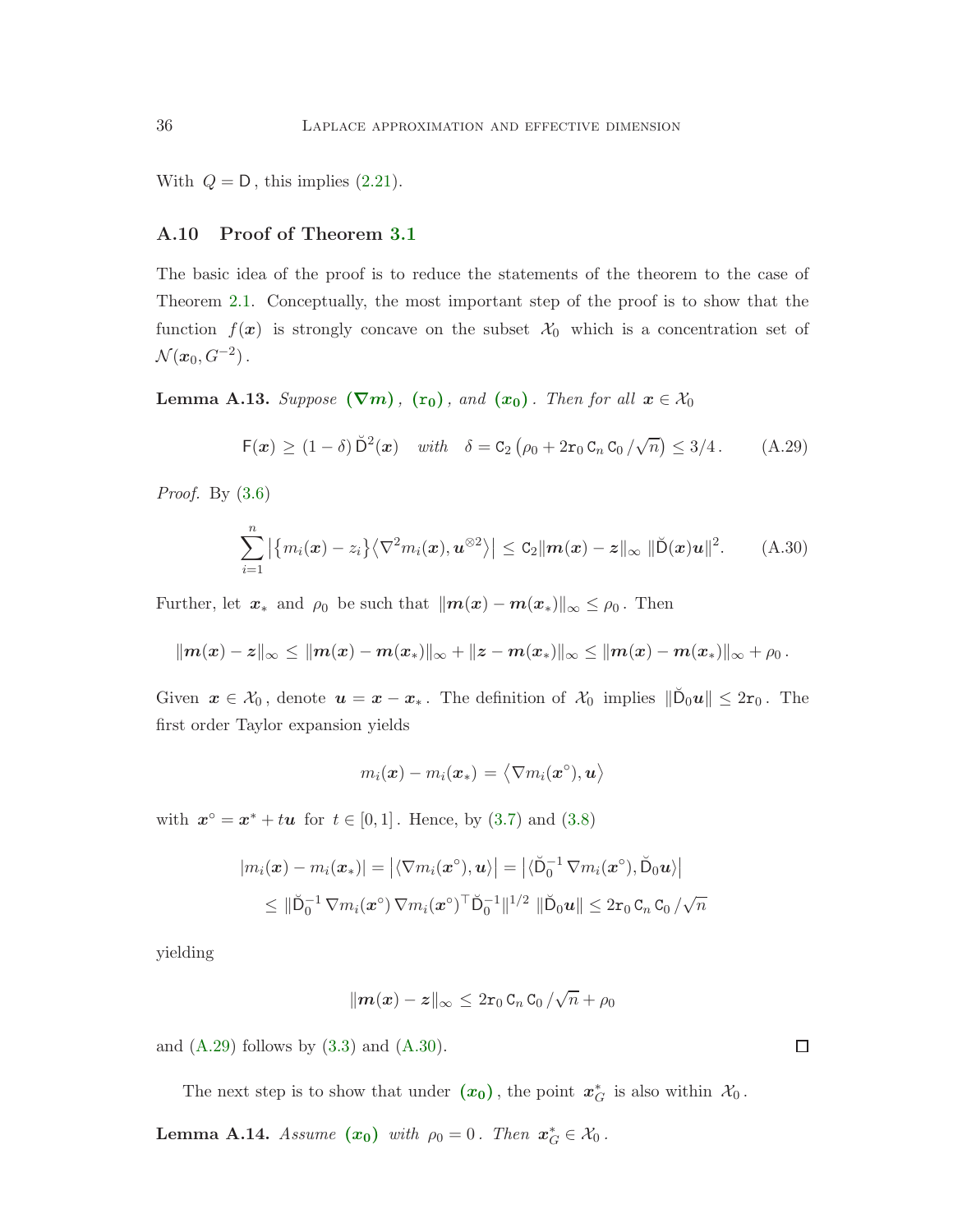With $Q = \mathsf{D}$, this implies (2.21).

## A.10 Proof of Theorem 3.1

The basic idea of the proof is to reduce the statements of the theorem to the case of Theorem 2.1. Conceptually, the most important step of the proof is to show that the function $f(\boldsymbol{x})$ is strongly concave on the subset $\mathcal{X}_0$ which is a concentration set of $\mathcal{N}(\boldsymbol{x}_0, G^{-2})$.

**Lemma A.13.** *Suppose* $(\nabla \boldsymbol{m})$, $(\mathtt{r}_0)$, *and* $(\boldsymbol{x}_0)$. *Then for all* $\boldsymbol{x} \in \mathcal{X}_0$

$$
\mathsf{F}(\boldsymbol{x}) \geq (1 - \delta)\, \breve{\mathsf{D}}^2(\boldsymbol{x}) \quad \text{with} \quad \delta = \mathtt{C}_2 \left( \rho_0 + 2 \mathtt{r}_0 \, \mathtt{C}_n \, \mathtt{C}_0 / \sqrt{n} \right) \leq 3/4 . \tag{A.29}
$$

*Proof.* By (3.6)

$$
\sum_{i=1}^{n} \bigl| \bigl\{ m_i(\boldsymbol{x}) - z_i \bigr\} \bigl\langle \nabla^2 m_i(\boldsymbol{x}), \boldsymbol{u}^{\otimes 2} \bigr\rangle \bigr| \leq \mathtt{C}_2 \| \boldsymbol{m}(\boldsymbol{x}) - \boldsymbol{z} \|_\infty \, \| \breve{\mathsf{D}}(\boldsymbol{x}) \boldsymbol{u} \|^2 . \tag{A.30}
$$

Further, let $\boldsymbol{x}_*$ and $\rho_0$ be such that $\| \boldsymbol{m}(\boldsymbol{x}) - \boldsymbol{m}(\boldsymbol{x}_*) \|_\infty \leq \rho_0$. Then

$$
\| \boldsymbol{m}(\boldsymbol{x}) - \boldsymbol{z} \|_\infty \leq \| \boldsymbol{m}(\boldsymbol{x}) - \boldsymbol{m}(\boldsymbol{x}_*) \|_\infty + \| \boldsymbol{z} - \boldsymbol{m}(\boldsymbol{x}_*) \|_\infty \leq \| \boldsymbol{m}(\boldsymbol{x}) - \boldsymbol{m}(\boldsymbol{x}_*) \|_\infty + \rho_0 .
$$

Given $\boldsymbol{x} \in \mathcal{X}_0$, denote $\boldsymbol{u} = \boldsymbol{x} - \boldsymbol{x}_*$. The definition of $\mathcal{X}_0$ implies $\| \breve{\mathsf{D}}_0 \boldsymbol{u} \| \leq 2 \mathtt{r}_0$. The first order Taylor expansion yields

$$
m_i(\boldsymbol{x}) - m_i(\boldsymbol{x}_*) = \bigl\langle \nabla m_i(\boldsymbol{x}^\circ), \boldsymbol{u} \bigr\rangle
$$

with $\boldsymbol{x}^\circ = \boldsymbol{x}^* + t \boldsymbol{u}$ for $t \in [0,1]$. Hence, by (3.7) and (3.8)

$$
\begin{aligned}
|m_i(\boldsymbol{x}) - m_i(\boldsymbol{x}_*)| &= \bigl| \langle \nabla m_i(\boldsymbol{x}^\circ), \boldsymbol{u} \rangle \bigr| = \bigl| \langle \breve{\mathsf{D}}_0^{-1} \nabla m_i(\boldsymbol{x}^\circ), \breve{\mathsf{D}}_0 \boldsymbol{u} \rangle \bigr| \\
&\leq \| \breve{\mathsf{D}}_0^{-1} \nabla m_i(\boldsymbol{x}^\circ) \, \nabla m_i(\boldsymbol{x}^\circ)^\top \breve{\mathsf{D}}_0^{-1} \|^{1/2} \, \| \breve{\mathsf{D}}_0 \boldsymbol{u} \| \leq 2 \mathtt{r}_0 \, \mathtt{C}_n \, \mathtt{C}_0 / \sqrt{n}
\end{aligned}
$$

yielding

$$
\| \boldsymbol{m}(\boldsymbol{x}) - \boldsymbol{z} \|_\infty \leq 2 \mathtt{r}_0 \, \mathtt{C}_n \, \mathtt{C}_0 / \sqrt{n} + \rho_0
$$

and (A.29) follows by (3.3) and (A.30). $\square$

The next step is to show that under $(\boldsymbol{x}_0)$, the point $\boldsymbol{x}_G^*$ is also within $\mathcal{X}_0$.

**Lemma A.14.** *Assume* $(\boldsymbol{x}_0)$ *with* $\rho_0 = 0$. *Then* $\boldsymbol{x}_G^* \in \mathcal{X}_0$.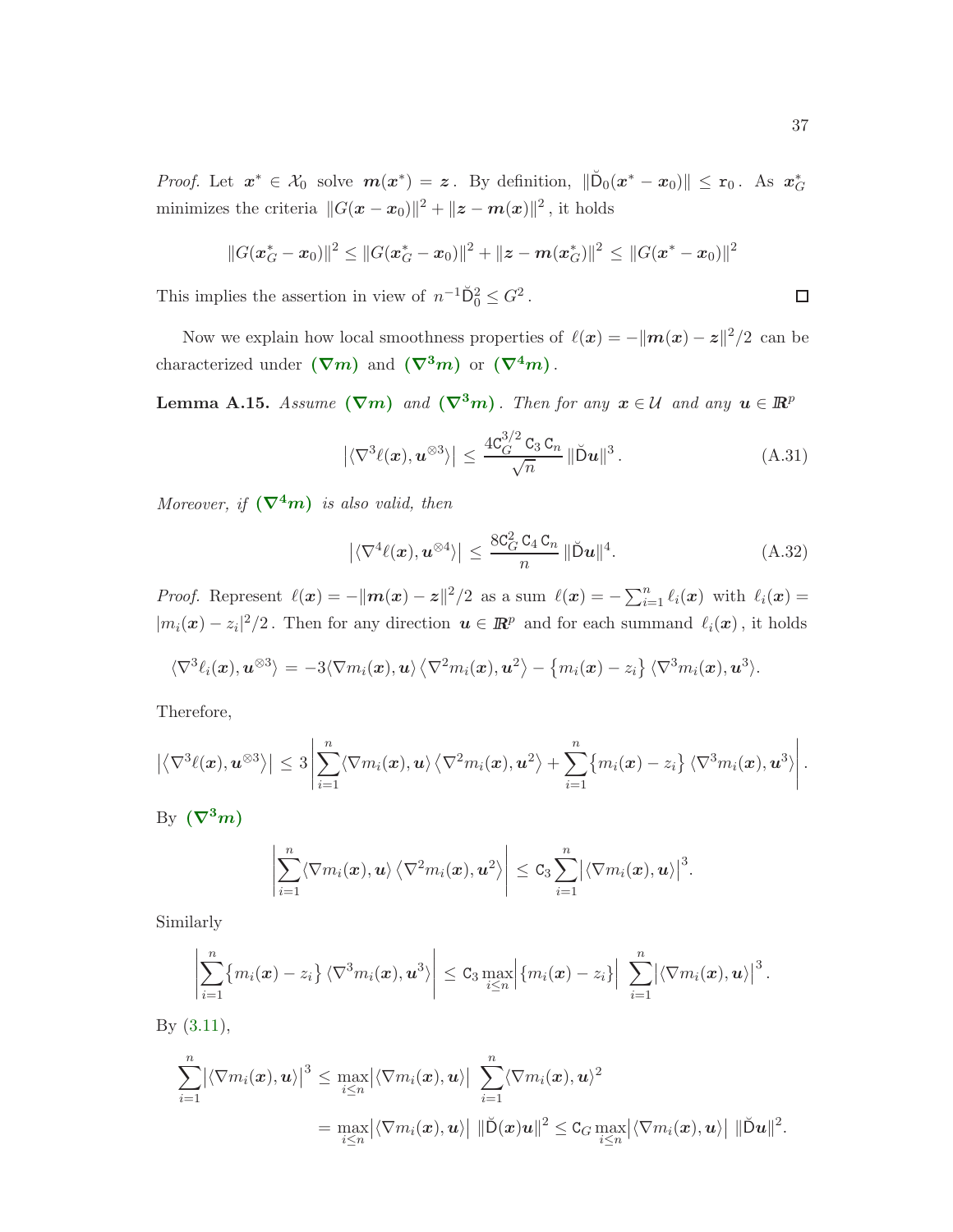*Proof.* Let $\boldsymbol{x}^* \in \mathcal{X}_0$ solve $\boldsymbol{m}(\boldsymbol{x}^*) = \boldsymbol{z}$. By definition, $\|\breve{\mathsf{D}}_0(\boldsymbol{x}^* - \boldsymbol{x}_0)\| \le \mathtt{r}_0$. As $\boldsymbol{x}_G^*$ minimizes the criteria $\|G(\boldsymbol{x}-\boldsymbol{x}_0)\|^2 + \|\boldsymbol{z} - \boldsymbol{m}(\boldsymbol{x})\|^2$, it holds

$$
\|G(\boldsymbol{x}_G^* - \boldsymbol{x}_0)\|^2 \le \|G(\boldsymbol{x}_G^* - \boldsymbol{x}_0)\|^2 + \|\boldsymbol{z} - \boldsymbol{m}(\boldsymbol{x}_G^*)\|^2 \le \|G(\boldsymbol{x}^* - \boldsymbol{x}_0)\|^2
$$

This implies the assertion in view of $n^{-1}\breve{\mathsf{D}}_0^2 \le G^2$. $\square$

Now we explain how local smoothness properties of $\ell(\boldsymbol{x}) = -\|\boldsymbol{m}(\boldsymbol{x}) - \boldsymbol{z}\|^2/2$ can be characterized under $(\boldsymbol{\nabla m})$ and $(\boldsymbol{\nabla^3 m})$ or $(\boldsymbol{\nabla^4 m})$.

**Lemma A.15.** *Assume* $(\boldsymbol{\nabla m})$ *and* $(\boldsymbol{\nabla^3 m})$. *Then for any* $\boldsymbol{x} \in \mathcal{U}$ *and any* $\boldsymbol{u} \in \mathbb{R}^p$

$$
\bigl|\langle \nabla^3 \ell(\boldsymbol{x}), \boldsymbol{u}^{\otimes 3}\rangle\bigr| \le \frac{4\mathtt{C}_G^{3/2}\,\mathtt{C}_3\,\mathtt{C}_n}{\sqrt{n}}\,\|\breve{\mathsf{D}}\boldsymbol{u}\|^3. \tag{A.31}
$$

*Moreover, if* $(\boldsymbol{\nabla^4 m})$ *is also valid, then*

$$
\bigl|\langle \nabla^4 \ell(\boldsymbol{x}), \boldsymbol{u}^{\otimes 4}\rangle\bigr| \le \frac{8\mathtt{C}_G^{2}\,\mathtt{C}_4\,\mathtt{C}_n}{n}\,\|\breve{\mathsf{D}}\boldsymbol{u}\|^4. \tag{A.32}
$$

*Proof.* Represent $\ell(\boldsymbol{x}) = -\|\boldsymbol{m}(\boldsymbol{x}) - \boldsymbol{z}\|^2/2$ as a sum $\ell(\boldsymbol{x}) = -\sum_{i=1}^n \ell_i(\boldsymbol{x})$ with $\ell_i(\boldsymbol{x}) = |m_i(\boldsymbol{x}) - z_i|^2/2$. Then for any direction $\boldsymbol{u} \in \mathbb{R}^p$ and for each summand $\ell_i(\boldsymbol{x})$, it holds

$$
\langle \nabla^3 \ell_i(\boldsymbol{x}), \boldsymbol{u}^{\otimes 3}\rangle = -3\langle \nabla m_i(\boldsymbol{x}), \boldsymbol{u}\rangle\,\langle \nabla^2 m_i(\boldsymbol{x}), \boldsymbol{u}^2\rangle - \bigl\{m_i(\boldsymbol{x}) - z_i\bigr\}\,\langle \nabla^3 m_i(\boldsymbol{x}), \boldsymbol{u}^3\rangle.
$$

Therefore,

$$
\bigl|\bigl\langle \nabla^3 \ell(\boldsymbol{x}), \boldsymbol{u}^{\otimes 3}\bigr\rangle\bigr| \le 3\left|\sum_{i=1}^n \langle \nabla m_i(\boldsymbol{x}), \boldsymbol{u}\rangle\,\bigl\langle \nabla^2 m_i(\boldsymbol{x}), \boldsymbol{u}^2\bigr\rangle + \sum_{i=1}^n \bigl\{m_i(\boldsymbol{x}) - z_i\bigr\}\,\langle \nabla^3 m_i(\boldsymbol{x}), \boldsymbol{u}^3\rangle\right|.
$$

By $(\boldsymbol{\nabla^3 m})$

$$
\left|\sum_{i=1}^n \langle \nabla m_i(\boldsymbol{x}), \boldsymbol{u}\rangle\,\bigl\langle \nabla^2 m_i(\boldsymbol{x}), \boldsymbol{u}^2\bigr\rangle\right| \le \mathtt{C}_3 \sum_{i=1}^n \bigl|\langle \nabla m_i(\boldsymbol{x}), \boldsymbol{u}\rangle\bigr|^3.
$$

Similarly

$$
\left|\sum_{i=1}^n \bigl\{m_i(\boldsymbol{x}) - z_i\bigr\}\,\langle \nabla^3 m_i(\boldsymbol{x}), \boldsymbol{u}^3\rangle\right| \le \mathtt{C}_3 \max_{i\le n}\bigl|\bigl\{m_i(\boldsymbol{x}) - z_i\bigr\}\bigr| \sum_{i=1}^n \bigl|\langle \nabla m_i(\boldsymbol{x}), \boldsymbol{u}\rangle\bigr|^3.
$$

By (3.11),

$$
\begin{aligned}
\sum_{i=1}^n \bigl|\langle \nabla m_i(\boldsymbol{x}), \boldsymbol{u}\rangle\bigr|^3 &\le \max_{i\le n}\bigl|\langle \nabla m_i(\boldsymbol{x}), \boldsymbol{u}\rangle\bigr| \sum_{i=1}^n \langle \nabla m_i(\boldsymbol{x}), \boldsymbol{u}\rangle^2 \\
&= \max_{i\le n}\bigl|\langle \nabla m_i(\boldsymbol{x}), \boldsymbol{u}\rangle\bigr|\;\|\breve{\mathsf{D}}(\boldsymbol{x})\boldsymbol{u}\|^2 \le \mathtt{C}_G \max_{i\le n}\bigl|\langle \nabla m_i(\boldsymbol{x}), \boldsymbol{u}\rangle\bigr|\;\|\breve{\mathsf{D}}\boldsymbol{u}\|^2.
\end{aligned}
$$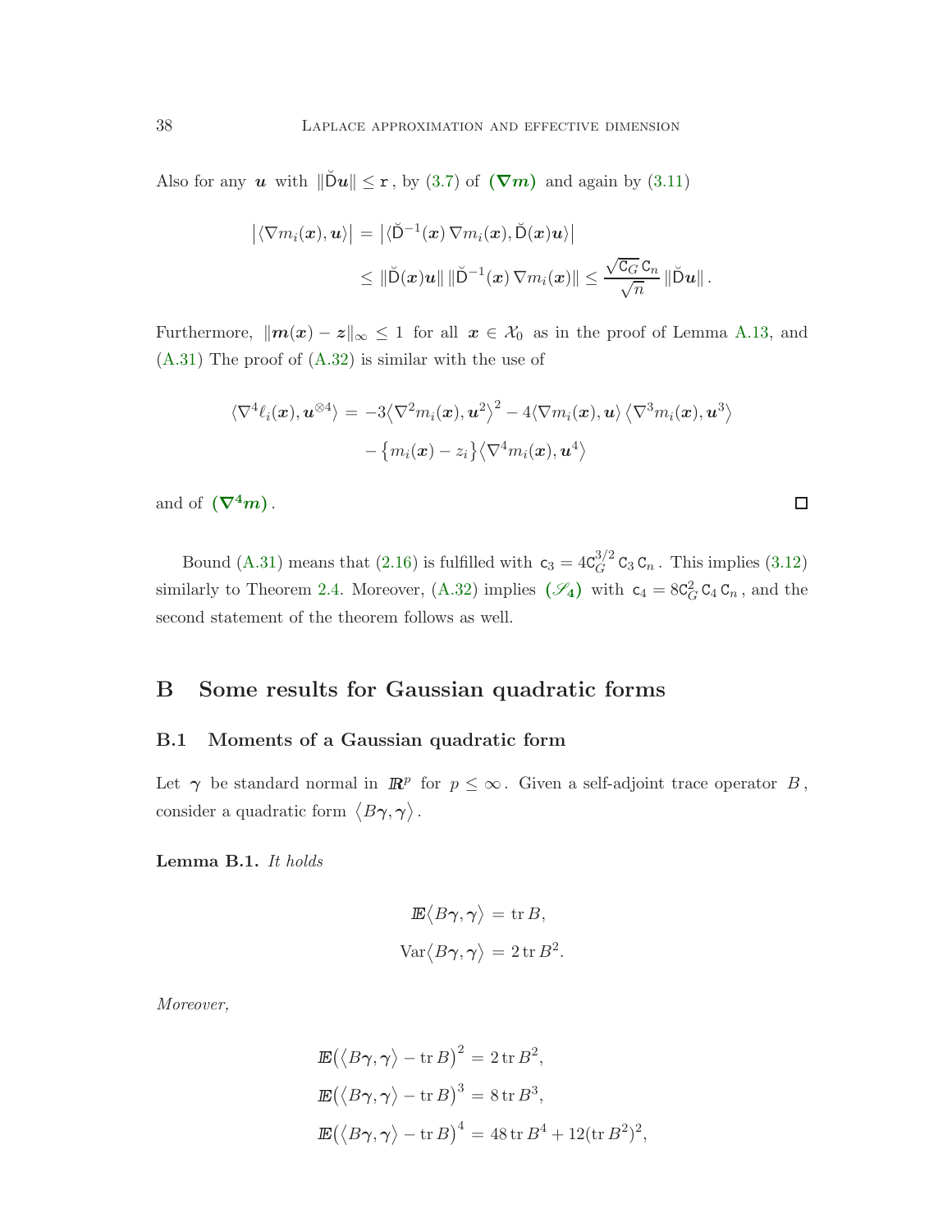Also for any $\boldsymbol{u}$ with $\|\breve{\mathsf{D}}\boldsymbol{u}\| \leq \mathtt{r}$, by (3.7) of $(\boldsymbol{\nabla m})$ and again by (3.11)

$$
\begin{aligned}
\bigl|\langle \nabla m_i(\boldsymbol{x}), \boldsymbol{u}\rangle\bigr| &= \bigl|\langle \breve{\mathsf{D}}^{-1}(\boldsymbol{x})\, \nabla m_i(\boldsymbol{x}), \breve{\mathsf{D}}(\boldsymbol{x})\boldsymbol{u}\rangle\bigr| \\
&\leq \|\breve{\mathsf{D}}(\boldsymbol{x})\boldsymbol{u}\|\, \|\breve{\mathsf{D}}^{-1}(\boldsymbol{x})\, \nabla m_i(\boldsymbol{x})\| \leq \frac{\sqrt{\mathtt{C}_G}\, \mathtt{C}_n}{\sqrt{n}}\, \|\breve{\mathsf{D}}\boldsymbol{u}\|\,.
\end{aligned}
$$

Furthermore, $\|\boldsymbol{m}(\boldsymbol{x}) - \boldsymbol{z}\|_\infty \leq 1$ for all $\boldsymbol{x} \in \mathcal{X}_0$ as in the proof of Lemma A.13, and (A.31) The proof of (A.32) is similar with the use of

$$
\begin{aligned}
\langle \nabla^4 \ell_i(\boldsymbol{x}), \boldsymbol{u}^{\otimes 4}\rangle &= -3\bigl\langle \nabla^2 m_i(\boldsymbol{x}), \boldsymbol{u}^2\bigr\rangle^2 - 4\langle \nabla m_i(\boldsymbol{x}), \boldsymbol{u}\rangle \,\bigl\langle \nabla^3 m_i(\boldsymbol{x}), \boldsymbol{u}^3\bigr\rangle \\
&\quad - \bigl\{ m_i(\boldsymbol{x}) - z_i \bigr\}\bigl\langle \nabla^4 m_i(\boldsymbol{x}), \boldsymbol{u}^4\bigr\rangle
\end{aligned}
$$

and of $(\boldsymbol{\nabla^4 m})$. □

Bound (A.31) means that (2.16) is fulfilled with $\mathsf{c}_3 = 4\mathtt{C}_G^{3/2}\, \mathtt{C}_3\, \mathtt{C}_n$. This implies (3.12) similarly to Theorem 2.4. Moreover, (A.32) implies $(\mathscr{S}_4)$ with $\mathsf{c}_4 = 8\mathtt{C}_G^2\, \mathtt{C}_4\, \mathtt{C}_n$, and the second statement of the theorem follows as well.

# B Some results for Gaussian quadratic forms

## B.1 Moments of a Gaussian quadratic form

Let $\boldsymbol{\gamma}$ be standard normal in $\mathbb{R}^p$ for $p \leq \infty$. Given a self-adjoint trace operator $B$, consider a quadratic form $\bigl\langle B\boldsymbol{\gamma}, \boldsymbol{\gamma}\bigr\rangle$.

**Lemma B.1.** *It holds*

$$
\begin{aligned}
\mathbb{E}\bigl\langle B\boldsymbol{\gamma}, \boldsymbol{\gamma}\bigr\rangle &= \operatorname{tr} B, \\
\operatorname{Var}\bigl\langle B\boldsymbol{\gamma}, \boldsymbol{\gamma}\bigr\rangle &= 2 \operatorname{tr} B^2.
\end{aligned}
$$

*Moreover,*

$$
\begin{aligned}
\mathbb{E}\bigl(\bigl\langle B\boldsymbol{\gamma}, \boldsymbol{\gamma}\bigr\rangle - \operatorname{tr} B\bigr)^2 &= 2 \operatorname{tr} B^2, \\
\mathbb{E}\bigl(\bigl\langle B\boldsymbol{\gamma}, \boldsymbol{\gamma}\bigr\rangle - \operatorname{tr} B\bigr)^3 &= 8 \operatorname{tr} B^3, \\
\mathbb{E}\bigl(\bigl\langle B\boldsymbol{\gamma}, \boldsymbol{\gamma}\bigr\rangle - \operatorname{tr} B\bigr)^4 &= 48 \operatorname{tr} B^4 + 12 (\operatorname{tr} B^2)^2,
\end{aligned}
$$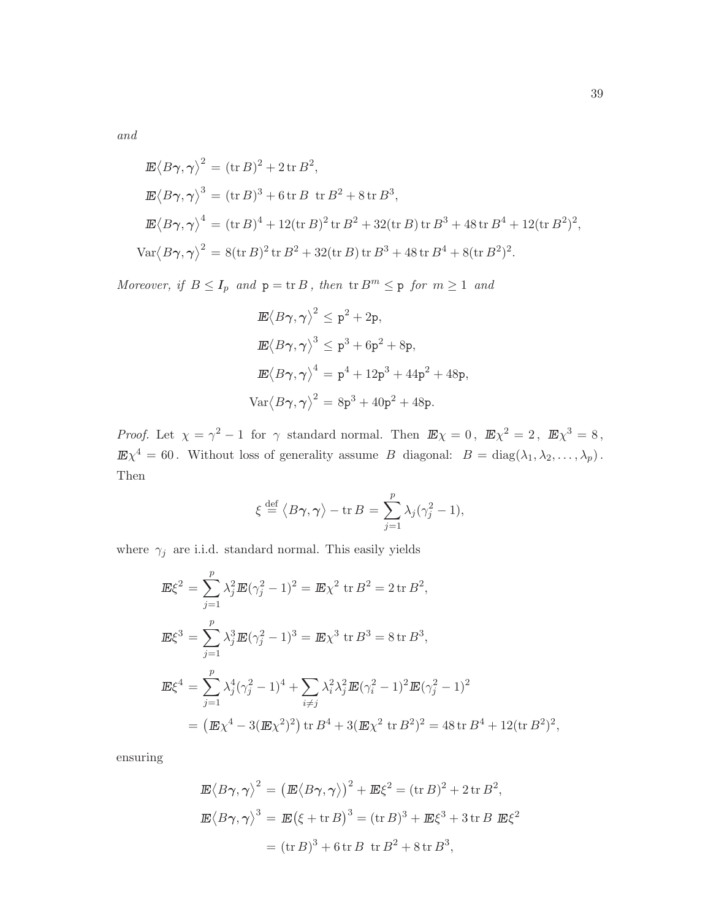*and*

$$
\begin{aligned}
\mathbb{E}\langle B\boldsymbol{\gamma},\boldsymbol{\gamma}\rangle^2 &= (\operatorname{tr} B)^2 + 2\operatorname{tr} B^2,\\
\mathbb{E}\langle B\boldsymbol{\gamma},\boldsymbol{\gamma}\rangle^3 &= (\operatorname{tr} B)^3 + 6\operatorname{tr} B\ \operatorname{tr} B^2 + 8\operatorname{tr} B^3,\\
\mathbb{E}\langle B\boldsymbol{\gamma},\boldsymbol{\gamma}\rangle^4 &= (\operatorname{tr} B)^4 + 12(\operatorname{tr} B)^2\operatorname{tr} B^2 + 32(\operatorname{tr} B)\operatorname{tr} B^3 + 48\operatorname{tr} B^4 + 12(\operatorname{tr} B^2)^2,\\
\operatorname{Var}\langle B\boldsymbol{\gamma},\boldsymbol{\gamma}\rangle^2 &= 8(\operatorname{tr} B)^2\operatorname{tr} B^2 + 32(\operatorname{tr} B)\operatorname{tr} B^3 + 48\operatorname{tr} B^4 + 8(\operatorname{tr} B^2)^2.
\end{aligned}
$$

*Moreover, if* $B \le \boldsymbol{I}_p$ *and* $\mathtt{p} = \operatorname{tr} B$ *, then* $\operatorname{tr} B^m \le \mathtt{p}$ *for* $m \ge 1$ *and*

$$
\begin{aligned}
\mathbb{E}\langle B\boldsymbol{\gamma},\boldsymbol{\gamma}\rangle^2 &\le \mathtt{p}^2 + 2\mathtt{p},\\
\mathbb{E}\langle B\boldsymbol{\gamma},\boldsymbol{\gamma}\rangle^3 &\le \mathtt{p}^3 + 6\mathtt{p}^2 + 8\mathtt{p},\\
\mathbb{E}\langle B\boldsymbol{\gamma},\boldsymbol{\gamma}\rangle^4 &= \mathtt{p}^4 + 12\mathtt{p}^3 + 44\mathtt{p}^2 + 48\mathtt{p},\\
\operatorname{Var}\langle B\boldsymbol{\gamma},\boldsymbol{\gamma}\rangle^2 &= 8\mathtt{p}^3 + 40\mathtt{p}^2 + 48\mathtt{p}.
\end{aligned}
$$

*Proof.* Let $\chi = \gamma^2 - 1$ for $\gamma$ standard normal. Then $\mathbb{E}\chi = 0$, $\mathbb{E}\chi^2 = 2$, $\mathbb{E}\chi^3 = 8$, $\mathbb{E}\chi^4 = 60$. Without loss of generality assume $B$ diagonal: $B = \operatorname{diag}(\lambda_1, \lambda_2, \ldots, \lambda_p)$. Then

$$
\xi \stackrel{\text{def}}{=} \langle B\boldsymbol{\gamma},\boldsymbol{\gamma}\rangle - \operatorname{tr} B = \sum_{j=1}^{p} \lambda_j(\gamma_j^2 - 1),
$$

where $\gamma_j$ are i.i.d. standard normal. This easily yields

$$
\begin{aligned}
\mathbb{E}\xi^2 &= \sum_{j=1}^{p} \lambda_j^2 \mathbb{E}(\gamma_j^2 - 1)^2 = \mathbb{E}\chi^2\ \operatorname{tr} B^2 = 2\operatorname{tr} B^2,\\
\mathbb{E}\xi^3 &= \sum_{j=1}^{p} \lambda_j^3 \mathbb{E}(\gamma_j^2 - 1)^3 = \mathbb{E}\chi^3\ \operatorname{tr} B^3 = 8\operatorname{tr} B^3,\\
\mathbb{E}\xi^4 &= \sum_{j=1}^{p} \lambda_j^4 (\gamma_j^2 - 1)^4 + \sum_{i\ne j} \lambda_i^2\lambda_j^2 \mathbb{E}(\gamma_i^2 - 1)^2 \mathbb{E}(\gamma_j^2 - 1)^2\\
&= \bigl(\mathbb{E}\chi^4 - 3(\mathbb{E}\chi^2)^2\bigr)\operatorname{tr} B^4 + 3(\mathbb{E}\chi^2\ \operatorname{tr} B^2)^2 = 48\operatorname{tr} B^4 + 12(\operatorname{tr} B^2)^2,
\end{aligned}
$$

ensuring

$$
\begin{aligned}
\mathbb{E}\langle B\boldsymbol{\gamma},\boldsymbol{\gamma}\rangle^2 &= \bigl(\mathbb{E}\langle B\boldsymbol{\gamma},\boldsymbol{\gamma}\rangle\bigr)^2 + \mathbb{E}\xi^2 = (\operatorname{tr} B)^2 + 2\operatorname{tr} B^2,\\
\mathbb{E}\langle B\boldsymbol{\gamma},\boldsymbol{\gamma}\rangle^3 &= \mathbb{E}\bigl(\xi + \operatorname{tr} B\bigr)^3 = (\operatorname{tr} B)^3 + \mathbb{E}\xi^3 + 3\operatorname{tr} B\ \mathbb{E}\xi^2\\
&= (\operatorname{tr} B)^3 + 6\operatorname{tr} B\ \operatorname{tr} B^2 + 8\operatorname{tr} B^3,
\end{aligned}
$$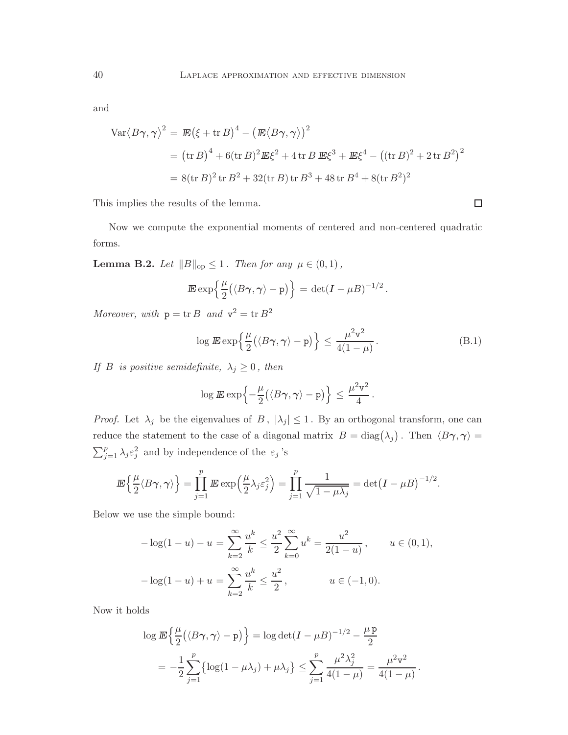and

$$
\begin{aligned}
\operatorname{Var}\langle B\boldsymbol{\gamma},\boldsymbol{\gamma}\rangle^2 &= \mathbb{E}\bigl(\xi + \operatorname{tr} B\bigr)^4 - \bigl(\mathbb{E}\langle B\boldsymbol{\gamma},\boldsymbol{\gamma}\rangle\bigr)^2 \\
&= \bigl(\operatorname{tr} B\bigr)^4 + 6(\operatorname{tr} B)^2\mathbb{E}\xi^2 + 4\operatorname{tr} B\,\mathbb{E}\xi^3 + \mathbb{E}\xi^4 - \bigl((\operatorname{tr} B)^2 + 2\operatorname{tr} B^2\bigr)^2 \\
&= 8(\operatorname{tr} B)^2\operatorname{tr} B^2 + 32(\operatorname{tr} B)\operatorname{tr} B^3 + 48\operatorname{tr} B^4 + 8(\operatorname{tr} B^2)^2
\end{aligned}
$$

This implies the results of the lemma. $\square$

Now we compute the exponential moments of centered and non-centered quadratic forms.

**Lemma B.2.** *Let* $\|B\|_{\mathrm{op}} \le 1$. *Then for any* $\mu \in (0,1)$,

$$
\mathbb{E}\exp\Bigl\{\frac{\mu}{2}\bigl(\langle B\boldsymbol{\gamma},\boldsymbol{\gamma}\rangle - \mathtt{p}\bigr)\Bigr\} = \det(I - \mu B)^{-1/2}.
$$

*Moreover, with* $\mathtt{p} = \operatorname{tr} B$ *and* $\mathtt{v}^2 = \operatorname{tr} B^2$

$$
\log \mathbb{E}\exp\Bigl\{\frac{\mu}{2}\bigl(\langle B\boldsymbol{\gamma},\boldsymbol{\gamma}\rangle - \mathtt{p}\bigr)\Bigr\} \le \frac{\mu^2\mathtt{v}^2}{4(1-\mu)}. \tag{B.1}
$$

*If* $B$ *is positive semidefinite,* $\lambda_j \ge 0$, *then*

$$
\log \mathbb{E}\exp\Bigl\{-\frac{\mu}{2}\bigl(\langle B\boldsymbol{\gamma},\boldsymbol{\gamma}\rangle - \mathtt{p}\bigr)\Bigr\} \le \frac{\mu^2\mathtt{v}^2}{4}.
$$

*Proof.* Let $\lambda_j$ be the eigenvalues of $B$, $|\lambda_j| \le 1$. By an orthogonal transform, one can reduce the statement to the case of a diagonal matrix $B = \operatorname{diag}(\lambda_j)$. Then $\langle B\boldsymbol{\gamma},\boldsymbol{\gamma}\rangle = \sum_{j=1}^{p}\lambda_j\varepsilon_j^2$ and by independence of the $\varepsilon_j$'s

$$
\mathbb{E}\Bigl\{\frac{\mu}{2}\langle B\boldsymbol{\gamma},\boldsymbol{\gamma}\rangle\Bigr\} = \prod_{j=1}^{p}\mathbb{E}\exp\Bigl(\frac{\mu}{2}\lambda_j\varepsilon_j^2\Bigr) = \prod_{j=1}^{p}\frac{1}{\sqrt{1-\mu\lambda_j}} = \det\bigl(I - \mu B\bigr)^{-1/2}.
$$

Below we use the simple bound:

$$
\begin{aligned}
-\log(1-u) - u &= \sum_{k=2}^{\infty}\frac{u^k}{k} \le \frac{u^2}{2}\sum_{k=0}^{\infty}u^k = \frac{u^2}{2(1-u)}, \qquad u \in (0,1), \\
-\log(1-u) + u &= \sum_{k=2}^{\infty}\frac{u^k}{k} \le \frac{u^2}{2}, \qquad\qquad u \in (-1,0).
\end{aligned}
$$

Now it holds

$$
\begin{aligned}
\log \mathbb{E}\Bigl\{\frac{\mu}{2}\bigl(\langle B\boldsymbol{\gamma},\boldsymbol{\gamma}\rangle - \mathtt{p}\bigr)\Bigr\} &= \log\det(I - \mu B)^{-1/2} - \frac{\mu\,\mathtt{p}}{2} \\
&= -\frac{1}{2}\sum_{j=1}^{p}\bigl\{\log(1-\mu\lambda_j) + \mu\lambda_j\bigr\} \le \sum_{j=1}^{p}\frac{\mu^2\lambda_j^2}{4(1-\mu)} = \frac{\mu^2\mathtt{v}^2}{4(1-\mu)}.
\end{aligned}
$$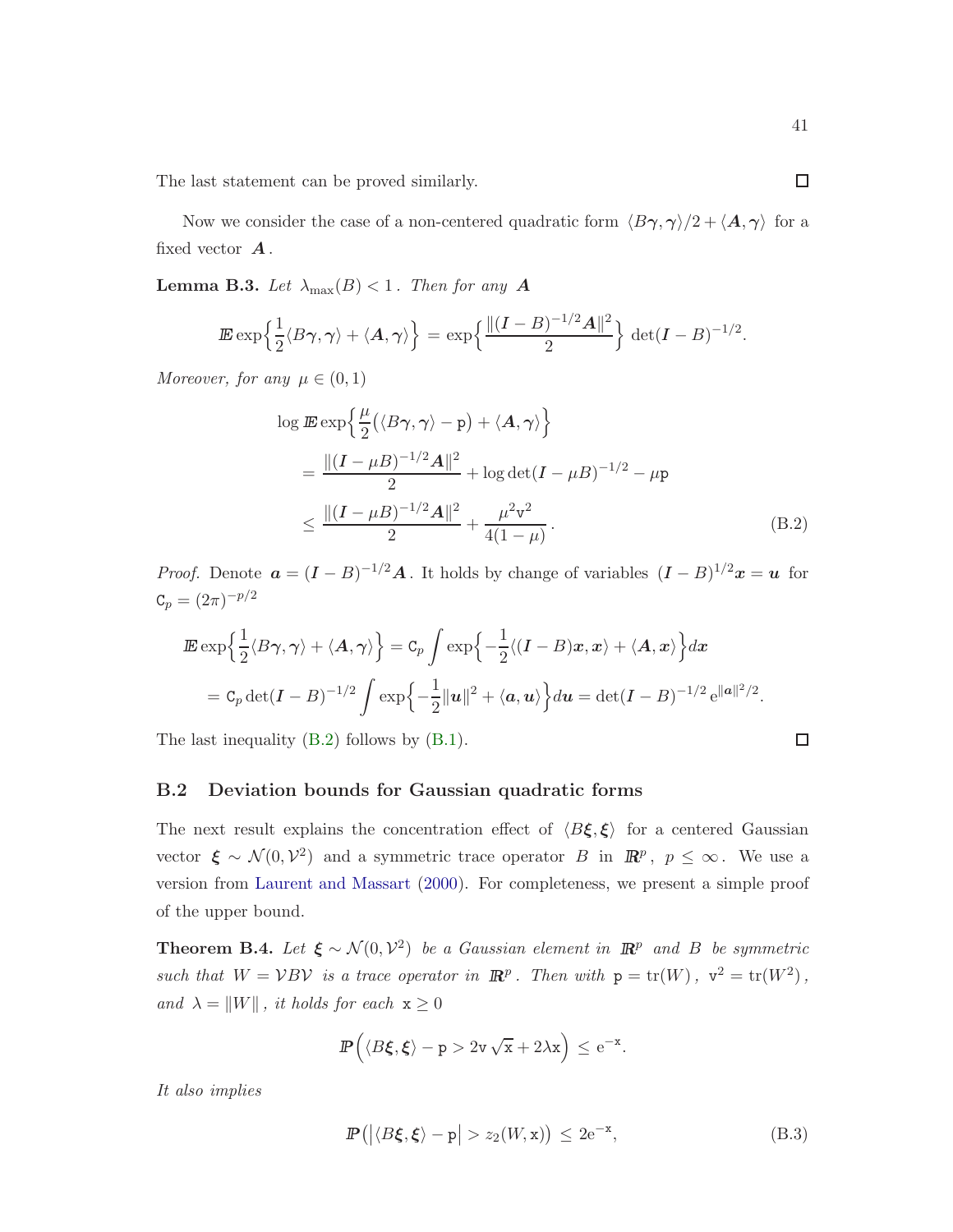The last statement can be proved similarly. $\square$

Now we consider the case of a non-centered quadratic form $\langle B\boldsymbol{\gamma},\boldsymbol{\gamma}\rangle/2 + \langle \boldsymbol{A},\boldsymbol{\gamma}\rangle$ for a fixed vector $\boldsymbol{A}$.

**Lemma B.3.** *Let $\lambda_{\max}(B) < 1$. Then for any $\boldsymbol{A}$*

$$
\mathbb{E}\exp\Bigl\{\frac{1}{2}\langle B\boldsymbol{\gamma},\boldsymbol{\gamma}\rangle + \langle \boldsymbol{A},\boldsymbol{\gamma}\rangle\Bigr\} = \exp\Bigl\{\frac{\|(\boldsymbol{I}-B)^{-1/2}\boldsymbol{A}\|^2}{2}\Bigr\}\,\det(\boldsymbol{I}-B)^{-1/2}.
$$

*Moreover, for any $\mu \in (0,1)$*

$$
\begin{aligned}
&\log \mathbb{E}\exp\Bigl\{\frac{\mu}{2}\bigl(\langle B\boldsymbol{\gamma},\boldsymbol{\gamma}\rangle - \mathtt{p}\bigr) + \langle \boldsymbol{A},\boldsymbol{\gamma}\rangle\Bigr\} \\
&\quad = \frac{\|(\boldsymbol{I}-\mu B)^{-1/2}\boldsymbol{A}\|^2}{2} + \log\det(\boldsymbol{I}-\mu B)^{-1/2} - \mu\mathtt{p} \\
&\quad \le \frac{\|(\boldsymbol{I}-\mu B)^{-1/2}\boldsymbol{A}\|^2}{2} + \frac{\mu^2\mathtt{v}^2}{4(1-\mu)}\,. \qquad\qquad (B.2)
\end{aligned}
$$

*Proof.* Denote $\boldsymbol{a} = (\boldsymbol{I}-B)^{-1/2}\boldsymbol{A}$. It holds by change of variables $(\boldsymbol{I}-B)^{1/2}\boldsymbol{x} = \boldsymbol{u}$ for $\mathtt{C}_p = (2\pi)^{-p/2}$

$$
\begin{aligned}
\mathbb{E}\exp\Bigl\{\frac{1}{2}\langle B\boldsymbol{\gamma},\boldsymbol{\gamma}\rangle + \langle \boldsymbol{A},\boldsymbol{\gamma}\rangle\Bigr\} &= \mathtt{C}_p\int \exp\Bigl\{-\frac{1}{2}\langle(\boldsymbol{I}-B)\boldsymbol{x},\boldsymbol{x}\rangle + \langle \boldsymbol{A},\boldsymbol{x}\rangle\Bigr\}d\boldsymbol{x} \\
= \mathtt{C}_p\det(\boldsymbol{I}-B)^{-1/2}\int \exp\Bigl\{-\frac{1}{2}\|\boldsymbol{u}\|^2 + \langle \boldsymbol{a},\boldsymbol{u}\rangle\Bigr\}d\boldsymbol{u} &= \det(\boldsymbol{I}-B)^{-1/2}\,\mathrm{e}^{\|\boldsymbol{a}\|^2/2}.
\end{aligned}
$$

The last inequality (B.2) follows by (B.1). $\square$

### B.2 Deviation bounds for Gaussian quadratic forms

The next result explains the concentration effect of $\langle B\boldsymbol{\xi},\boldsymbol{\xi}\rangle$ for a centered Gaussian vector $\boldsymbol{\xi} \sim \mathcal{N}(0,\mathcal{V}^2)$ and a symmetric trace operator $B$ in $\mathbb{R}^p$, $p \le \infty$. We use a version from Laurent and Massart (2000). For completeness, we present a simple proof of the upper bound.

**Theorem B.4.** *Let $\boldsymbol{\xi} \sim \mathcal{N}(0,\mathcal{V}^2)$ be a Gaussian element in $\mathbb{R}^p$ and $B$ be symmetric such that $W = \mathcal{V}B\mathcal{V}$ is a trace operator in $\mathbb{R}^p$. Then with $\mathtt{p} = \operatorname{tr}(W)$, $\mathtt{v}^2 = \operatorname{tr}(W^2)$, and $\lambda = \|W\|$, it holds for each $\mathtt{x} \ge 0$*

$$
\mathbb{P}\Bigl(\langle B\boldsymbol{\xi},\boldsymbol{\xi}\rangle - \mathtt{p} > 2\mathtt{v}\sqrt{\mathtt{x}} + 2\lambda\mathtt{x}\Bigr) \le \mathrm{e}^{-\mathtt{x}}.
$$

*It also implies*

$$
\mathbb{P}\bigl(\bigl|\langle B\boldsymbol{\xi},\boldsymbol{\xi}\rangle - \mathtt{p}\bigr| > z_2(W,\mathtt{x})\bigr) \le 2\mathrm{e}^{-\mathtt{x}}, \qquad (B.3)
$$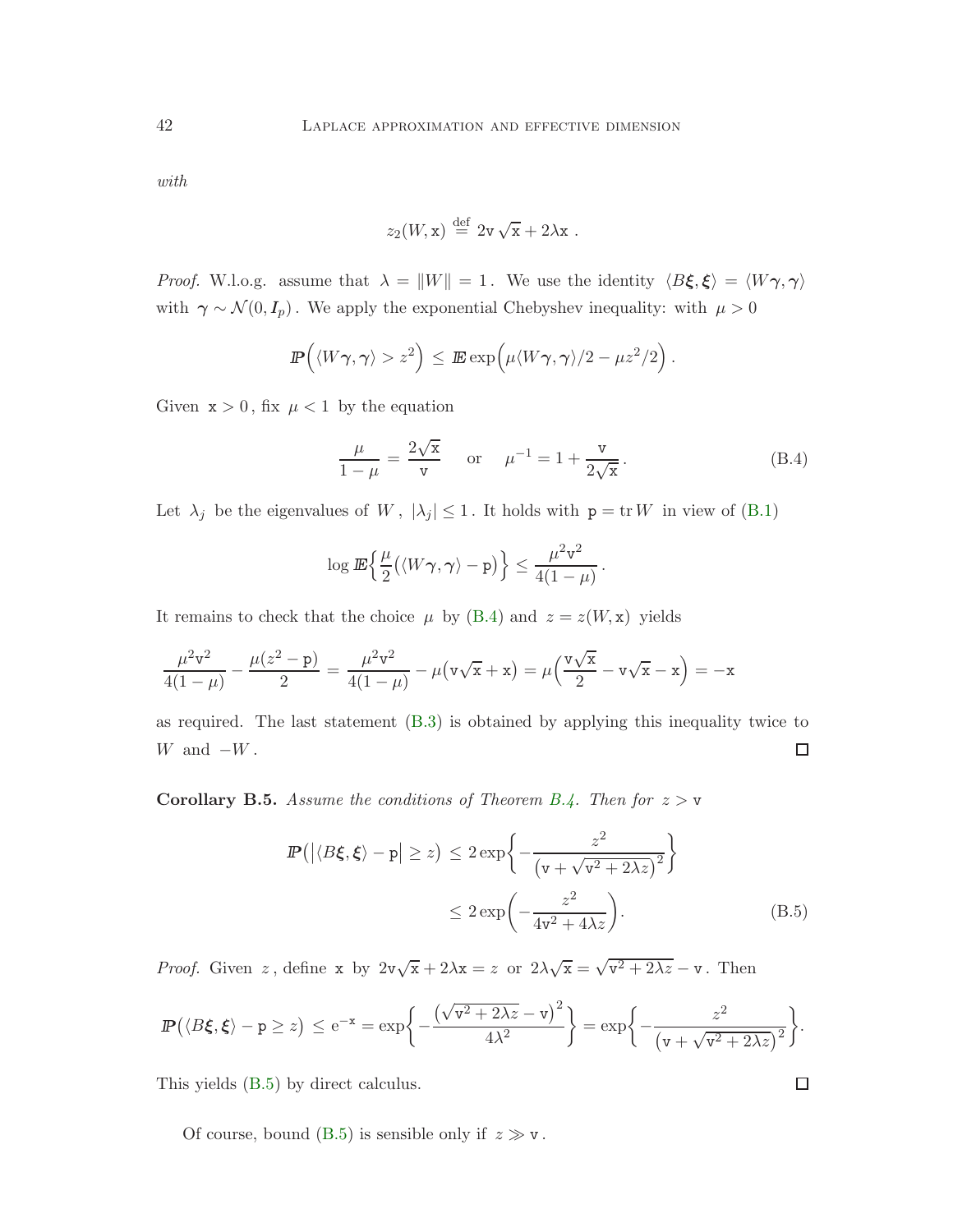*with*

$$
z_2(W, \mathtt{x}) \stackrel{\text{def}}{=} 2\mathtt{v}\sqrt{\mathtt{x}} + 2\lambda \mathtt{x} .
$$

*Proof.* W.l.o.g. assume that $\lambda = \|W\| = 1$. We use the identity $\langle B\boldsymbol{\xi}, \boldsymbol{\xi} \rangle = \langle W\boldsymbol{\gamma}, \boldsymbol{\gamma} \rangle$ with $\boldsymbol{\gamma} \sim \mathcal{N}(0, \boldsymbol{I}_p)$. We apply the exponential Chebyshev inequality: with $\mu > 0$

$$
I\!\!P\Bigl( \langle W\boldsymbol{\gamma}, \boldsymbol{\gamma} \rangle > z^2 \Bigr) \le I\!\!E \exp\Bigl( \mu \langle W\boldsymbol{\gamma}, \boldsymbol{\gamma} \rangle / 2 - \mu z^2 / 2 \Bigr) .
$$

Given $\mathtt{x} > 0$, fix $\mu < 1$ by the equation

$$
\frac{\mu}{1-\mu} = \frac{2\sqrt{\mathtt{x}}}{\mathtt{v}} \qquad \text{or} \qquad \mu^{-1} = 1 + \frac{\mathtt{v}}{2\sqrt{\mathtt{x}}} . \tag{B.4}
$$

Let $\lambda_j$ be the eigenvalues of $W$, $|\lambda_j| \le 1$. It holds with $\mathtt{p} = \operatorname{tr} W$ in view of (B.1)

$$
\log I\!\!E \Bigl\{ \frac{\mu}{2} \bigl( \langle W\boldsymbol{\gamma}, \boldsymbol{\gamma} \rangle - \mathtt{p} \bigr) \Bigr\} \le \frac{\mu^2 \mathtt{v}^2}{4(1-\mu)} .
$$

It remains to check that the choice $\mu$ by (B.4) and $z = z(W, \mathtt{x})$ yields

$$
\frac{\mu^2 \mathtt{v}^2}{4(1-\mu)} - \frac{\mu (z^2 - \mathtt{p})}{2} = \frac{\mu^2 \mathtt{v}^2}{4(1-\mu)} - \mu \bigl( \mathtt{v}\sqrt{\mathtt{x}} + \mathtt{x} \bigr) = \mu \Bigl( \frac{\mathtt{v}\sqrt{\mathtt{x}}}{2} - \mathtt{v}\sqrt{\mathtt{x}} - \mathtt{x} \Bigr) = -\mathtt{x}
$$

as required. The last statement (B.3) is obtained by applying this inequality twice to $W$ and $-W$. □

**Corollary B.5.** *Assume the conditions of Theorem B.4. Then for* $z > \mathtt{v}$

$$
\begin{aligned}
I\!\!P\bigl( \bigl| \langle B\boldsymbol{\xi}, \boldsymbol{\xi} \rangle - \mathtt{p} \bigr| \ge z \bigr) &\le 2 \exp\biggl\{ - \frac{z^2}{\bigl( \mathtt{v} + \sqrt{\mathtt{v}^2 + 2\lambda z} \bigr)^2} \biggr\} \\
&\le 2 \exp\Bigl( - \frac{z^2}{4\mathtt{v}^2 + 4\lambda z} \Bigr).
\end{aligned} \tag{B.5}
$$

*Proof.* Given $z$, define $\mathtt{x}$ by $2\mathtt{v}\sqrt{\mathtt{x}} + 2\lambda \mathtt{x} = z$ or $2\lambda\sqrt{\mathtt{x}} = \sqrt{\mathtt{v}^2 + 2\lambda z} - \mathtt{v}$. Then

$$
I\!\!P\bigl( \langle B\boldsymbol{\xi}, \boldsymbol{\xi} \rangle - \mathtt{p} \ge z \bigr) \le \mathrm{e}^{-\mathtt{x}} = \exp\biggl\{ - \frac{\bigl( \sqrt{\mathtt{v}^2 + 2\lambda z} - \mathtt{v} \bigr)^2}{4\lambda^2} \biggr\} = \exp\biggl\{ - \frac{z^2}{\bigl( \mathtt{v} + \sqrt{\mathtt{v}^2 + 2\lambda z} \bigr)^2} \biggr\}.
$$

This yields (B.5) by direct calculus. □

Of course, bound (B.5) is sensible only if $z \gg \mathtt{v}$.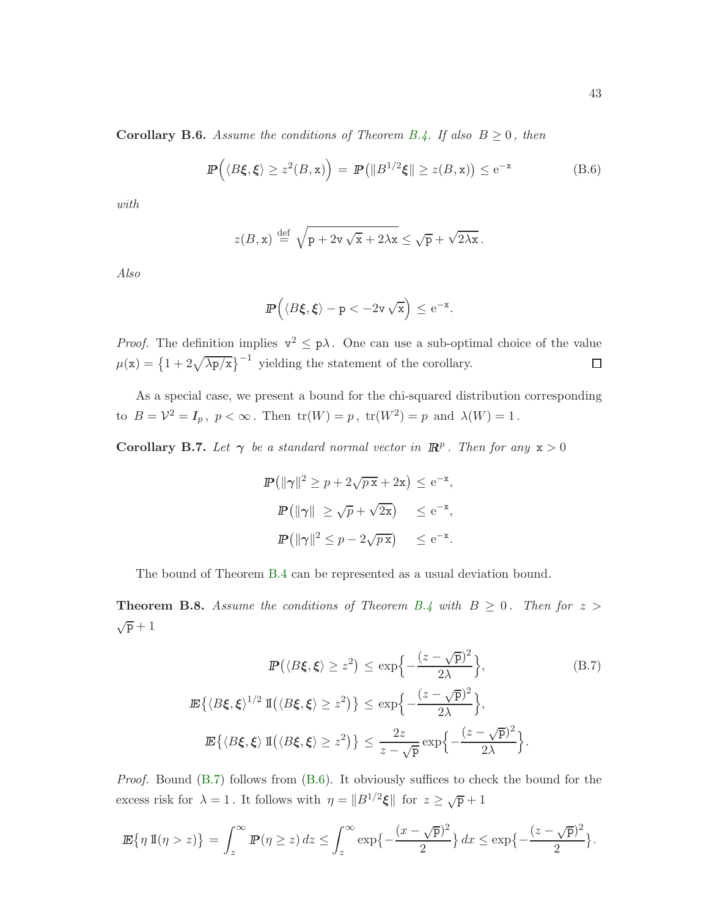**Corollary B.6.** *Assume the conditions of Theorem B.4. If also $B \geq 0$, then*

$$
\mathbb{P}\Big(\langle B\boldsymbol{\xi},\boldsymbol{\xi}\rangle \geq z^2(B,\mathtt{x})\Big) \,=\, \mathbb{P}\big(\|B^{1/2}\boldsymbol{\xi}\| \geq z(B,\mathtt{x})\big) \leq \mathrm{e}^{-\mathtt{x}} \tag{B.6}
$$

*with*

$$
z(B,\mathtt{x}) \stackrel{\text{def}}{=} \sqrt{\mathtt{p} + 2\mathtt{v}\sqrt{\mathtt{x}} + 2\lambda\mathtt{x}} \leq \sqrt{\mathtt{p}} + \sqrt{2\lambda\mathtt{x}}\,.
$$

*Also*

$$
\mathbb{P}\Big(\langle B\boldsymbol{\xi},\boldsymbol{\xi}\rangle - \mathtt{p} < -2\mathtt{v}\sqrt{\mathtt{x}}\Big) \,\leq\, \mathrm{e}^{-\mathtt{x}}.
$$

*Proof.* The definition implies $\mathtt{v}^2 \leq \mathtt{p}\lambda$. One can use a sub-optimal choice of the value $\mu(\mathtt{x}) = \big\{1 + 2\sqrt{\lambda\mathtt{p}/\mathtt{x}}\big\}^{-1}$ yielding the statement of the corollary. □

As a special case, we present a bound for the chi-squared distribution corresponding to $B = \mathcal{V}^2 = \boldsymbol{I}_p$, $p < \infty$. Then $\operatorname{tr}(W) = p$, $\operatorname{tr}(W^2) = p$ and $\lambda(W) = 1$.

**Corollary B.7.** *Let $\boldsymbol{\gamma}$ be a standard normal vector in $\mathbb{R}^p$. Then for any $\mathtt{x} > 0$*

$$
\begin{aligned}
\mathbb{P}\big(\|\boldsymbol{\gamma}\|^2 \geq p + 2\sqrt{p\,\mathtt{x}} + 2\mathtt{x}\big) \,&\leq\, \mathrm{e}^{-\mathtt{x}},\\
\mathbb{P}\big(\|\boldsymbol{\gamma}\| \,\geq \sqrt{p} + \sqrt{2\mathtt{x}}\big) \quad &\leq\, \mathrm{e}^{-\mathtt{x}},\\
\mathbb{P}\big(\|\boldsymbol{\gamma}\|^2 \leq p - 2\sqrt{p\,\mathtt{x}}\big) \quad &\leq\, \mathrm{e}^{-\mathtt{x}}.
\end{aligned}
$$

The bound of Theorem B.4 can be represented as a usual deviation bound.

**Theorem B.8.** *Assume the conditions of Theorem B.4 with $B \geq 0$. Then for $z > \sqrt{\mathtt{p}} + 1$*

$$
\begin{aligned}
\mathbb{P}\big(\langle B\boldsymbol{\xi},\boldsymbol{\xi}\rangle \geq z^2\big) \,&\leq\, \exp\Big\{-\frac{(z-\sqrt{\mathtt{p}})^2}{2\lambda}\Big\}, \qquad\qquad (\text{B.7})\\
\mathbb{E}\big\{\langle B\boldsymbol{\xi},\boldsymbol{\xi}\rangle^{1/2}\,\mathbb{I}\big(\langle B\boldsymbol{\xi},\boldsymbol{\xi}\rangle \geq z^2\big)\big\} \,&\leq\, \exp\Big\{-\frac{(z-\sqrt{\mathtt{p}})^2}{2\lambda}\Big\},\\
\mathbb{E}\big\{\langle B\boldsymbol{\xi},\boldsymbol{\xi}\rangle\,\mathbb{I}\big(\langle B\boldsymbol{\xi},\boldsymbol{\xi}\rangle \geq z^2\big)\big\} \,&\leq\, \frac{2z}{z-\sqrt{\mathtt{p}}}\exp\Big\{-\frac{(z-\sqrt{\mathtt{p}})^2}{2\lambda}\Big\}.
\end{aligned}
$$

*Proof.* Bound (B.7) follows from (B.6). It obviously suffices to check the bound for the excess risk for $\lambda = 1$. It follows with $\eta = \|B^{1/2}\boldsymbol{\xi}\|$ for $z \geq \sqrt{\mathtt{p}} + 1$

$$
\mathbb{E}\big\{\eta\,\mathbb{I}(\eta > z)\big\} \,=\, \int_z^\infty \mathbb{P}(\eta \geq z)\,dz \leq \int_z^\infty \exp\big\{-\frac{(x-\sqrt{\mathtt{p}})^2}{2}\big\}\,dx \leq \exp\big\{-\frac{(z-\sqrt{\mathtt{p}})^2}{2}\big\}.
$$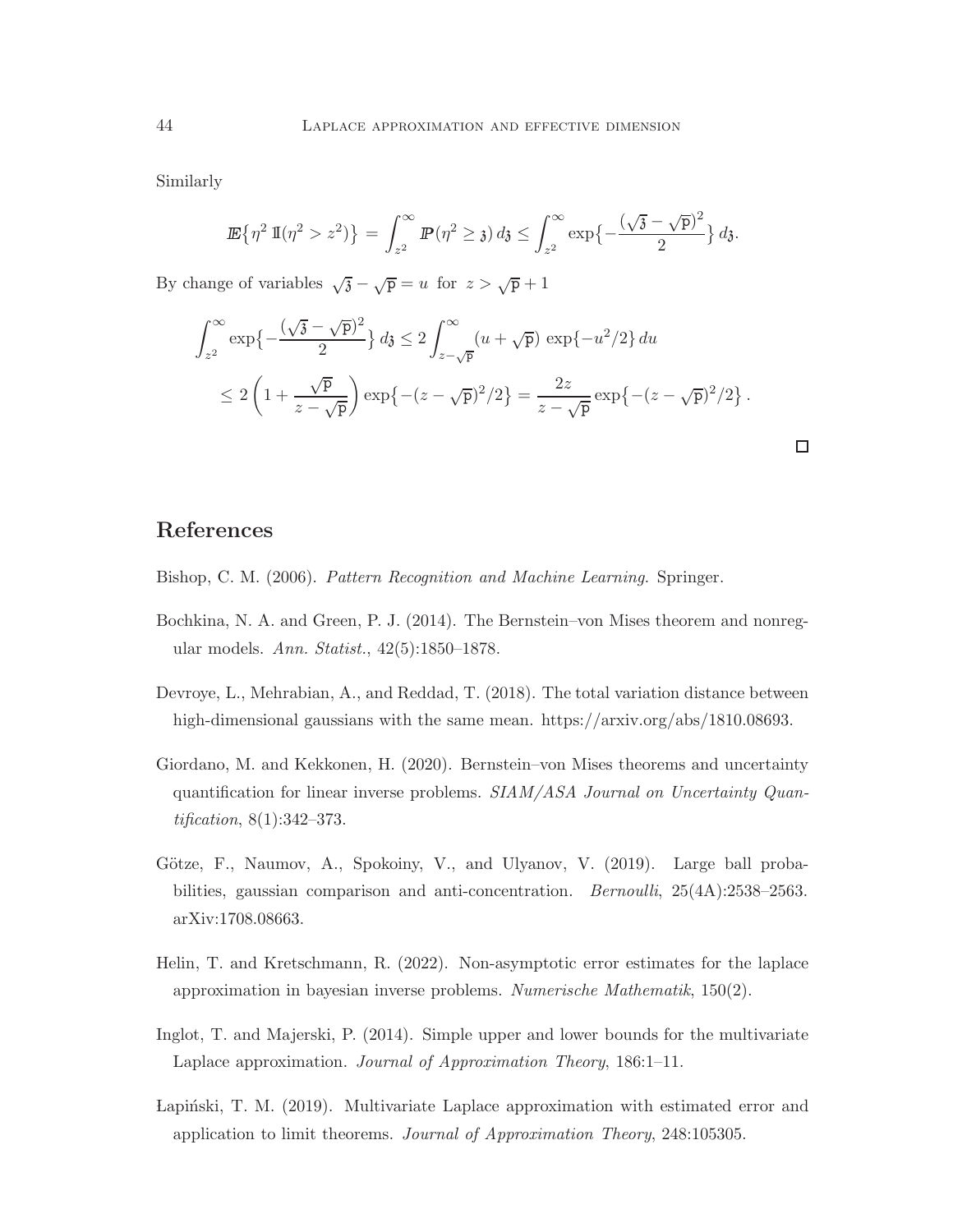Similarly

$$
\mathbb{E}\big\{\eta^2\, \mathbb{I}(\eta^2 > z^2)\big\} \,=\, \int_{z^2}^{\infty} \mathbb{P}(\eta^2 \geq \mathfrak{z})\, d\mathfrak{z} \leq \int_{z^2}^{\infty} \exp\big\{-\frac{(\sqrt{\mathfrak{z}} - \sqrt{\mathtt{p}})^2}{2}\big\}\, d\mathfrak{z}.
$$

By change of variables $\sqrt{\mathfrak{z}} - \sqrt{\mathtt{p}} = u$ for $z > \sqrt{\mathtt{p}} + 1$

$$
\begin{aligned}
\int_{z^2}^{\infty} \exp\big\{-\frac{(\sqrt{\mathfrak{z}} - \sqrt{\mathtt{p}})^2}{2}\big\}\, d\mathfrak{z} &\leq 2 \int_{z-\sqrt{\mathtt{p}}}^{\infty} (u + \sqrt{\mathtt{p}})\, \exp\{-u^2/2\}\, du \\
&\leq 2 \left( 1 + \frac{\sqrt{\mathtt{p}}}{z - \sqrt{\mathtt{p}}} \right) \exp\big\{-(z - \sqrt{\mathtt{p}})^2/2\big\} = \frac{2z}{z - \sqrt{\mathtt{p}}} \exp\big\{-(z - \sqrt{\mathtt{p}})^2/2\big\}\,.
\end{aligned}
$$

□

## References

Bishop, C. M. (2006). *Pattern Recognition and Machine Learning*. Springer.

Bochkina, N. A. and Green, P. J. (2014). The Bernstein–von Mises theorem and nonregular models. *Ann. Statist.*, 42(5):1850–1878.

Devroye, L., Mehrabian, A., and Reddad, T. (2018). The total variation distance between high-dimensional gaussians with the same mean. https://arxiv.org/abs/1810.08693.

Giordano, M. and Kekkonen, H. (2020). Bernstein–von Mises theorems and uncertainty quantification for linear inverse problems. *SIAM/ASA Journal on Uncertainty Quantification*, 8(1):342–373.

Götze, F., Naumov, A., Spokoiny, V., and Ulyanov, V. (2019). Large ball probabilities, gaussian comparison and anti-concentration. *Bernoulli*, 25(4A):2538–2563. arXiv:1708.08663.

Helin, T. and Kretschmann, R. (2022). Non-asymptotic error estimates for the laplace approximation in bayesian inverse problems. *Numerische Mathematik*, 150(2).

Inglot, T. and Majerski, P. (2014). Simple upper and lower bounds for the multivariate Laplace approximation. *Journal of Approximation Theory*, 186:1–11.

Łapiński, T. M. (2019). Multivariate Laplace approximation with estimated error and application to limit theorems. *Journal of Approximation Theory*, 248:105305.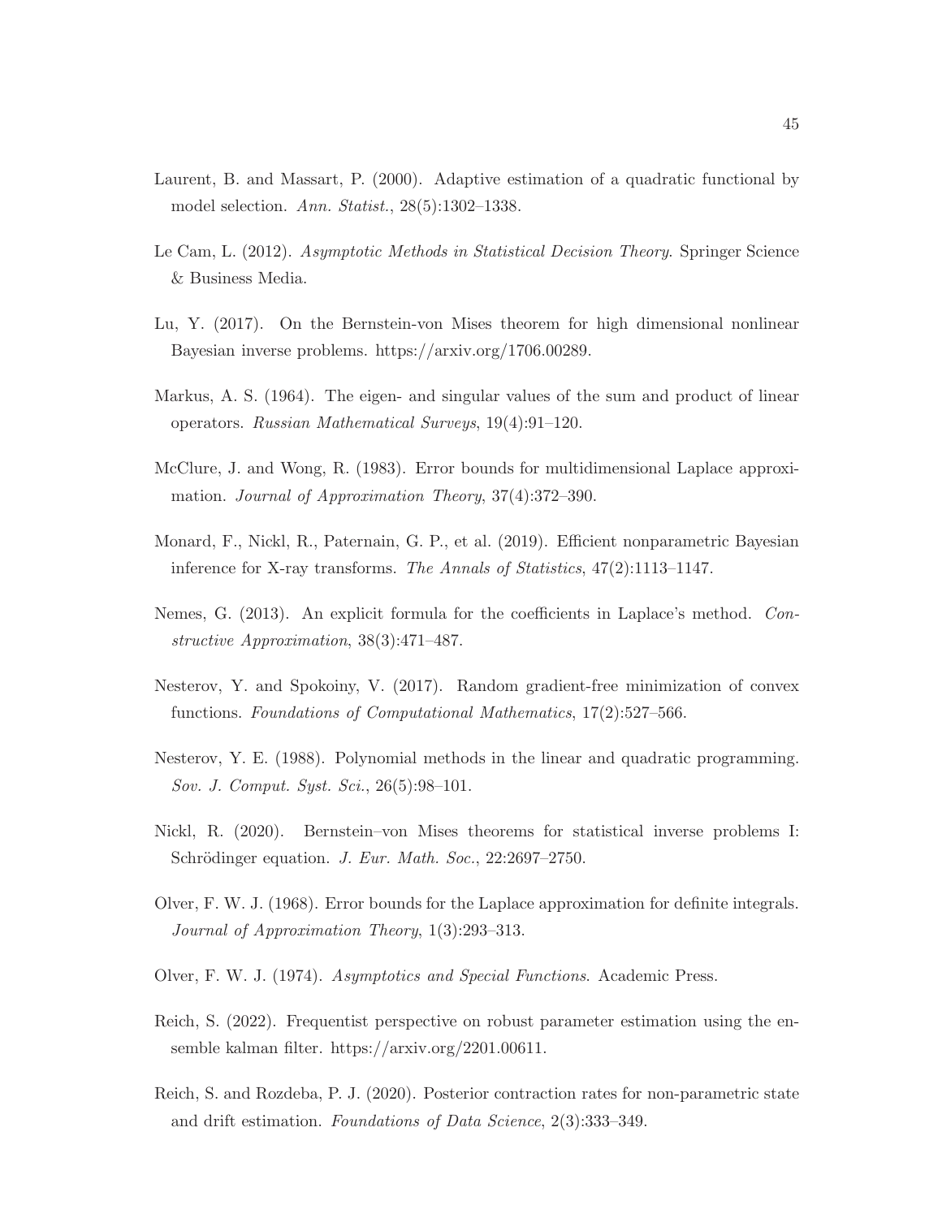Laurent, B. and Massart, P. (2000). Adaptive estimation of a quadratic functional by model selection. *Ann. Statist.*, 28(5):1302–1338.

Le Cam, L. (2012). *Asymptotic Methods in Statistical Decision Theory*. Springer Science & Business Media.

Lu, Y. (2017). On the Bernstein-von Mises theorem for high dimensional nonlinear Bayesian inverse problems. https://arxiv.org/1706.00289.

Markus, A. S. (1964). The eigen- and singular values of the sum and product of linear operators. *Russian Mathematical Surveys*, 19(4):91–120.

McClure, J. and Wong, R. (1983). Error bounds for multidimensional Laplace approximation. *Journal of Approximation Theory*, 37(4):372–390.

Monard, F., Nickl, R., Paternain, G. P., et al. (2019). Efficient nonparametric Bayesian inference for X-ray transforms. *The Annals of Statistics*, 47(2):1113–1147.

Nemes, G. (2013). An explicit formula for the coefficients in Laplace's method. *Constructive Approximation*, 38(3):471–487.

Nesterov, Y. and Spokoiny, V. (2017). Random gradient-free minimization of convex functions. *Foundations of Computational Mathematics*, 17(2):527–566.

Nesterov, Y. E. (1988). Polynomial methods in the linear and quadratic programming. *Sov. J. Comput. Syst. Sci.*, 26(5):98–101.

Nickl, R. (2020). Bernstein–von Mises theorems for statistical inverse problems I: Schrödinger equation. *J. Eur. Math. Soc.*, 22:2697–2750.

Olver, F. W. J. (1968). Error bounds for the Laplace approximation for definite integrals. *Journal of Approximation Theory*, 1(3):293–313.

Olver, F. W. J. (1974). *Asymptotics and Special Functions*. Academic Press.

Reich, S. (2022). Frequentist perspective on robust parameter estimation using the ensemble kalman filter. https://arxiv.org/2201.00611.

Reich, S. and Rozdeba, P. J. (2020). Posterior contraction rates for non-parametric state and drift estimation. *Foundations of Data Science*, 2(3):333–349.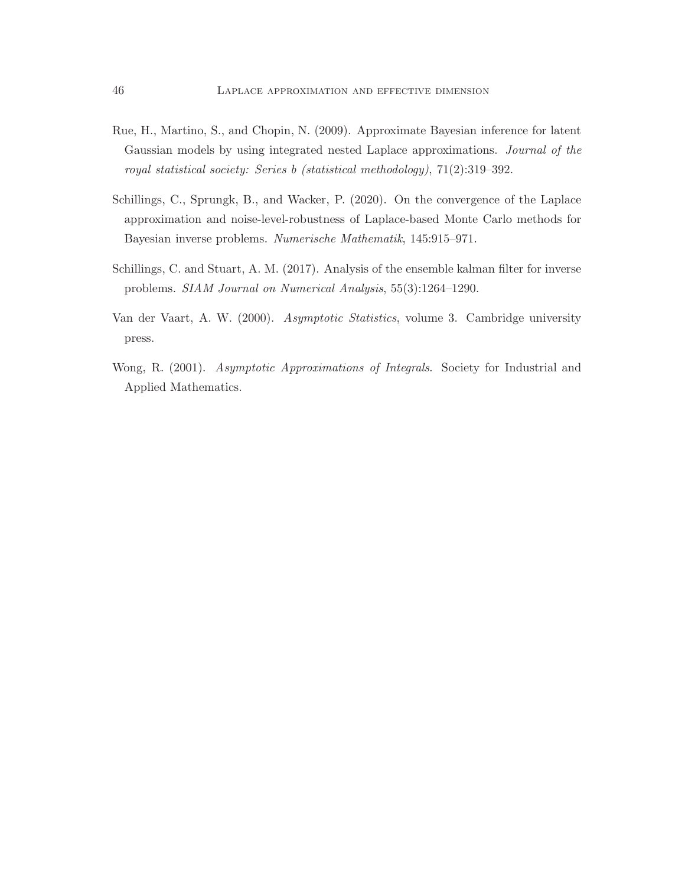Rue, H., Martino, S., and Chopin, N. (2009). Approximate Bayesian inference for latent Gaussian models by using integrated nested Laplace approximations. *Journal of the royal statistical society: Series b (statistical methodology)*, 71(2):319–392.

Schillings, C., Sprungk, B., and Wacker, P. (2020). On the convergence of the Laplace approximation and noise-level-robustness of Laplace-based Monte Carlo methods for Bayesian inverse problems. *Numerische Mathematik*, 145:915–971.

Schillings, C. and Stuart, A. M. (2017). Analysis of the ensemble kalman filter for inverse problems. *SIAM Journal on Numerical Analysis*, 55(3):1264–1290.

Van der Vaart, A. W. (2000). *Asymptotic Statistics*, volume 3. Cambridge university press.

Wong, R. (2001). *Asymptotic Approximations of Integrals*. Society for Industrial and Applied Mathematics.